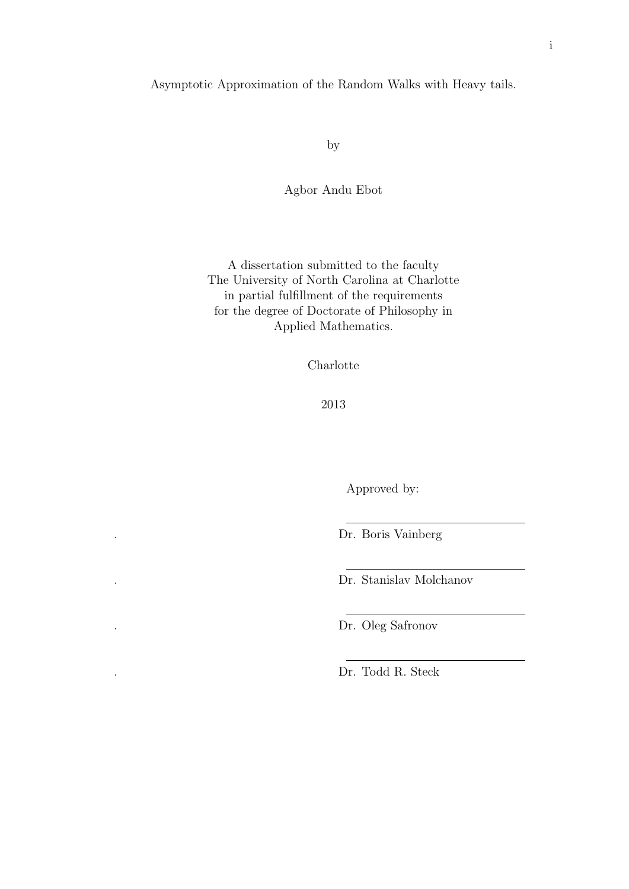Asymptotic Approximation of the Random Walks with Heavy tails.

by

Agbor Andu Ebot

A dissertation submitted to the faculty
The University of North Carolina at Charlotte
in partial fulfillment of the requirements
for the degree of Doctorate of Philosophy in
Applied Mathematics.

Charlotte

2013

Approved by:

Dr. Boris Vainberg

Dr. Stanislav Molchanov

Dr. Oleg Safronov

Dr. Todd R. Steck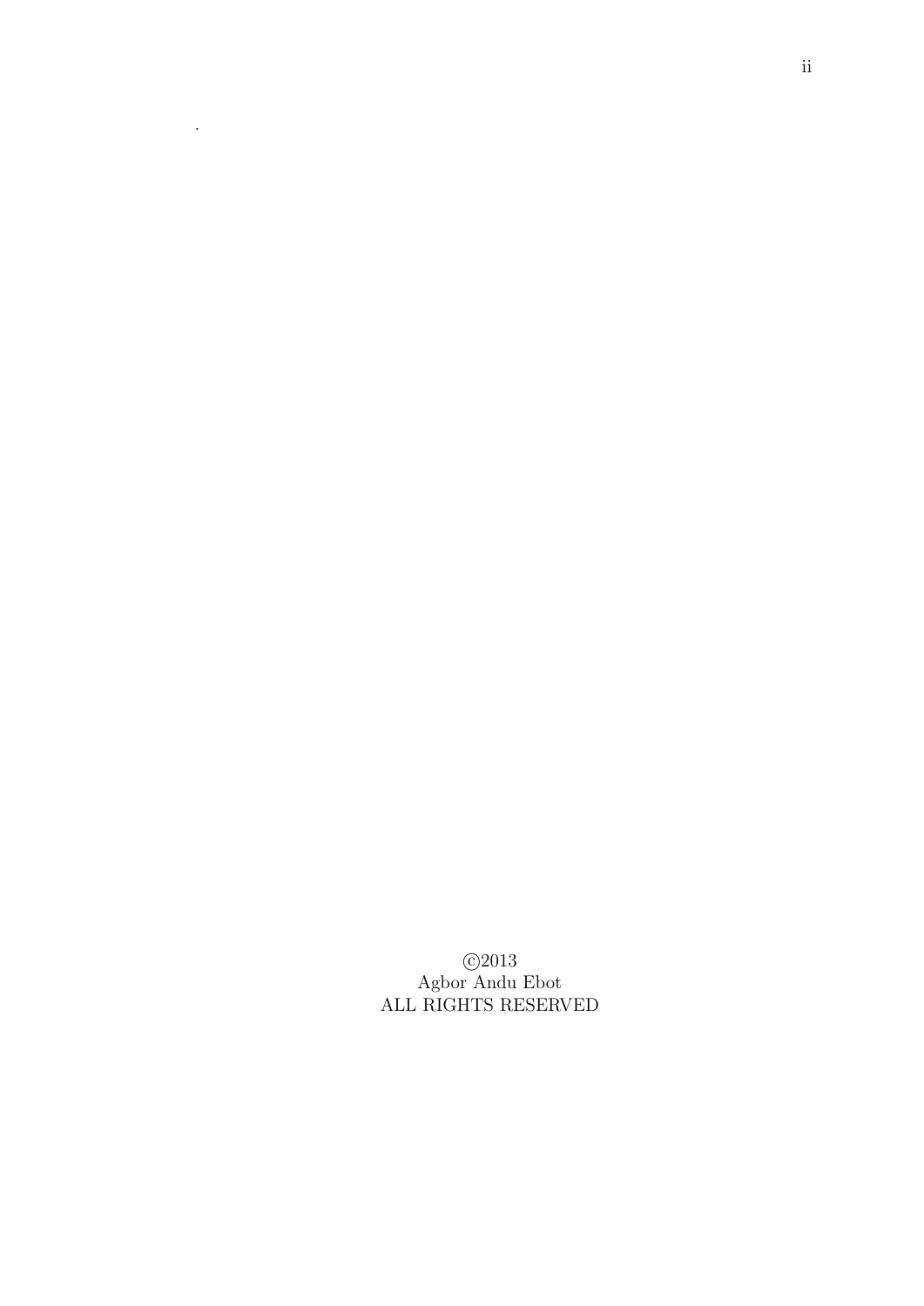©2013
Agbor Andu Ebot
ALL RIGHTS RESERVED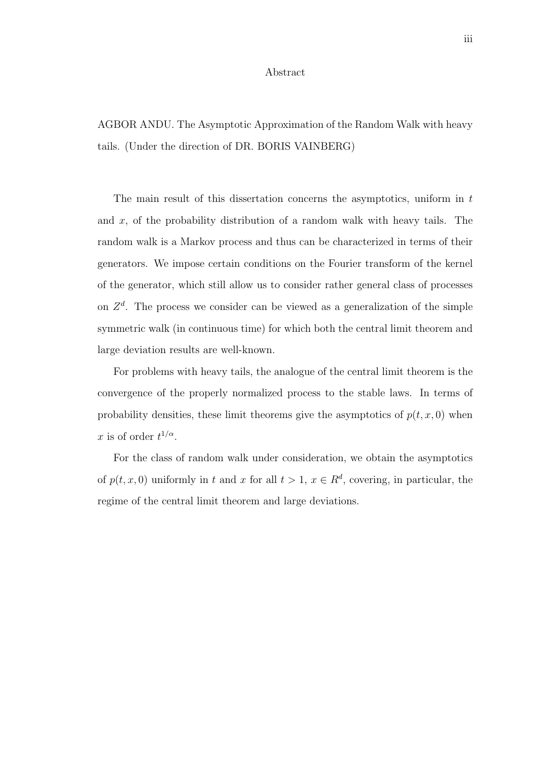# Abstract

AGBOR ANDU. The Asymptotic Approximation of the Random Walk with heavy tails. (Under the direction of DR. BORIS VAINBERG)

The main result of this dissertation concerns the asymptotics, uniform in $t$ and $x$, of the probability distribution of a random walk with heavy tails. The random walk is a Markov process and thus can be characterized in terms of their generators. We impose certain conditions on the Fourier transform of the kernel of the generator, which still allow us to consider rather general class of processes on $Z^d$. The process we consider can be viewed as a generalization of the simple symmetric walk (in continuous time) for which both the central limit theorem and large deviation results are well-known.

For problems with heavy tails, the analogue of the central limit theorem is the convergence of the properly normalized process to the stable laws. In terms of probability densities, these limit theorems give the asymptotics of $p(t, x, 0)$ when $x$ is of order $t^{1/\alpha}$.

For the class of random walk under consideration, we obtain the asymptotics of $p(t, x, 0)$ uniformly in $t$ and $x$ for all $t > 1$, $x \in R^d$, covering, in particular, the regime of the central limit theorem and large deviations.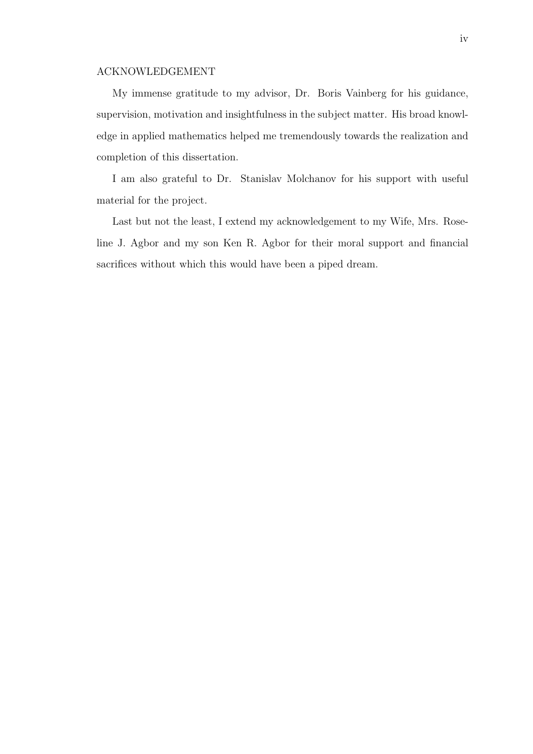# ACKNOWLEDGEMENT

My immense gratitude to my advisor, Dr. Boris Vainberg for his guidance, supervision, motivation and insightfulness in the subject matter. His broad knowledge in applied mathematics helped me tremendously towards the realization and completion of this dissertation.

I am also grateful to Dr. Stanislav Molchanov for his support with useful material for the project.

Last but not the least, I extend my acknowledgement to my Wife, Mrs. Roseline J. Agbor and my son Ken R. Agbor for their moral support and financial sacrifices without which this would have been a piped dream.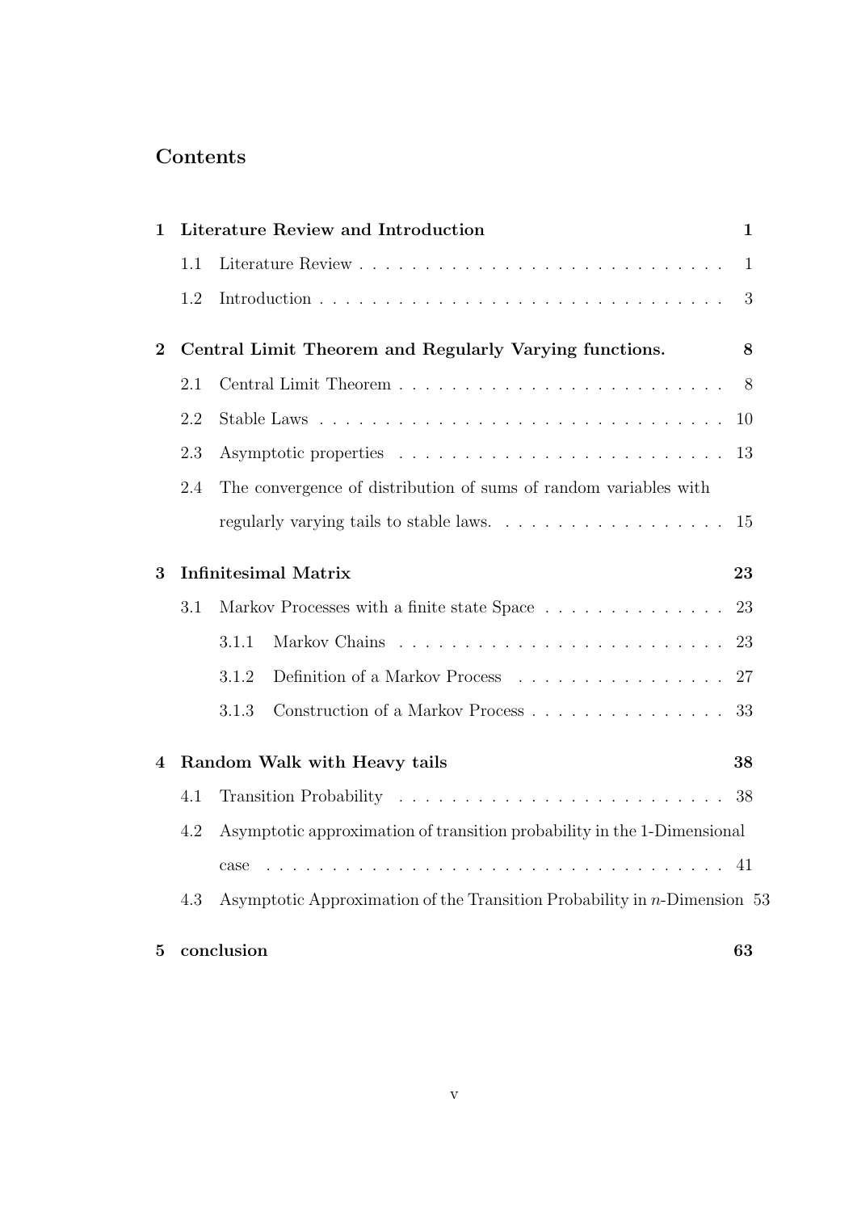# Contents

**1 Literature Review and Introduction** **1**

- 1.1 Literature Review . . . . . . . . . . . . . . . . . . . . . . . . . . . . . 1
- 1.2 Introduction . . . . . . . . . . . . . . . . . . . . . . . . . . . . . . . . 3

**2 Central Limit Theorem and Regularly Varying functions.** **8**

- 2.1 Central Limit Theorem . . . . . . . . . . . . . . . . . . . . . . . . . . 8
- 2.2 Stable Laws . . . . . . . . . . . . . . . . . . . . . . . . . . . . . . . . 10
- 2.3 Asymptotic properties . . . . . . . . . . . . . . . . . . . . . . . . . . 13
- 2.4 The convergence of distribution of sums of random variables with regularly varying tails to stable laws. . . . . . . . . . . . . . . . . . 15

**3 Infinitesimal Matrix** **23**

- 3.1 Markov Processes with a finite state Space . . . . . . . . . . . . . . . 23
  - 3.1.1 Markov Chains . . . . . . . . . . . . . . . . . . . . . . . . . 23
  - 3.1.2 Definition of a Markov Process . . . . . . . . . . . . . . . . . 27
  - 3.1.3 Construction of a Markov Process . . . . . . . . . . . . . . . 33

**4 Random Walk with Heavy tails** **38**

- 4.1 Transition Probability . . . . . . . . . . . . . . . . . . . . . . . . . . 38
- 4.2 Asymptotic approximation of transition probability in the 1-Dimensional case . . . . . . . . . . . . . . . . . . . . . . . . . . . . . . . . . . . . 41
- 4.3 Asymptotic Approximation of the Transition Probability in $n$-Dimension 53

**5 conclusion** **63**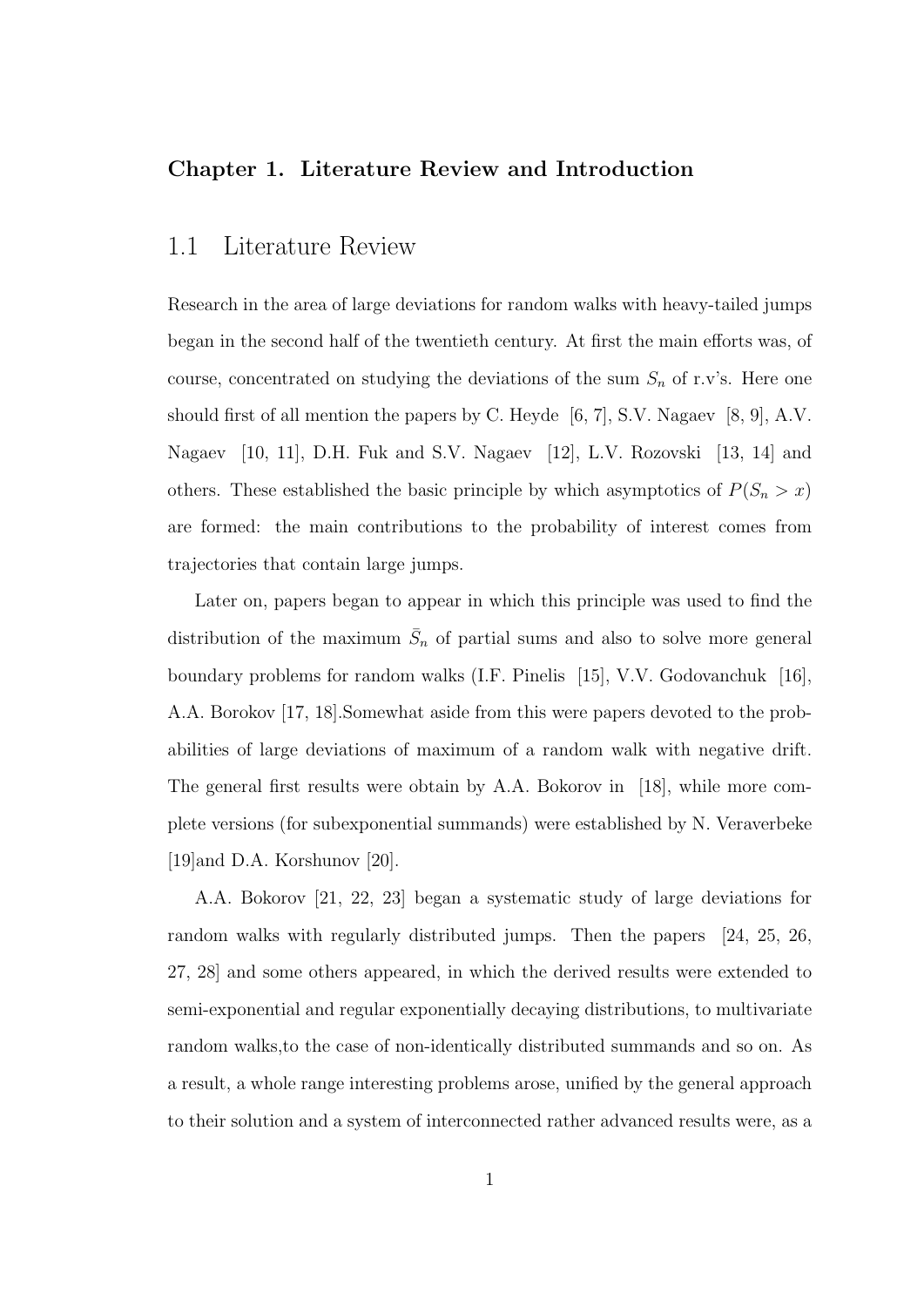**Chapter 1. Literature Review and Introduction**

## 1.1 Literature Review

Research in the area of large deviations for random walks with heavy-tailed jumps began in the second half of the twentieth century. At first the main efforts was, of course, concentrated on studying the deviations of the sum $S_n$ of r.v's. Here one should first of all mention the papers by C. Heyde [6, 7], S.V. Nagaev [8, 9], A.V. Nagaev [10, 11], D.H. Fuk and S.V. Nagaev [12], L.V. Rozovski [13, 14] and others. These established the basic principle by which asymptotics of $P(S_n > x)$ are formed: the main contributions to the probability of interest comes from trajectories that contain large jumps.

Later on, papers began to appear in which this principle was used to find the distribution of the maximum $\bar{S}_n$ of partial sums and also to solve more general boundary problems for random walks (I.F. Pinelis [15], V.V. Godovanchuk [16], A.A. Borokov [17, 18].Somewhat aside from this were papers devoted to the probabilities of large deviations of maximum of a random walk with negative drift. The general first results were obtain by A.A. Bokorov in [18], while more complete versions (for subexponential summands) were established by N. Veraverbeke [19]and D.A. Korshunov [20].

A.A. Bokorov [21, 22, 23] began a systematic study of large deviations for random walks with regularly distributed jumps. Then the papers [24, 25, 26, 27, 28] and some others appeared, in which the derived results were extended to semi-exponential and regular exponentially decaying distributions, to multivariate random walks,to the case of non-identically distributed summands and so on. As a result, a whole range interesting problems arose, unified by the general approach to their solution and a system of interconnected rather advanced results were, as a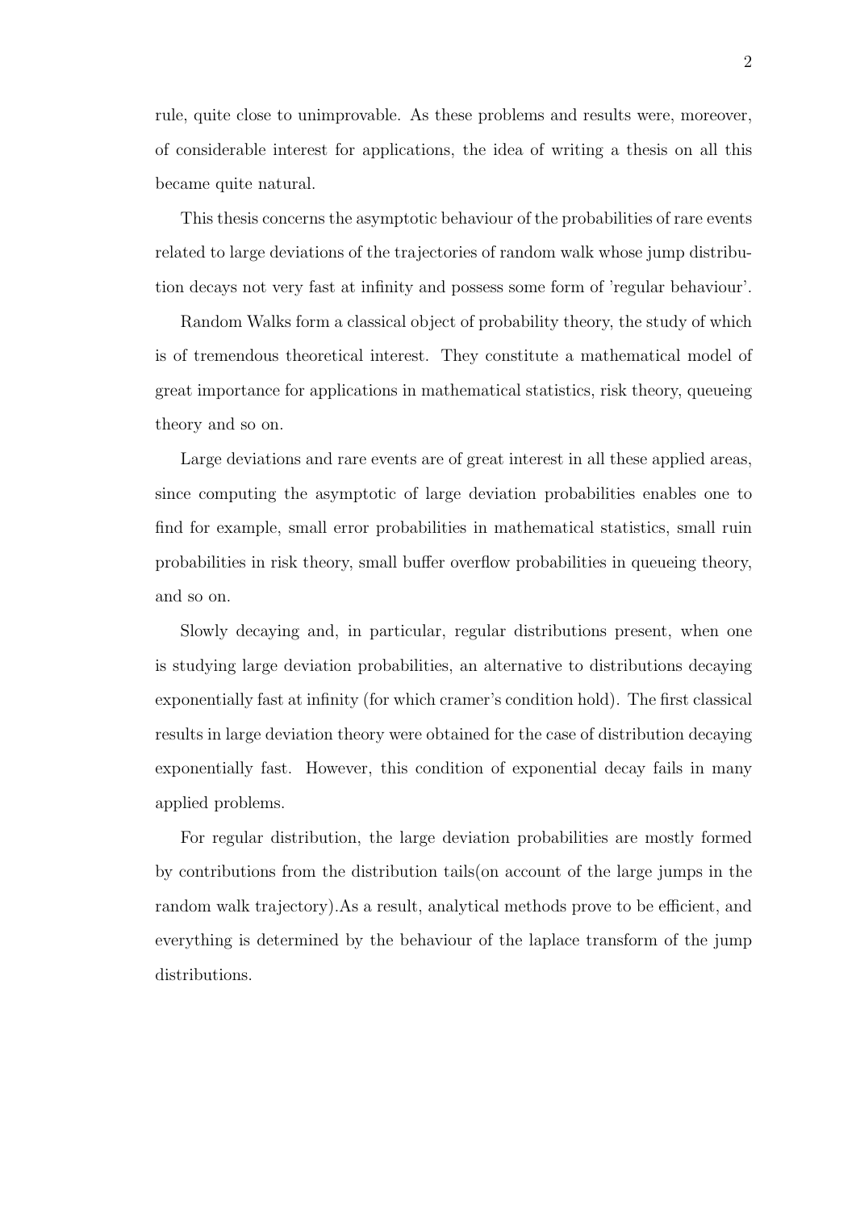rule, quite close to unimprovable. As these problems and results were, moreover, of considerable interest for applications, the idea of writing a thesis on all this became quite natural.

This thesis concerns the asymptotic behaviour of the probabilities of rare events related to large deviations of the trajectories of random walk whose jump distribution decays not very fast at infinity and possess some form of 'regular behaviour'.

Random Walks form a classical object of probability theory, the study of which is of tremendous theoretical interest. They constitute a mathematical model of great importance for applications in mathematical statistics, risk theory, queueing theory and so on.

Large deviations and rare events are of great interest in all these applied areas, since computing the asymptotic of large deviation probabilities enables one to find for example, small error probabilities in mathematical statistics, small ruin probabilities in risk theory, small buffer overflow probabilities in queueing theory, and so on.

Slowly decaying and, in particular, regular distributions present, when one is studying large deviation probabilities, an alternative to distributions decaying exponentially fast at infinity (for which cramer's condition hold). The first classical results in large deviation theory were obtained for the case of distribution decaying exponentially fast. However, this condition of exponential decay fails in many applied problems.

For regular distribution, the large deviation probabilities are mostly formed by contributions from the distribution tails(on account of the large jumps in the random walk trajectory).As a result, analytical methods prove to be efficient, and everything is determined by the behaviour of the laplace transform of the jump distributions.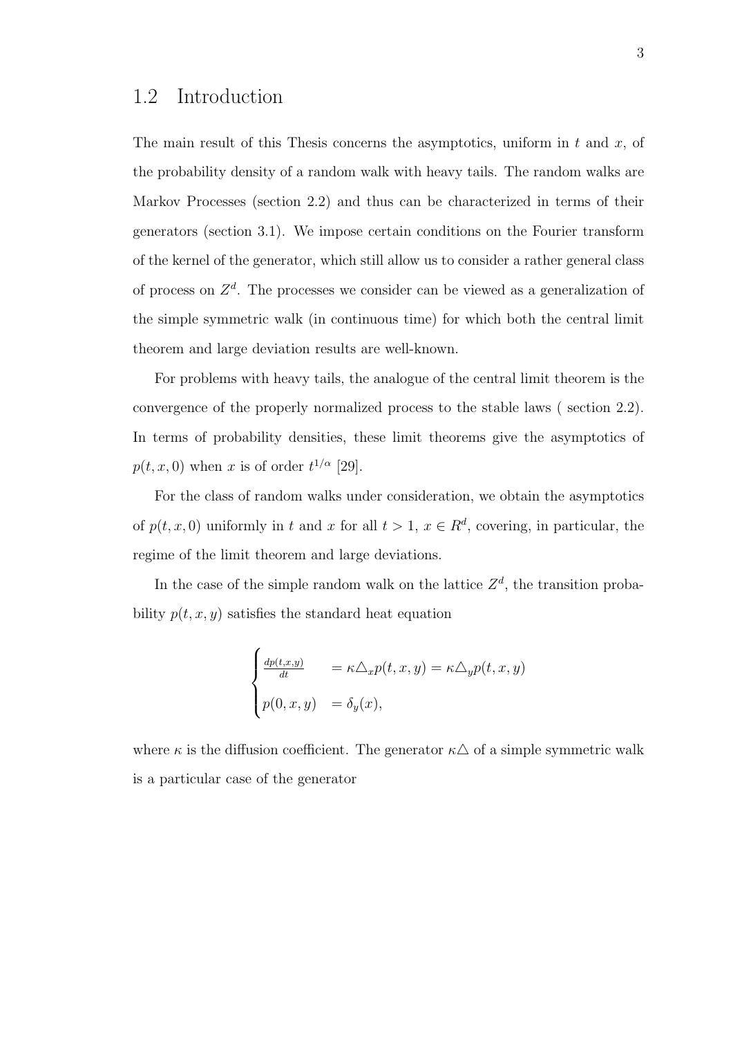## 1.2 Introduction

The main result of this Thesis concerns the asymptotics, uniform in $t$ and $x$, of the probability density of a random walk with heavy tails. The random walks are Markov Processes (section 2.2) and thus can be characterized in terms of their generators (section 3.1). We impose certain conditions on the Fourier transform of the kernel of the generator, which still allow us to consider a rather general class of process on $Z^d$. The processes we consider can be viewed as a generalization of the simple symmetric walk (in continuous time) for which both the central limit theorem and large deviation results are well-known.

For problems with heavy tails, the analogue of the central limit theorem is the convergence of the properly normalized process to the stable laws ( section 2.2). In terms of probability densities, these limit theorems give the asymptotics of $p(t, x, 0)$ when $x$ is of order $t^{1/\alpha}$ [29].

For the class of random walks under consideration, we obtain the asymptotics of $p(t, x, 0)$ uniformly in $t$ and $x$ for all $t > 1$, $x \in R^d$, covering, in particular, the regime of the limit theorem and large deviations.

In the case of the simple random walk on the lattice $Z^d$, the transition probability $p(t, x, y)$ satisfies the standard heat equation

$$
\begin{cases}
\frac{dp(t,x,y)}{dt} & = \kappa \triangle_x p(t, x, y) = \kappa \triangle_y p(t, x, y) \\
p(0, x, y) & = \delta_y(x),
\end{cases}
$$

where $\kappa$ is the diffusion coefficient. The generator $\kappa\triangle$ of a simple symmetric walk is a particular case of the generator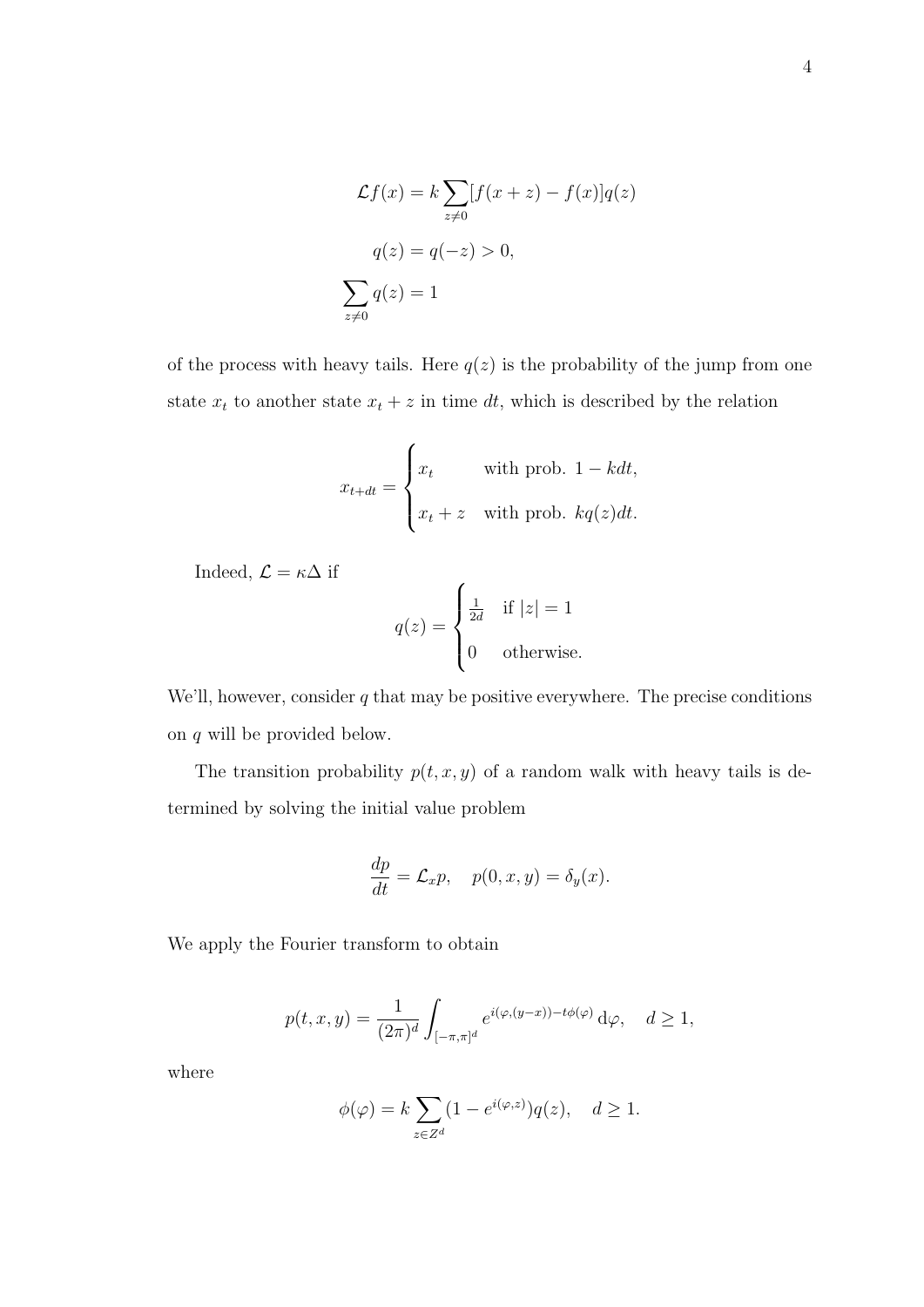$$\mathcal{L}f(x) = k \sum_{z \neq 0} [f(x+z) - f(x)] q(z)$$

$$q(z) = q(-z) > 0,$$

$$\sum_{z \neq 0} q(z) = 1$$

of the process with heavy tails. Here $q(z)$ is the probability of the jump from one state $x_t$ to another state $x_t + z$ in time $dt$, which is described by the relation

$$x_{t+dt} = \begin{cases} x_t & \text{with prob. } 1 - kdt, \\ x_t + z & \text{with prob. } kq(z)dt. \end{cases}$$

Indeed, $\mathcal{L} = \kappa\Delta$ if

$$q(z) = \begin{cases} \frac{1}{2d} & \text{if } |z| = 1 \\ 0 & \text{otherwise.} \end{cases}$$

We'll, however, consider $q$ that may be positive everywhere. The precise conditions on $q$ will be provided below.

The transition probability $p(t, x, y)$ of a random walk with heavy tails is determined by solving the initial value problem

$$\frac{dp}{dt} = \mathcal{L}_x p, \quad p(0, x, y) = \delta_y(x).$$

We apply the Fourier transform to obtain

$$p(t, x, y) = \frac{1}{(2\pi)^d} \int_{[-\pi,\pi]^d} e^{i(\varphi,(y-x)) - t\phi(\varphi)} \, \mathrm{d}\varphi, \quad d \geq 1,$$

where

$$\phi(\varphi) = k \sum_{z \in Z^d} (1 - e^{i(\varphi,z)}) q(z), \quad d \geq 1.$$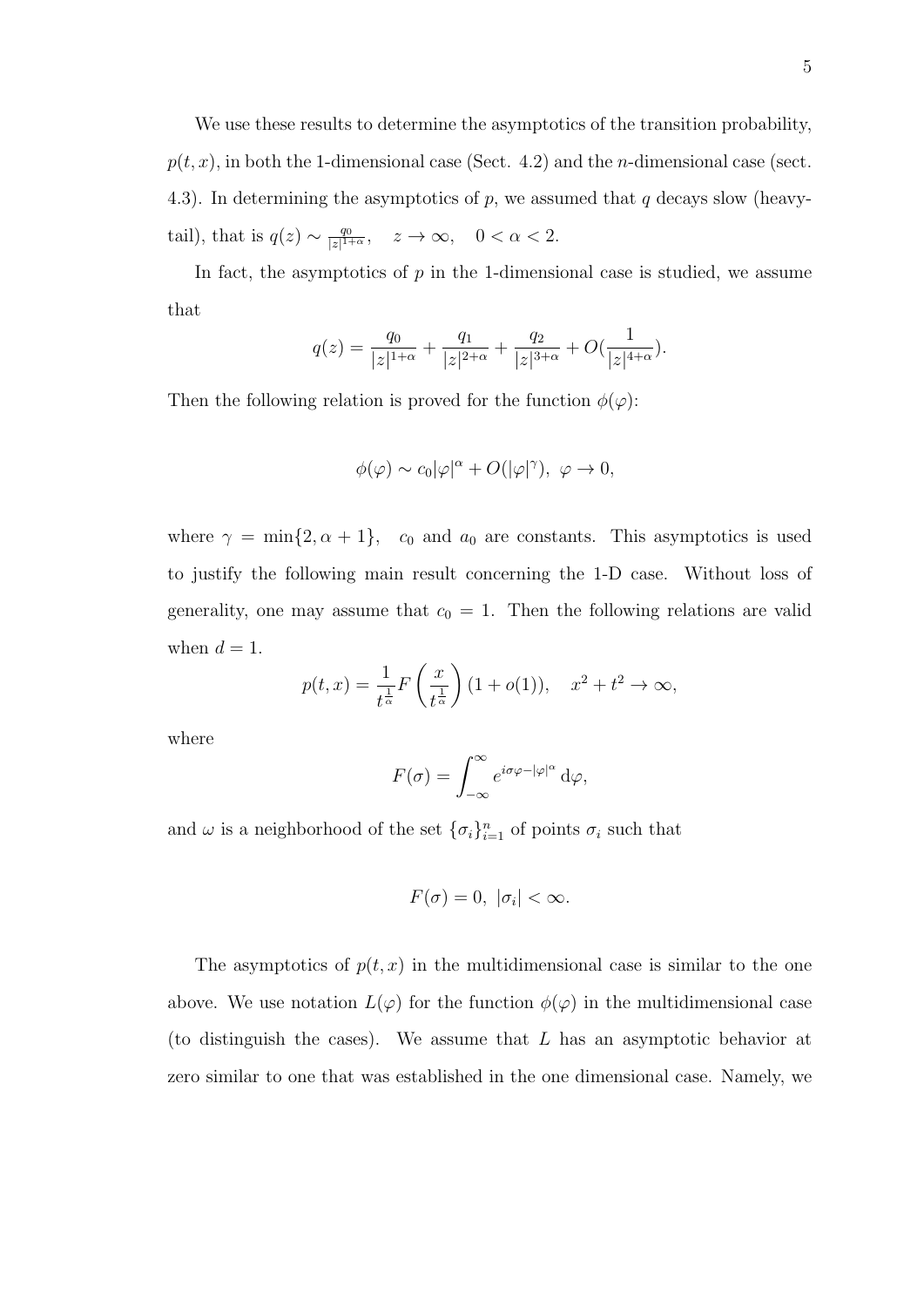We use these results to determine the asymptotics of the transition probability, $p(t, x)$, in both the 1-dimensional case (Sect. 4.2) and the $n$-dimensional case (sect. 4.3). In determining the asymptotics of $p$, we assumed that $q$ decays slow (heavy-tail), that is $q(z) \sim \frac{q_0}{|z|^{1+\alpha}}, \quad z \to \infty, \quad 0 < \alpha < 2$.

In fact, the asymptotics of $p$ in the 1-dimensional case is studied, we assume that

$$q(z) = \frac{q_0}{|z|^{1+\alpha}} + \frac{q_1}{|z|^{2+\alpha}} + \frac{q_2}{|z|^{3+\alpha}} + O(\frac{1}{|z|^{4+\alpha}}).$$

Then the following relation is proved for the function $\phi(\varphi)$:

$$\phi(\varphi) \sim c_0|\varphi|^\alpha + O(|\varphi|^\gamma), \ \varphi \to 0,$$

where $\gamma = \min\{2, \alpha + 1\}$, $c_0$ and $a_0$ are constants. This asymptotics is used to justify the following main result concerning the 1-D case. Without loss of generality, one may assume that $c_0 = 1$. Then the following relations are valid when $d = 1$.

$$p(t, x) = \frac{1}{t^{\frac{1}{\alpha}}} F\left(\frac{x}{t^{\frac{1}{\alpha}}}\right)(1 + o(1)), \quad x^2 + t^2 \to \infty,$$

where

$$F(\sigma) = \int_{-\infty}^{\infty} e^{i\sigma\varphi - |\varphi|^\alpha} \, \mathrm{d}\varphi,$$

and $\omega$ is a neighborhood of the set $\{\sigma_i\}_{i=1}^n$ of points $\sigma_i$ such that

$$F(\sigma) = 0, \ |\sigma_i| < \infty.$$

The asymptotics of $p(t, x)$ in the multidimensional case is similar to the one above. We use notation $L(\varphi)$ for the function $\phi(\varphi)$ in the multidimensional case (to distinguish the cases). We assume that $L$ has an asymptotic behavior at zero similar to one that was established in the one dimensional case. Namely, we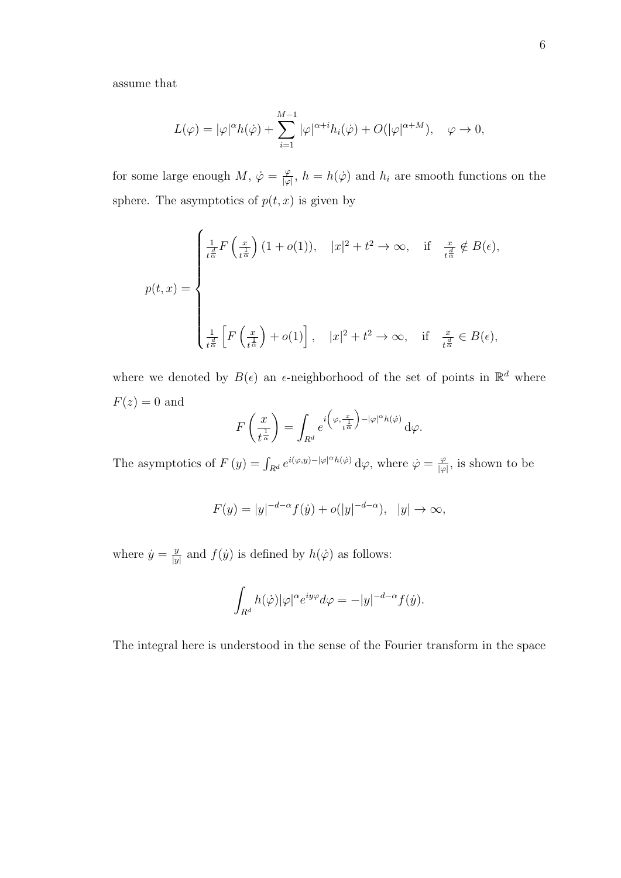assume that

$$L(\varphi) = |\varphi|^\alpha h(\dot{\varphi}) + \sum_{i=1}^{M-1} |\varphi|^{\alpha+i} h_i(\dot{\varphi}) + O(|\varphi|^{\alpha+M}), \quad \varphi \to 0,$$

for some large enough $M$, $\dot{\varphi} = \frac{\varphi}{|\varphi|}$, $h = h(\dot{\varphi})$ and $h_i$ are smooth functions on the sphere. The asymptotics of $p(t,x)$ is given by

$$p(t,x) = \begin{cases} \frac{1}{t^{\frac{d}{\alpha}}} F\left(\frac{x}{t^{\frac{1}{\alpha}}}\right)(1+o(1)), \quad |x|^2 + t^2 \to \infty, \quad \text{if} \quad \frac{x}{t^{\frac{d}{\alpha}}} \notin B(\epsilon), \\ \\ \\ \frac{1}{t^{\frac{d}{\alpha}}} \left[F\left(\frac{x}{t^{\frac{1}{\alpha}}}\right) + o(1)\right], \quad |x|^2 + t^2 \to \infty, \quad \text{if} \quad \frac{x}{t^{\frac{d}{\alpha}}} \in B(\epsilon), \end{cases}$$

where we denoted by $B(\epsilon)$ an $\epsilon$-neighborhood of the set of points in $\mathbb{R}^d$ where $F(z) = 0$ and

$$F\left(\frac{x}{t^{\frac{1}{\alpha}}}\right) = \int_{R^d} e^{i\left(\varphi, \frac{x}{t^{\frac{1}{\alpha}}}\right) - |\varphi|^\alpha h(\dot{\varphi})} \, \mathrm{d}\varphi.$$

The asymptotics of $F(y) = \int_{R^d} e^{i(\varphi,y) - |\varphi|^\alpha h(\dot{\varphi})} \, \mathrm{d}\varphi$, where $\dot{\varphi} = \frac{\varphi}{|\varphi|}$, is shown to be

$$F(y) = |y|^{-d-\alpha} f(\dot{y}) + o(|y|^{-d-\alpha}), \quad |y| \to \infty,$$

where $\dot{y} = \frac{y}{|y|}$ and $f(\dot{y})$ is defined by $h(\dot{\varphi})$ as follows:

$$\int_{R^d} h(\dot{\varphi}) |\varphi|^\alpha e^{iy\varphi} d\varphi = -|y|^{-d-\alpha} f(\dot{y}).$$

The integral here is understood in the sense of the Fourier transform in the space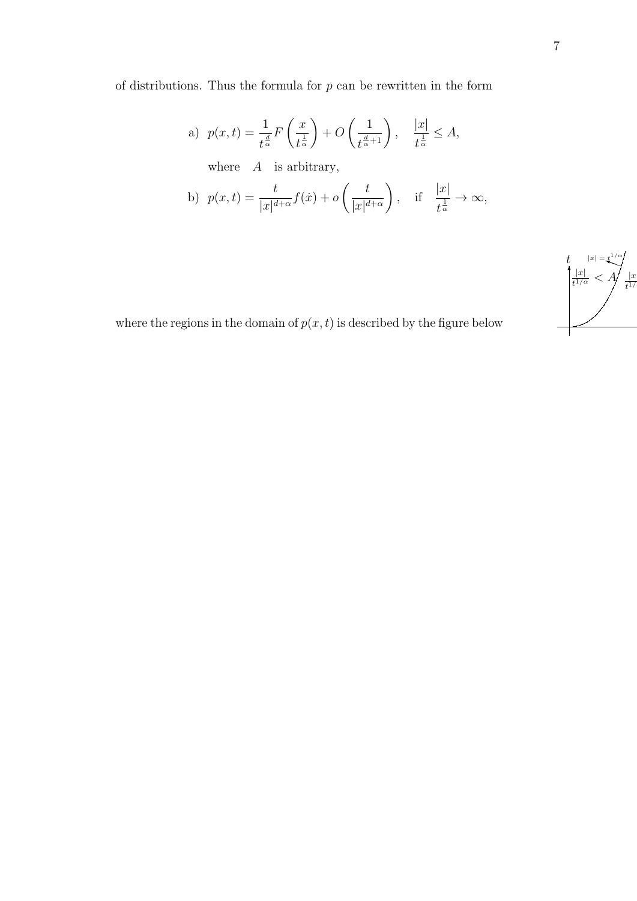of distributions. Thus the formula for $p$ can be rewritten in the form

$$\text{a)}\ \ p(x,t) = \frac{1}{t^{\frac{d}{\alpha}}} F\left(\frac{x}{t^{\frac{1}{\alpha}}}\right) + O\left(\frac{1}{t^{\frac{d}{\alpha}+1}}\right), \quad \frac{|x|}{t^{\frac{1}{\alpha}}} \leq A,$$

where $\ A\ $ is arbitrary,

$$\text{b)}\ \ p(x,t) = \frac{t}{|x|^{d+\alpha}} f(\dot{x}) + o\left(\frac{t}{|x|^{d+\alpha}}\right), \quad \text{if} \quad \frac{|x|}{t^{\frac{1}{\alpha}}} \to \infty,$$

where the regions in the domain of $p(x,t)$ is described by the figure below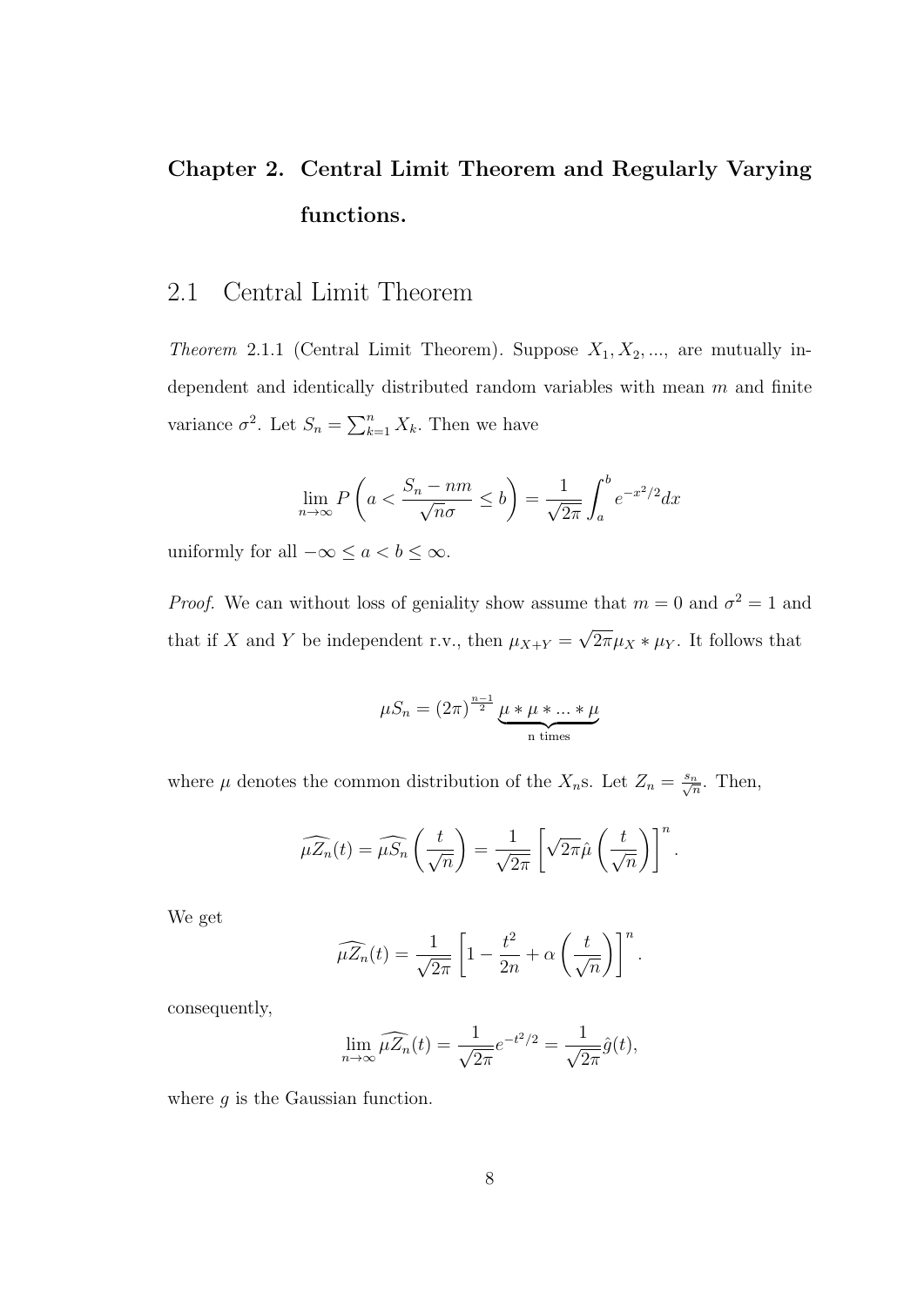# Chapter 2. Central Limit Theorem and Regularly Varying functions.

## 2.1 Central Limit Theorem

*Theorem* 2.1.1 (Central Limit Theorem). Suppose $X_1, X_2, ...,$ are mutually independent and identically distributed random variables with mean $m$ and finite variance $\sigma^2$. Let $S_n = \sum_{k=1}^{n} X_k$. Then we have

$$\lim_{n\to\infty} P\left(a < \frac{S_n - nm}{\sqrt{n}\sigma} \leq b\right) = \frac{1}{\sqrt{2\pi}} \int_a^b e^{-x^2/2} dx$$

uniformly for all $-\infty \leq a < b \leq \infty$.

*Proof.* We can without loss of geniality show assume that $m = 0$ and $\sigma^2 = 1$ and that if $X$ and $Y$ be independent r.v., then $\mu_{X+Y} = \sqrt{2\pi}\mu_X * \mu_Y$. It follows that

$$\mu S_n = (2\pi)^{\frac{n-1}{2}} \underbrace{\mu * \mu * ... * \mu}_{\text{n times}}$$

where $\mu$ denotes the common distribution of the $X_n$s. Let $Z_n = \frac{s_n}{\sqrt{n}}$. Then,

$$\widehat{\mu Z_n}(t) = \widehat{\mu S_n}\left(\frac{t}{\sqrt{n}}\right) = \frac{1}{\sqrt{2\pi}}\left[\sqrt{2\pi}\hat{\mu}\left(\frac{t}{\sqrt{n}}\right)\right]^n.$$

We get

$$\widehat{\mu Z_n}(t) = \frac{1}{\sqrt{2\pi}}\left[1 - \frac{t^2}{2n} + \alpha\left(\frac{t}{\sqrt{n}}\right)\right]^n.$$

consequently,

$$\lim_{n\to\infty} \widehat{\mu Z_n}(t) = \frac{1}{\sqrt{2\pi}} e^{-t^2/2} = \frac{1}{\sqrt{2\pi}}\hat{g}(t),$$

where $g$ is the Gaussian function.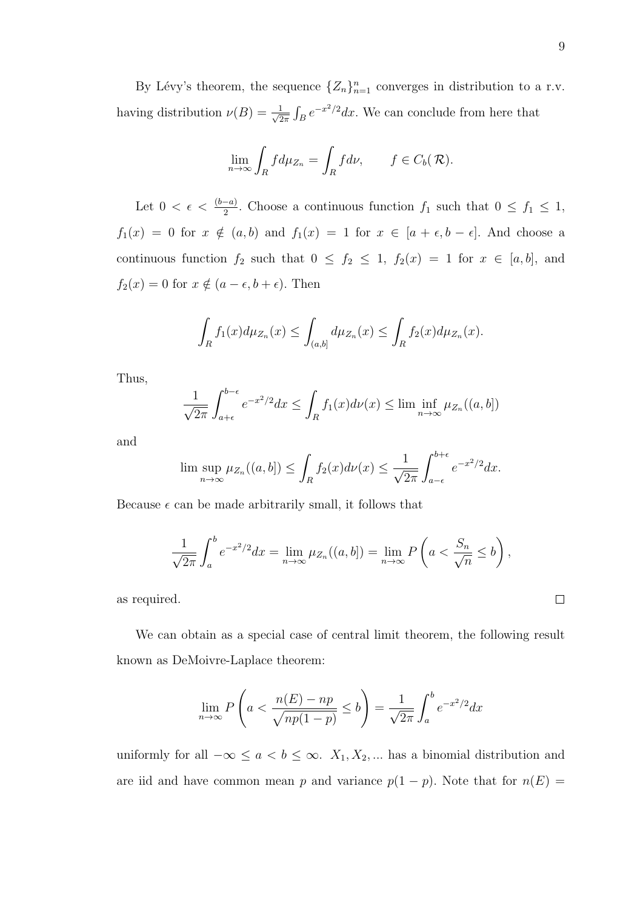By Lévy's theorem, the sequence $\{Z_n\}_{n=1}^{n}$ converges in distribution to a r.v. having distribution $\nu(B) = \frac{1}{\sqrt{2\pi}} \int_B e^{-x^2/2} dx$. We can conclude from here that

$$\lim_{n\to\infty} \int_R f d\mu_{Z_n} = \int_R f d\nu, \qquad f \in C_b(\mathcal{R}).$$

Let $0 < \epsilon < \frac{(b-a)}{2}$. Choose a continuous function $f_1$ such that $0 \leq f_1 \leq 1$, $f_1(x) = 0$ for $x \notin (a, b)$ and $f_1(x) = 1$ for $x \in [a+\epsilon, b-\epsilon]$. And choose a continuous function $f_2$ such that $0 \leq f_2 \leq 1$, $f_2(x) = 1$ for $x \in [a, b]$, and $f_2(x) = 0$ for $x \notin (a-\epsilon, b+\epsilon)$. Then

$$\int_R f_1(x) d\mu_{Z_n}(x) \leq \int_{(a,b]} d\mu_{Z_n}(x) \leq \int_R f_2(x) d\mu_{Z_n}(x).$$

Thus,

$$\frac{1}{\sqrt{2\pi}} \int_{a+\epsilon}^{b-\epsilon} e^{-x^2/2} dx \leq \int_R f_1(x) d\nu(x) \leq \liminf_{n\to\infty} \mu_{Z_n}((a,b])$$

and

$$\limsup_{n\to\infty} \mu_{Z_n}((a,b]) \leq \int_R f_2(x) d\nu(x) \leq \frac{1}{\sqrt{2\pi}} \int_{a-\epsilon}^{b+\epsilon} e^{-x^2/2} dx.$$

Because $\epsilon$ can be made arbitrarily small, it follows that

$$\frac{1}{\sqrt{2\pi}} \int_a^b e^{-x^2/2} dx = \lim_{n\to\infty} \mu_{Z_n}((a,b]) = \lim_{n\to\infty} P\left(a < \frac{S_n}{\sqrt{n}} \leq b\right),$$

as required. □

We can obtain as a special case of central limit theorem, the following result known as DeMoivre-Laplace theorem:

$$\lim_{n\to\infty} P\left(a < \frac{n(E) - np}{\sqrt{np(1-p)}} \leq b\right) = \frac{1}{\sqrt{2\pi}} \int_a^b e^{-x^2/2} dx$$

uniformly for all $-\infty \leq a < b \leq \infty$. $X_1, X_2, ...$ has a binomial distribution and are iid and have common mean $p$ and variance $p(1-p)$. Note that for $n(E) =$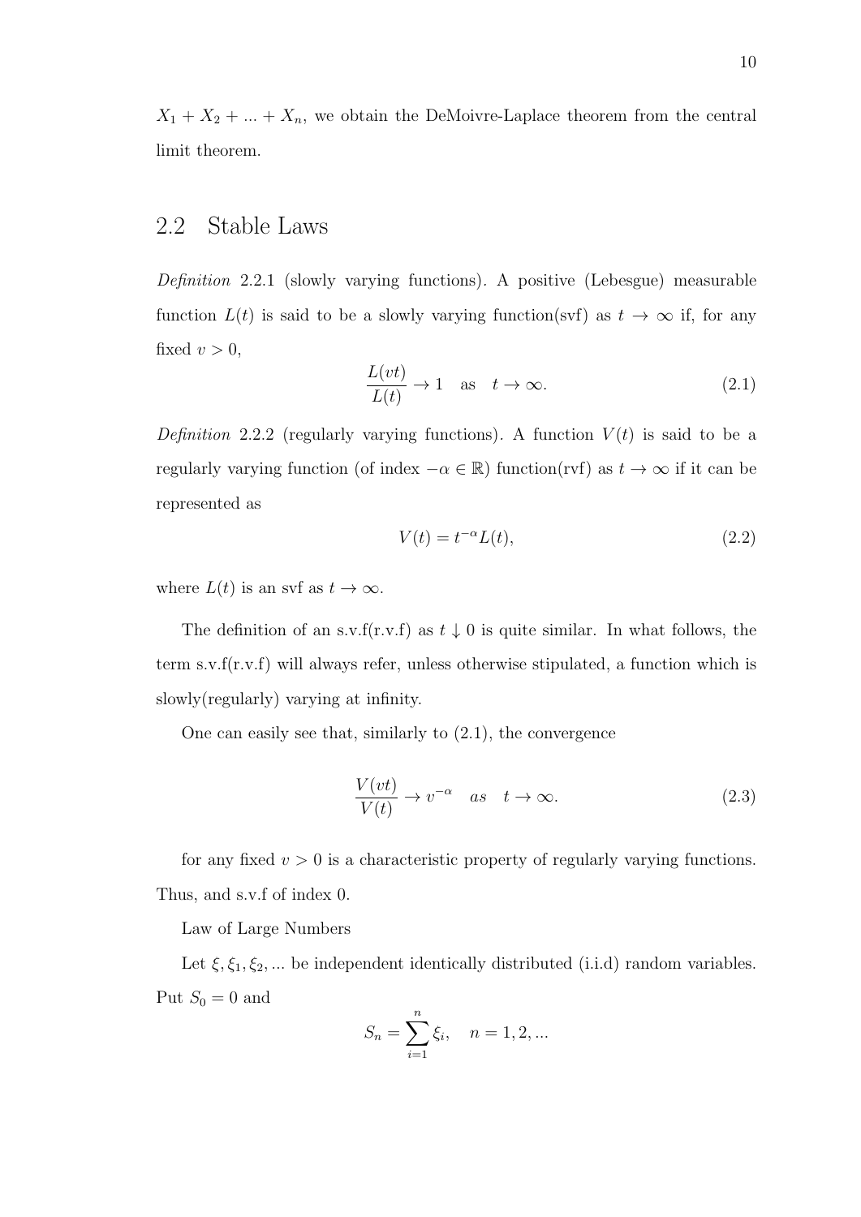$X_1 + X_2 + ... + X_n$, we obtain the DeMoivre-Laplace theorem from the central limit theorem.

## 2.2 Stable Laws

*Definition* 2.2.1 (slowly varying functions). A positive (Lebesgue) measurable function $L(t)$ is said to be a slowly varying function(svf) as $t \to \infty$ if, for any fixed $v > 0$,

$$\frac{L(vt)}{L(t)} \to 1 \quad \text{as} \quad t \to \infty. \tag{2.1}$$

*Definition* 2.2.2 (regularly varying functions). A function $V(t)$ is said to be a regularly varying function (of index $-\alpha \in \mathbb{R}$) function(rvf) as $t \to \infty$ if it can be represented as

$$V(t) = t^{-\alpha} L(t), \tag{2.2}$$

where $L(t)$ is an svf as $t \to \infty$.

The definition of an s.v.f(r.v.f) as $t \downarrow 0$ is quite similar. In what follows, the term s.v.f(r.v.f) will always refer, unless otherwise stipulated, a function which is slowly(regularly) varying at infinity.

One can easily see that, similarly to (2.1), the convergence

$$\frac{V(vt)}{V(t)} \to v^{-\alpha} \quad as \quad t \to \infty. \tag{2.3}$$

for any fixed $v > 0$ is a characteristic property of regularly varying functions. Thus, and s.v.f of index 0.

Law of Large Numbers

Let $\xi, \xi_1, \xi_2, ...$ be independent identically distributed (i.i.d) random variables. Put $S_0 = 0$ and

$$S_n = \sum_{i=1}^{n} \xi_i, \quad n = 1, 2, ...$$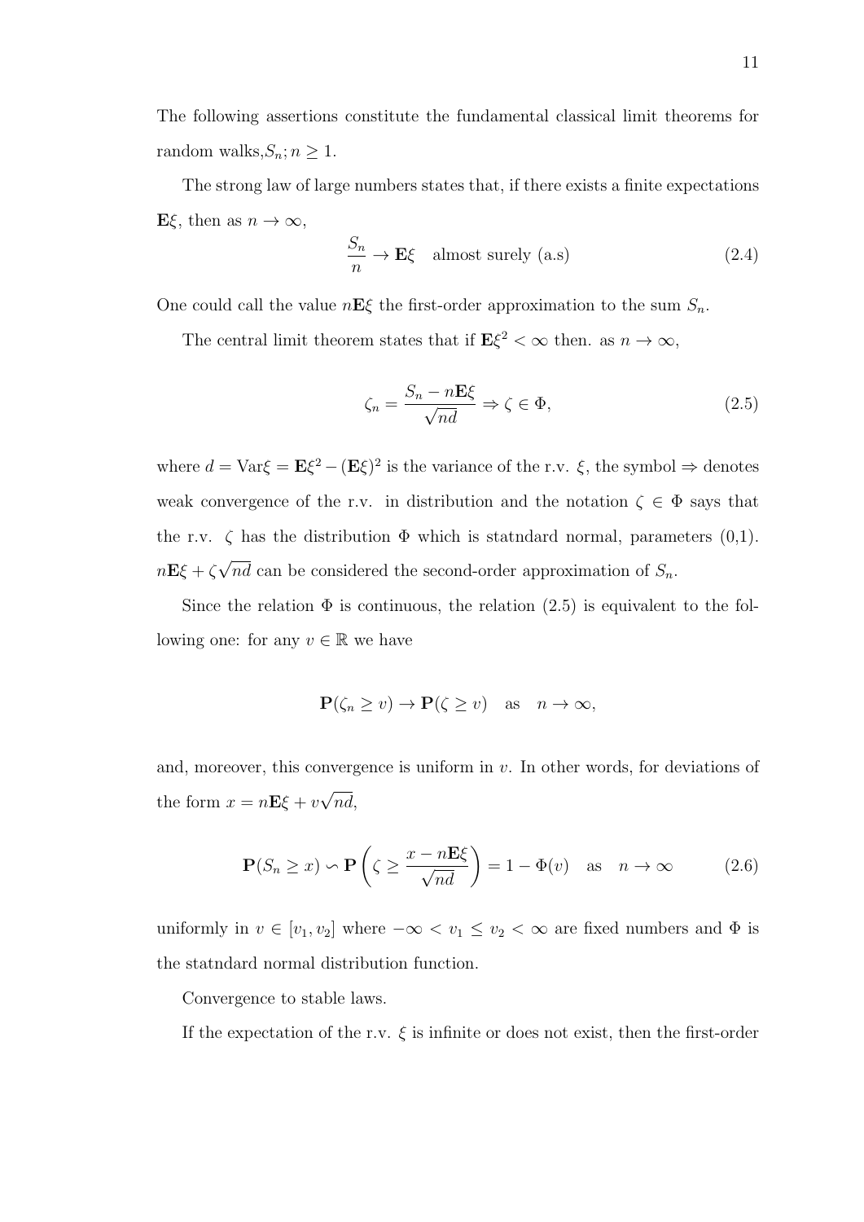The following assertions constitute the fundamental classical limit theorems for random walks,$S_n; n \geq 1$.

The strong law of large numbers states that, if there exists a finite expectations $\mathbf{E}\xi$, then as $n \to \infty$,

$$\frac{S_n}{n} \to \mathbf{E}\xi \quad \text{almost surely (a.s)} \tag{2.4}$$

One could call the value $n\mathbf{E}\xi$ the first-order approximation to the sum $S_n$.

The central limit theorem states that if $\mathbf{E}\xi^2 < \infty$ then. as $n \to \infty$,

$$\zeta_n = \frac{S_n - n\mathbf{E}\xi}{\sqrt{nd}} \Rightarrow \zeta \in \Phi, \tag{2.5}$$

where $d = \text{Var}\xi = \mathbf{E}\xi^2 - (\mathbf{E}\xi)^2$ is the variance of the r.v. $\xi$, the symbol $\Rightarrow$ denotes weak convergence of the r.v. in distribution and the notation $\zeta \in \Phi$ says that the r.v. $\zeta$ has the distribution $\Phi$ which is statndard normal, parameters (0,1). $n\mathbf{E}\xi + \zeta\sqrt{nd}$ can be considered the second-order approximation of $S_n$.

Since the relation $\Phi$ is continuous, the relation (2.5) is equivalent to the following one: for any $v \in \mathbb{R}$ we have

$$\mathbf{P}(\zeta_n \geq v) \to \mathbf{P}(\zeta \geq v) \quad \text{as} \quad n \to \infty,$$

and, moreover, this convergence is uniform in $v$. In other words, for deviations of the form $x = n\mathbf{E}\xi + v\sqrt{nd}$,

$$\mathbf{P}(S_n \geq x) \backsim \mathbf{P}\left(\zeta \geq \frac{x - n\mathbf{E}\xi}{\sqrt{nd}}\right) = 1 - \Phi(v) \quad \text{as} \quad n \to \infty \tag{2.6}$$

uniformly in $v \in [v_1, v_2]$ where $-\infty < v_1 \leq v_2 < \infty$ are fixed numbers and $\Phi$ is the statndard normal distribution function.

Convergence to stable laws.

If the expectation of the r.v. $\xi$ is infinite or does not exist, then the first-order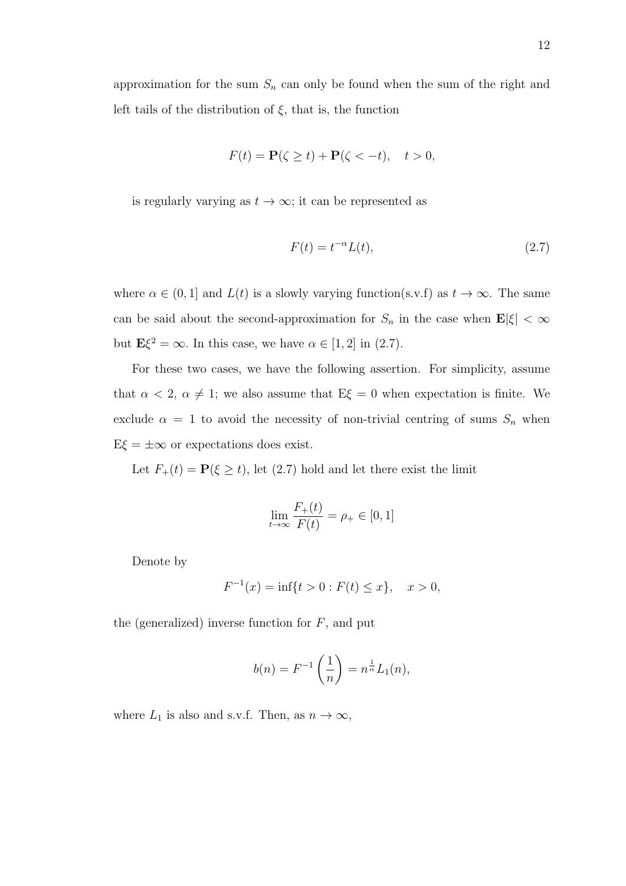approximation for the sum $S_n$ can only be found when the sum of the right and left tails of the distribution of $\xi$, that is, the function

$$F(t) = \mathbf{P}(\zeta \geq t) + \mathbf{P}(\zeta < -t), \quad t > 0,$$

is regularly varying as $t \to \infty$; it can be represented as

$$F(t) = t^{-\alpha} L(t), \tag{2.7}$$

where $\alpha \in (0, 1]$ and $L(t)$ is a slowly varying function(s.v.f) as $t \to \infty$. The same can be said about the second-approximation for $S_n$ in the case when $\mathbf{E}|\xi| < \infty$ but $\mathbf{E}\xi^2 = \infty$. In this case, we have $\alpha \in [1, 2]$ in (2.7).

For these two cases, we have the following assertion. For simplicity, assume that $\alpha < 2$, $\alpha \neq 1$; we also assume that $\mathrm{E}\xi = 0$ when expectation is finite. We exclude $\alpha = 1$ to avoid the necessity of non-trivial centring of sums $S_n$ when $\mathrm{E}\xi = \pm\infty$ or expectations does exist.

Let $F_+(t) = \mathbf{P}(\xi \geq t)$, let (2.7) hold and let there exist the limit

$$\lim_{t \to \infty} \frac{F_+(t)}{F(t)} = \rho_+ \in [0, 1]$$

Denote by

$$F^{-1}(x) = \inf\{t > 0 : F(t) \leq x\}, \quad x > 0,$$

the (generalized) inverse function for $F$, and put

$$b(n) = F^{-1}\left(\frac{1}{n}\right) = n^{\frac{1}{\alpha}} L_1(n),$$

where $L_1$ is also and s.v.f. Then, as $n \to \infty$,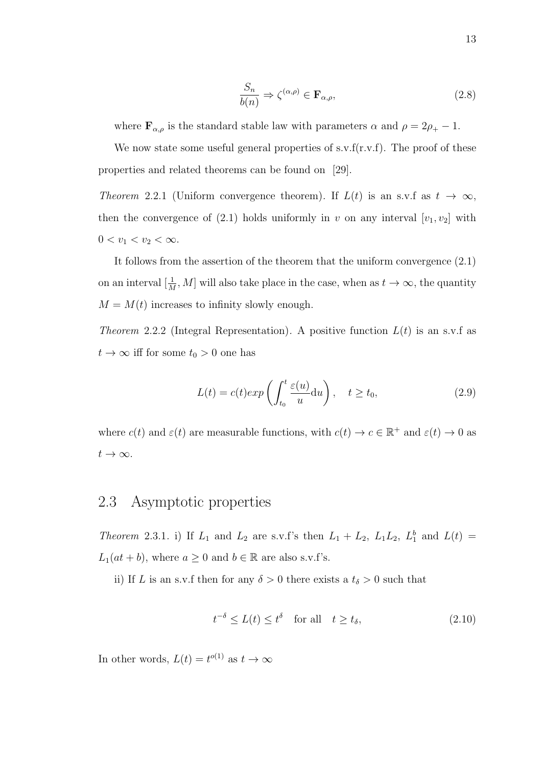$$\frac{S_n}{b(n)} \Rightarrow \zeta^{(\alpha,\rho)} \in \mathbf{F}_{\alpha,\rho}, \tag{2.8}$$

where $\mathbf{F}_{\alpha,\rho}$ is the standard stable law with parameters $\alpha$ and $\rho = 2\rho_+ - 1$.

We now state some useful general properties of s.v.f(r.v.f). The proof of these properties and related theorems can be found on [29].

*Theorem* 2.2.1 (Uniform convergence theorem). If $L(t)$ is an s.v.f as $t \to \infty$, then the convergence of (2.1) holds uniformly in $v$ on any interval $[v_1, v_2]$ with $0 < v_1 < v_2 < \infty$.

It follows from the assertion of the theorem that the uniform convergence (2.1) on an interval $[\frac{1}{M}, M]$ will also take place in the case, when as $t \to \infty$, the quantity $M = M(t)$ increases to infinity slowly enough.

*Theorem* 2.2.2 (Integral Representation). A positive function $L(t)$ is an s.v.f as $t \to \infty$ iff for some $t_0 > 0$ one has

$$L(t) = c(t) exp\left(\int_{t_0}^{t} \frac{\varepsilon(u)}{u} \mathrm{d}u\right), \quad t \geq t_0, \tag{2.9}$$

where $c(t)$ and $\varepsilon(t)$ are measurable functions, with $c(t) \to c \in \mathbb{R}^+$ and $\varepsilon(t) \to 0$ as $t \to \infty$.

## 2.3 Asymptotic properties

*Theorem* 2.3.1. i) If $L_1$ and $L_2$ are s.v.f's then $L_1 + L_2$, $L_1 L_2$, $L_1^b$ and $L(t) = L_1(at + b)$, where $a \geq 0$ and $b \in \mathbb{R}$ are also s.v.f's.

ii) If $L$ is an s.v.f then for any $\delta > 0$ there exists a $t_\delta > 0$ such that

$$t^{-\delta} \leq L(t) \leq t^{\delta} \quad \text{for all} \quad t \geq t_\delta, \tag{2.10}$$

In other words, $L(t) = t^{o(1)}$ as $t \to \infty$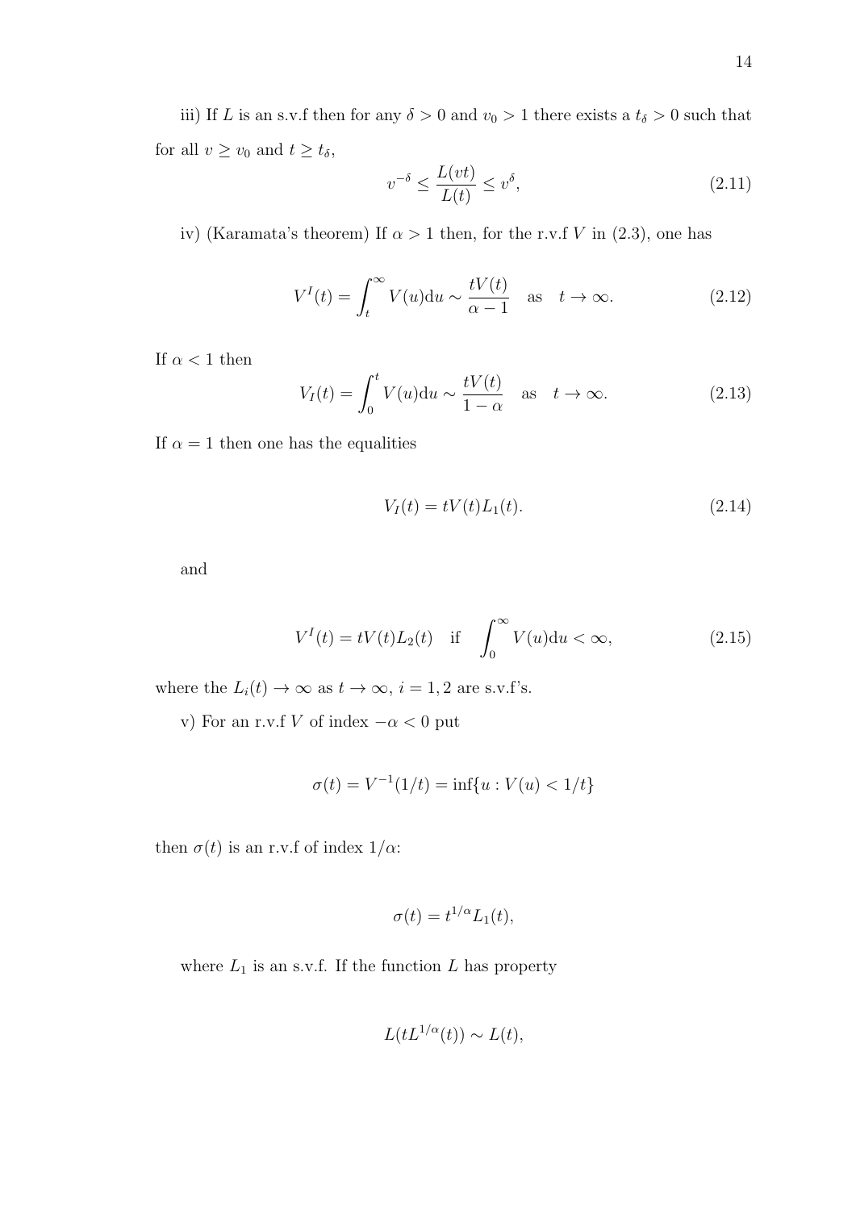iii) If $L$ is an s.v.f then for any $\delta > 0$ and $v_0 > 1$ there exists a $t_\delta > 0$ such that for all $v \geq v_0$ and $t \geq t_\delta$,

$$v^{-\delta} \leq \frac{L(vt)}{L(t)} \leq v^{\delta}, \tag{2.11}$$

iv) (Karamata's theorem) If $\alpha > 1$ then, for the r.v.f $V$ in (2.3), one has

$$V^I(t) = \int_t^\infty V(u)\mathrm{d}u \sim \frac{tV(t)}{\alpha - 1} \quad \text{as} \quad t \to \infty. \tag{2.12}$$

If $\alpha < 1$ then

$$V_I(t) = \int_0^t V(u)\mathrm{d}u \sim \frac{tV(t)}{1 - \alpha} \quad \text{as} \quad t \to \infty. \tag{2.13}$$

If $\alpha = 1$ then one has the equalities

$$V_I(t) = tV(t)L_1(t). \tag{2.14}$$

and

$$V^I(t) = tV(t)L_2(t) \quad \text{if} \quad \int_0^\infty V(u)\mathrm{d}u < \infty, \tag{2.15}$$

where the $L_i(t) \to \infty$ as $t \to \infty$, $i = 1, 2$ are s.v.f's.

v) For an r.v.f $V$ of index $-\alpha < 0$ put

$$\sigma(t) = V^{-1}(1/t) = \inf\{u : V(u) < 1/t\}$$

then $\sigma(t)$ is an r.v.f of index $1/\alpha$:

$$\sigma(t) = t^{1/\alpha} L_1(t),$$

where $L_1$ is an s.v.f. If the function $L$ has property

$$L(tL^{1/\alpha}(t)) \sim L(t),$$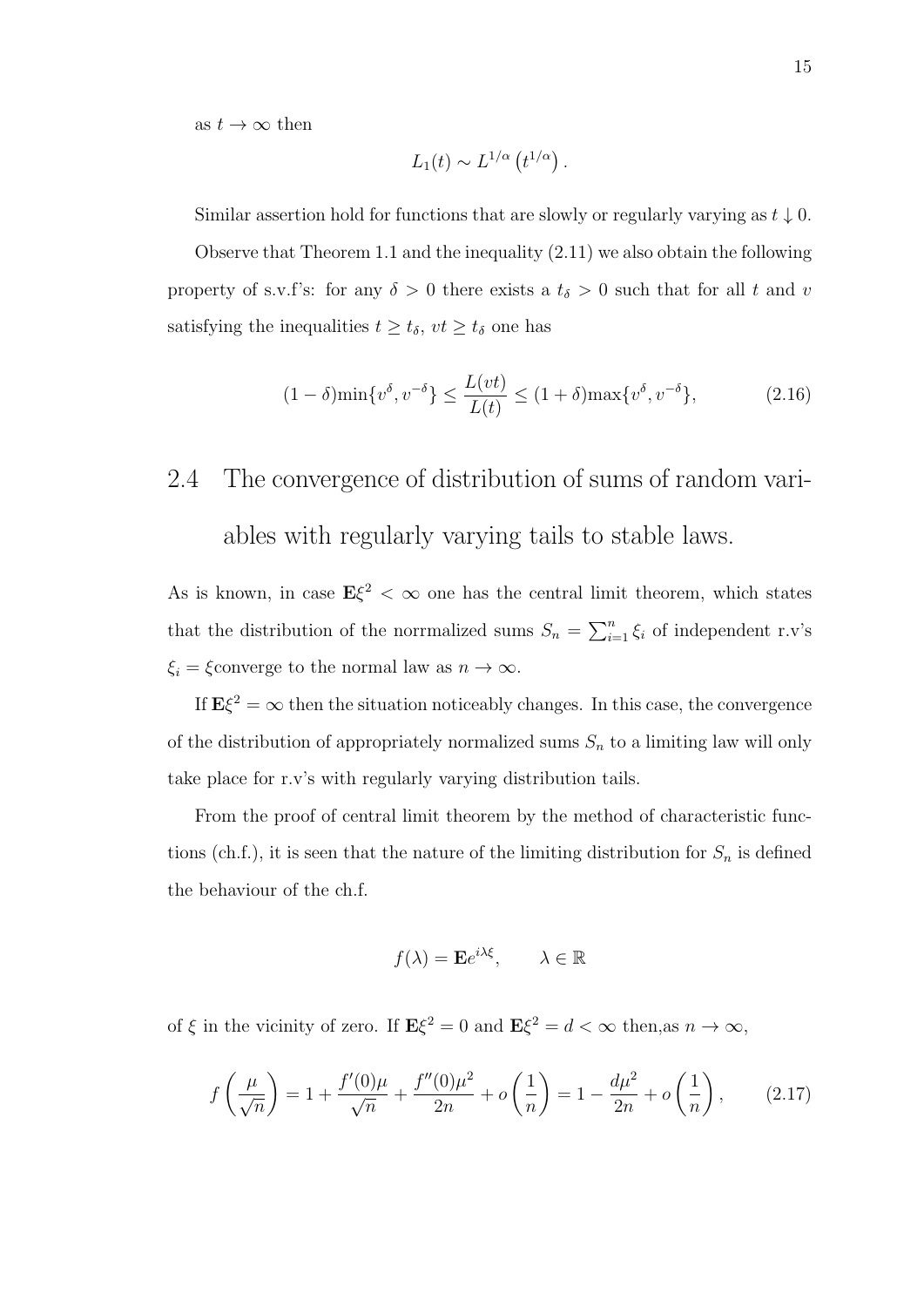as $t \to \infty$ then

$$L_1(t) \sim L^{1/\alpha}\left(t^{1/\alpha}\right).$$

Similar assertion hold for functions that are slowly or regularly varying as $t \downarrow 0$.

Observe that Theorem 1.1 and the inequality (2.11) we also obtain the following property of s.v.f's: for any $\delta > 0$ there exists a $t_\delta > 0$ such that for all $t$ and $v$ satisfying the inequalities $t \geq t_\delta$, $vt \geq t_\delta$ one has

$$(1-\delta)\min\{v^{\delta}, v^{-\delta}\} \leq \frac{L(vt)}{L(t)} \leq (1+\delta)\max\{v^{\delta}, v^{-\delta}\}, \tag{2.16}$$

## 2.4 The convergence of distribution of sums of random variables with regularly varying tails to stable laws.

As is known, in case $\mathbf{E}\xi^2 < \infty$ one has the central limit theorem, which states that the distribution of the norrmalized sums $S_n = \sum_{i=1}^{n} \xi_i$ of independent r.v's $\xi_i = \xi$converge to the normal law as $n \to \infty$.

If $\mathbf{E}\xi^2 = \infty$ then the situation noticeably changes. In this case, the convergence of the distribution of appropriately normalized sums $S_n$ to a limiting law will only take place for r.v's with regularly varying distribution tails.

From the proof of central limit theorem by the method of characteristic functions (ch.f.), it is seen that the nature of the limiting distribution for $S_n$ is defined the behaviour of the ch.f.

$$f(\lambda) = \mathbf{E}e^{i\lambda\xi}, \qquad \lambda \in \mathbb{R}$$

of $\xi$ in the vicinity of zero. If $\mathbf{E}\xi^2 = 0$ and $\mathbf{E}\xi^2 = d < \infty$ then,as $n \to \infty$,

$$f\left(\frac{\mu}{\sqrt{n}}\right) = 1 + \frac{f'(0)\mu}{\sqrt{n}} + \frac{f''(0)\mu^2}{2n} + o\left(\frac{1}{n}\right) = 1 - \frac{d\mu^2}{2n} + o\left(\frac{1}{n}\right), \tag{2.17}$$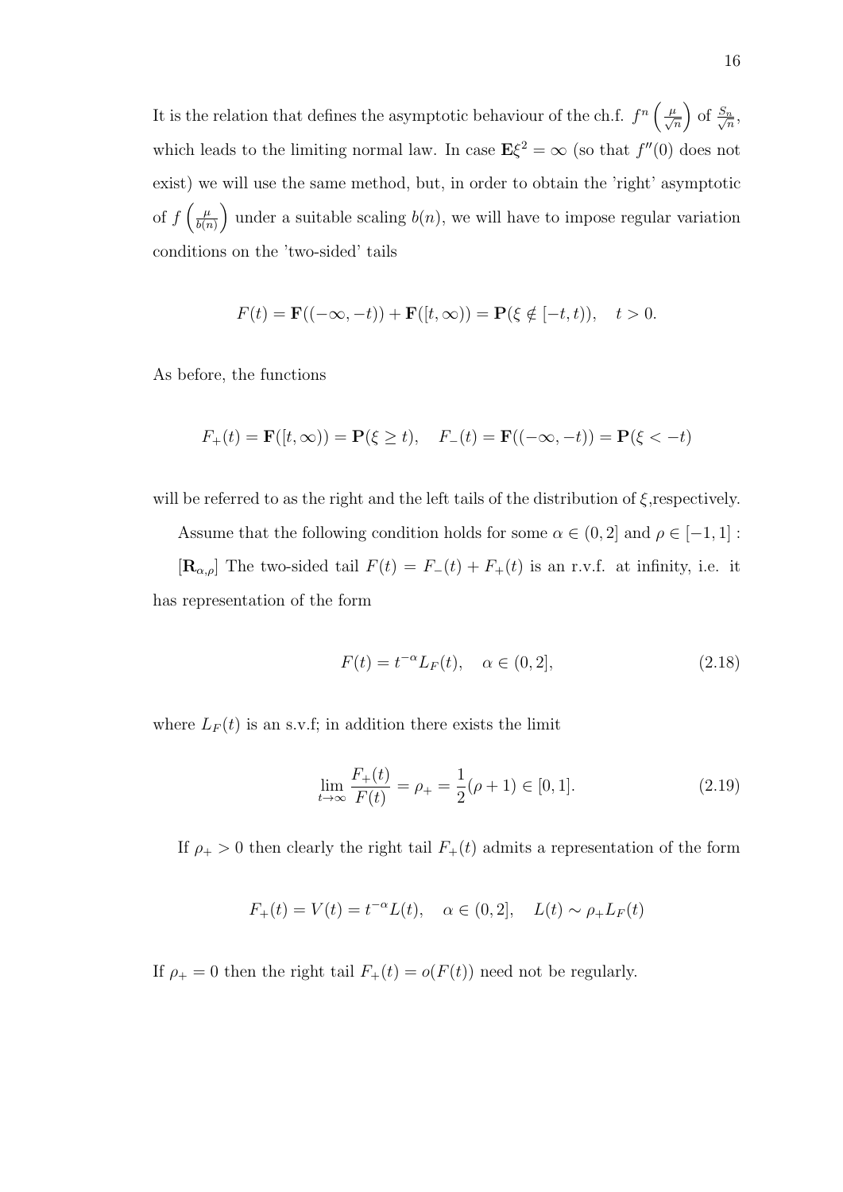It is the relation that defines the asymptotic behaviour of the ch.f. $f^n\left(\frac{\mu}{\sqrt{n}}\right)$ of $\frac{S_n}{\sqrt{n}}$, which leads to the limiting normal law. In case $\mathbf{E}\xi^2 = \infty$ (so that $f''(0)$ does not exist) we will use the same method, but, in order to obtain the 'right' asymptotic of $f\left(\frac{\mu}{b(n)}\right)$ under a suitable scaling $b(n)$, we will have to impose regular variation conditions on the 'two-sided' tails

$$F(t) = \mathbf{F}((-\infty, -t)) + \mathbf{F}([t, \infty)) = \mathbf{P}(\xi \notin [-t, t)), \quad t > 0.$$

As before, the functions

$$F_+(t) = \mathbf{F}([t, \infty)) = \mathbf{P}(\xi \geq t), \quad F_-(t) = \mathbf{F}((-\infty, -t)) = \mathbf{P}(\xi < -t)$$

will be referred to as the right and the left tails of the distribution of $\xi$,respectively.

Assume that the following condition holds for some $\alpha \in (0, 2]$ and $\rho \in [-1, 1]$ :

$[\mathbf{R}_{\alpha,\rho}]$ The two-sided tail $F(t) = F_-(t) + F_+(t)$ is an r.v.f. at infinity, i.e. it has representation of the form

$$F(t) = t^{-\alpha} L_F(t), \quad \alpha \in (0, 2], \tag{2.18}$$

where $L_F(t)$ is an s.v.f; in addition there exists the limit

$$\lim_{t\to\infty} \frac{F_+(t)}{F(t)} = \rho_+ = \frac{1}{2}(\rho + 1) \in [0, 1]. \tag{2.19}$$

If $\rho_+ > 0$ then clearly the right tail $F_+(t)$ admits a representation of the form

$$F_+(t) = V(t) = t^{-\alpha} L(t), \quad \alpha \in (0, 2], \quad L(t) \sim \rho_+ L_F(t)$$

If $\rho_+ = 0$ then the right tail $F_+(t) = o(F(t))$ need not be regularly.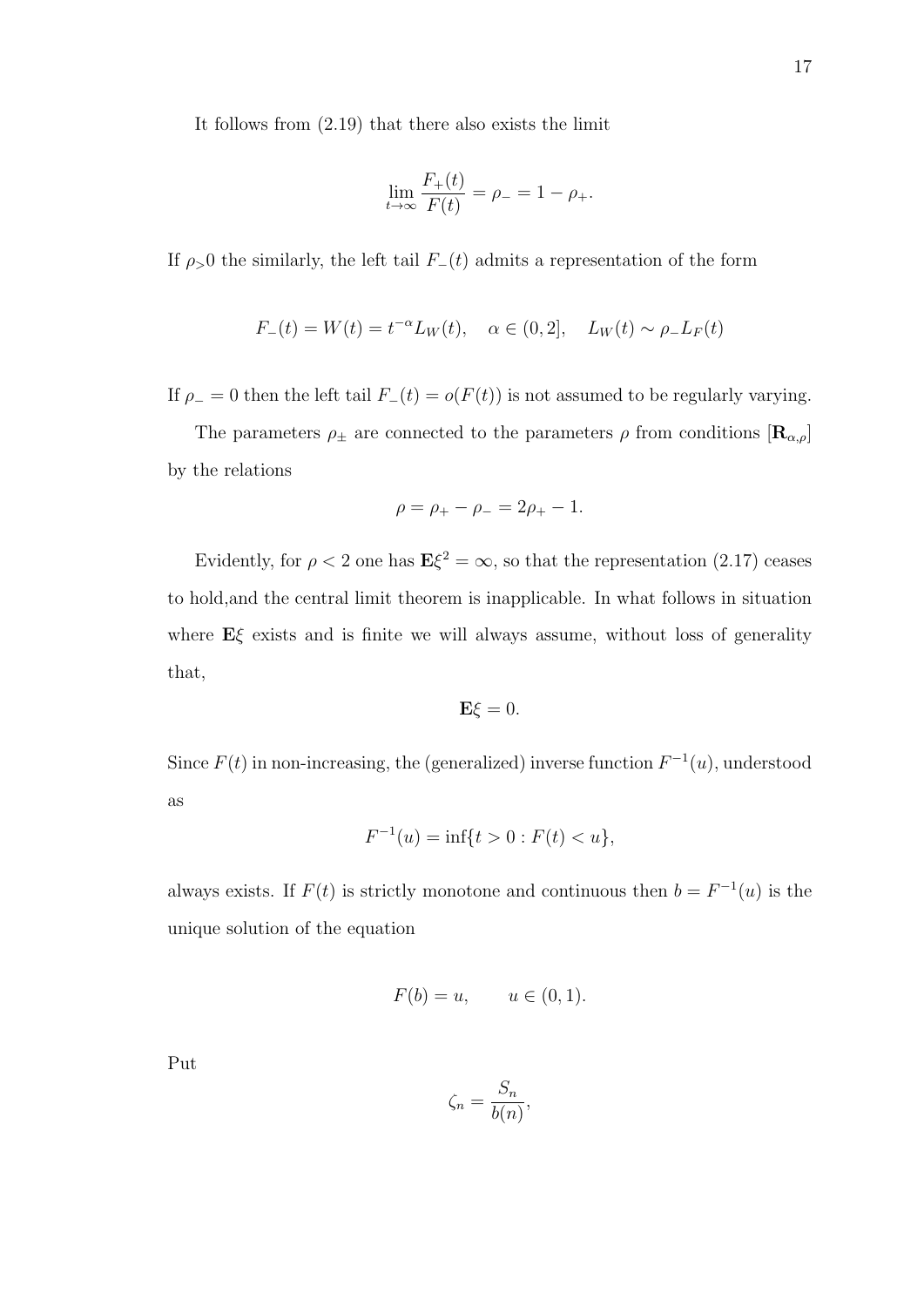It follows from (2.19) that there also exists the limit

$$\lim_{t\to\infty} \frac{F_+(t)}{F(t)} = \rho_- = 1 - \rho_+.$$

If $\rho_>0$ the similarly, the left tail $F_-(t)$ admits a representation of the form

$$F_-(t) = W(t) = t^{-\alpha} L_W(t), \quad \alpha \in (0, 2], \quad L_W(t) \sim \rho_- L_F(t)$$

If $\rho_- = 0$ then the left tail $F_-(t) = o(F(t))$ is not assumed to be regularly varying.

The parameters $\rho_\pm$ are connected to the parameters $\rho$ from conditions $[\mathbf{R}_{\alpha,\rho}]$ by the relations

$$\rho = \rho_+ - \rho_- = 2\rho_+ - 1.$$

Evidently, for $\rho < 2$ one has $\mathbf{E}\xi^2 = \infty$, so that the representation (2.17) ceases to hold,and the central limit theorem is inapplicable. In what follows in situation where $\mathbf{E}\xi$ exists and is finite we will always assume, without loss of generality that,

$$\mathbf{E}\xi = 0.$$

Since $F(t)$ in non-increasing, the (generalized) inverse function $F^{-1}(u)$, understood as

$$F^{-1}(u) = \inf\{t > 0 : F(t) < u\},$$

always exists. If $F(t)$ is strictly monotone and continuous then $b = F^{-1}(u)$ is the unique solution of the equation

$$F(b) = u, \qquad u \in (0, 1).$$

Put

$$\zeta_n = \frac{S_n}{b(n)},$$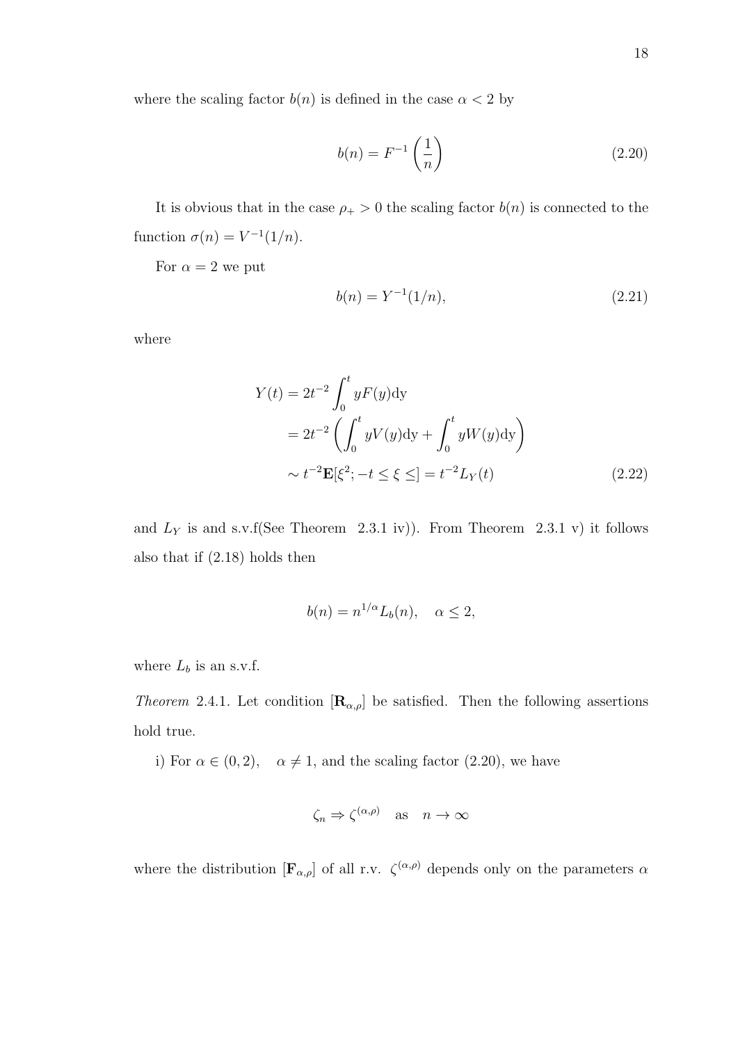where the scaling factor $b(n)$ is defined in the case $\alpha < 2$ by

$$b(n) = F^{-1}\left(\frac{1}{n}\right) \tag{2.20}$$

It is obvious that in the case $\rho_+ > 0$ the scaling factor $b(n)$ is connected to the function $\sigma(n) = V^{-1}(1/n)$.

For $\alpha = 2$ we put

$$b(n) = Y^{-1}(1/n), \tag{2.21}$$

where

$$\begin{aligned} Y(t) &= 2t^{-2}\int_0^t yF(y)\mathrm{dy} \\ &= 2t^{-2}\left(\int_0^t yV(y)\mathrm{dy} + \int_0^t yW(y)\mathrm{dy}\right) \\ &\sim t^{-2}\mathbf{E}[\xi^2; -t \leq \xi \leq] = t^{-2}L_Y(t) \end{aligned} \tag{2.22}$$

and $L_Y$ is and s.v.f(See Theorem 2.3.1 iv)). From Theorem 2.3.1 v) it follows also that if (2.18) holds then

$$b(n) = n^{1/\alpha}L_b(n), \quad \alpha \leq 2,$$

where $L_b$ is an s.v.f.

*Theorem* 2.4.1. Let condition $[\mathbf{R}_{\alpha,\rho}]$ be satisfied. Then the following assertions hold true.

i) For $\alpha \in (0, 2), \quad \alpha \neq 1$, and the scaling factor (2.20), we have

$$\zeta_n \Rightarrow \zeta^{(\alpha,\rho)} \quad \text{as} \quad n \to \infty$$

where the distribution $[\mathbf{F}_{\alpha,\rho}]$ of all r.v. $\zeta^{(\alpha,\rho)}$ depends only on the parameters $\alpha$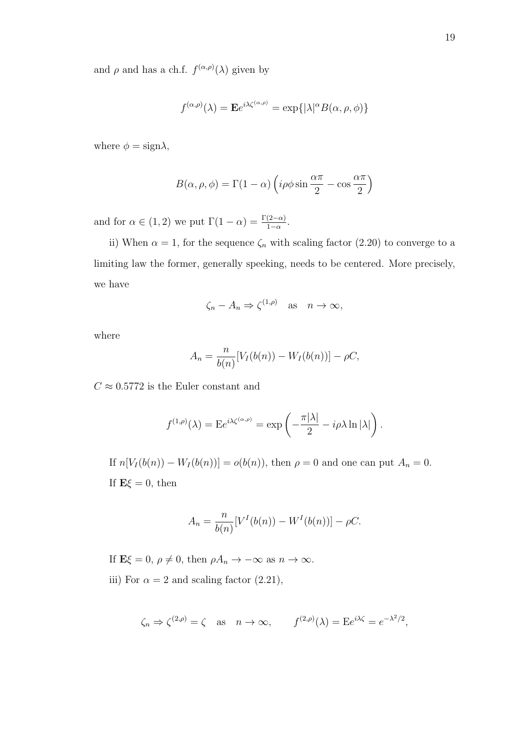and $\rho$ and has a ch.f. $f^{(\alpha,\rho)}(\lambda)$ given by

$$f^{(\alpha,\rho)}(\lambda) = \mathbf{E}e^{i\lambda\zeta^{(\alpha,\rho)}} = \exp\{|\lambda|^\alpha B(\alpha,\rho,\phi)\}$$

where $\phi = \text{sign}\lambda$,

$$B(\alpha,\rho,\phi) = \Gamma(1-\alpha)\left(i\rho\phi\sin\frac{\alpha\pi}{2} - \cos\frac{\alpha\pi}{2}\right)$$

and for $\alpha \in (1,2)$ we put $\Gamma(1-\alpha) = \frac{\Gamma(2-\alpha)}{1-\alpha}$.

ii) When $\alpha = 1$, for the sequence $\zeta_n$ with scaling factor (2.20) to converge to a limiting law the former, generally speaking, needs to be centered. More precisely, we have

$$\zeta_n - A_n \Rightarrow \zeta^{(1,\rho)} \quad \text{as} \quad n \to \infty,$$

where

$$A_n = \frac{n}{b(n)}[V_I(b(n)) - W_I(b(n))] - \rho C,$$

$C \approx 0.5772$ is the Euler constant and

$$f^{(1,\rho)}(\lambda) = \mathrm{E}e^{i\lambda\zeta^{(\alpha,\rho)}} = \exp\left(-\frac{\pi|\lambda|}{2} - i\rho\lambda\ln|\lambda|\right).$$

If $n[V_I(b(n)) - W_I(b(n))] = o(b(n))$, then $\rho = 0$ and one can put $A_n = 0$.

If $\mathbf{E}\xi = 0$, then

$$A_n = \frac{n}{b(n)}[V^I(b(n)) - W^I(b(n))] - \rho C.$$

If $\mathbf{E}\xi = 0$, $\rho \neq 0$, then $\rho A_n \to -\infty$ as $n \to \infty$.

iii) For $\alpha = 2$ and scaling factor (2.21),

$$\zeta_n \Rightarrow \zeta^{(2,\rho)} = \zeta \quad \text{as} \quad n \to \infty, \qquad f^{(2,\rho)}(\lambda) = \mathrm{E}e^{i\lambda\zeta} = e^{-\lambda^2/2},$$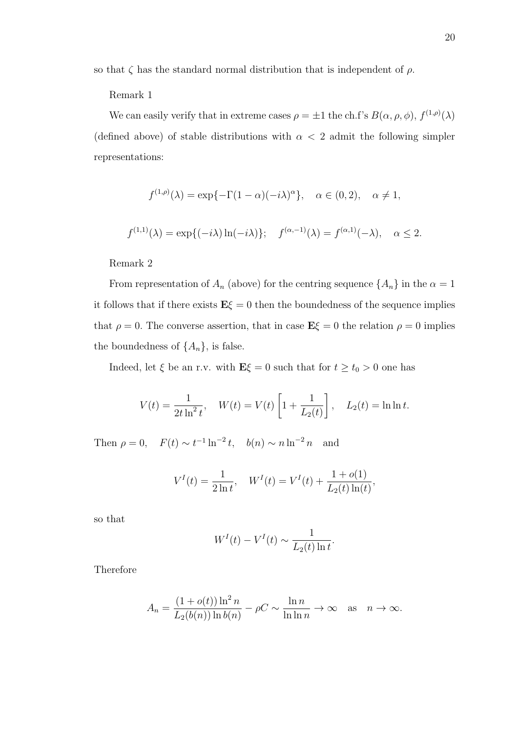so that $\zeta$ has the standard normal distribution that is independent of $\rho$.

Remark 1

We can easily verify that in extreme cases $\rho = \pm 1$ the ch.f's $B(\alpha, \rho, \phi)$, $f^{(1,\rho)}(\lambda)$ (defined above) of stable distributions with $\alpha < 2$ admit the following simpler representations:

$$f^{(1,\rho)}(\lambda) = \exp\{-\Gamma(1-\alpha)(-i\lambda)^{\alpha}\}, \quad \alpha \in (0,2), \quad \alpha \neq 1,$$

$$f^{(1,1)}(\lambda) = \exp\{(-i\lambda)\ln(-i\lambda)\}; \quad f^{(\alpha,-1)}(\lambda) = f^{(\alpha,1)}(-\lambda), \quad \alpha \leq 2.$$

Remark 2

From representation of $A_n$ (above) for the centring sequence $\{A_n\}$ in the $\alpha = 1$ it follows that if there exists $\mathbf{E}\xi = 0$ then the boundedness of the sequence implies that $\rho = 0$. The converse assertion, that in case $\mathbf{E}\xi = 0$ the relation $\rho = 0$ implies the boundedness of $\{A_n\}$, is false.

Indeed, let $\xi$ be an r.v. with $\mathbf{E}\xi = 0$ such that for $t \geq t_0 > 0$ one has

$$V(t) = \frac{1}{2t\ln^2 t}, \quad W(t) = V(t)\left[1 + \frac{1}{L_2(t)}\right], \quad L_2(t) = \ln\ln t.$$

Then $\rho = 0, \quad F(t) \sim t^{-1}\ln^{-2} t, \quad b(n) \sim n\ln^{-2} n \quad$ and

$$V^I(t) = \frac{1}{2\ln t}, \quad W^I(t) = V^I(t) + \frac{1+o(1)}{L_2(t)\ln(t)},$$

so that

$$W^I(t) - V^I(t) \sim \frac{1}{L_2(t)\ln t}.$$

Therefore

$$A_n = \frac{(1+o(t))\ln^2 n}{L_2(b(n))\ln b(n)} - \rho C \sim \frac{\ln n}{\ln\ln n} \to \infty \quad \text{as} \quad n \to \infty.$$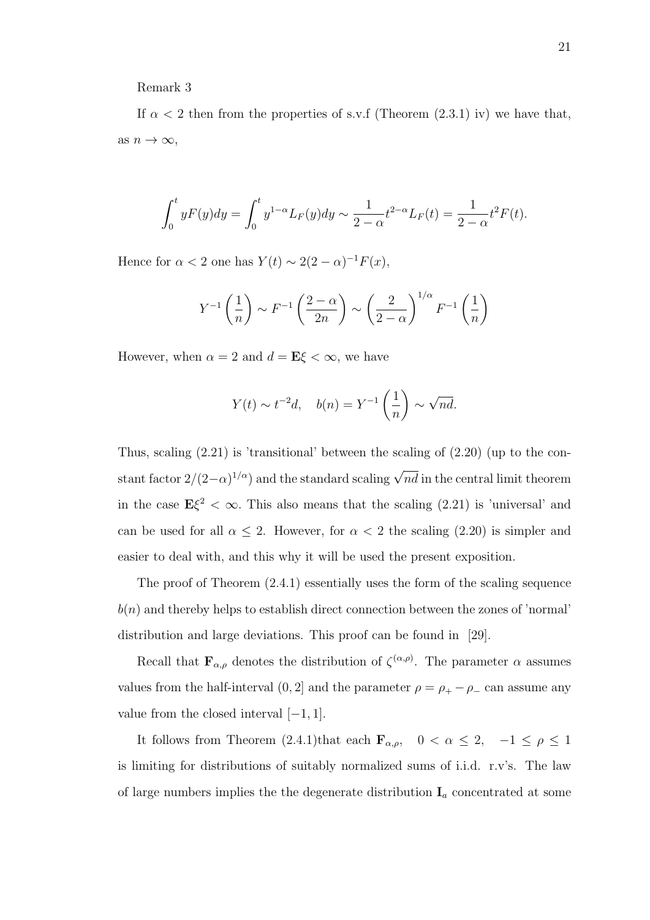Remark 3

If $\alpha < 2$ then from the properties of s.v.f (Theorem (2.3.1) iv) we have that, as $n \to \infty$,

$$\int_0^t yF(y)dy = \int_0^t y^{1-\alpha} L_F(y)dy \sim \frac{1}{2-\alpha} t^{2-\alpha} L_F(t) = \frac{1}{2-\alpha} t^2 F(t).$$

Hence for $\alpha < 2$ one has $Y(t) \sim 2(2-\alpha)^{-1} F(x)$,

$$Y^{-1}\left(\frac{1}{n}\right) \sim F^{-1}\left(\frac{2-\alpha}{2n}\right) \sim \left(\frac{2}{2-\alpha}\right)^{1/\alpha} F^{-1}\left(\frac{1}{n}\right)$$

However, when $\alpha = 2$ and $d = \mathbf{E}\xi < \infty$, we have

$$Y(t) \sim t^{-2}d, \quad b(n) = Y^{-1}\left(\frac{1}{n}\right) \sim \sqrt{nd}.$$

Thus, scaling (2.21) is 'transitional' between the scaling of (2.20) (up to the constant factor $2/(2-\alpha)^{1/\alpha}$) and the standard scaling $\sqrt{nd}$ in the central limit theorem in the case $\mathbf{E}\xi^2 < \infty$. This also means that the scaling (2.21) is 'universal' and can be used for all $\alpha \leq 2$. However, for $\alpha < 2$ the scaling (2.20) is simpler and easier to deal with, and this why it will be used the present exposition.

The proof of Theorem (2.4.1) essentially uses the form of the scaling sequence $b(n)$ and thereby helps to establish direct connection between the zones of 'normal' distribution and large deviations. This proof can be found in [29].

Recall that $\mathbf{F}_{\alpha,\rho}$ denotes the distribution of $\zeta^{(\alpha,\rho)}$. The parameter $\alpha$ assumes values from the half-interval $(0, 2]$ and the parameter $\rho = \rho_+ - \rho_-$ can assume any value from the closed interval $[-1, 1]$.

It follows from Theorem (2.4.1)that each $\mathbf{F}_{\alpha,\rho}, \quad 0 < \alpha \leq 2, \quad -1 \leq \rho \leq 1$ is limiting for distributions of suitably normalized sums of i.i.d. r.v's. The law of large numbers implies the the degenerate distribution $\mathbf{I}_a$ concentrated at some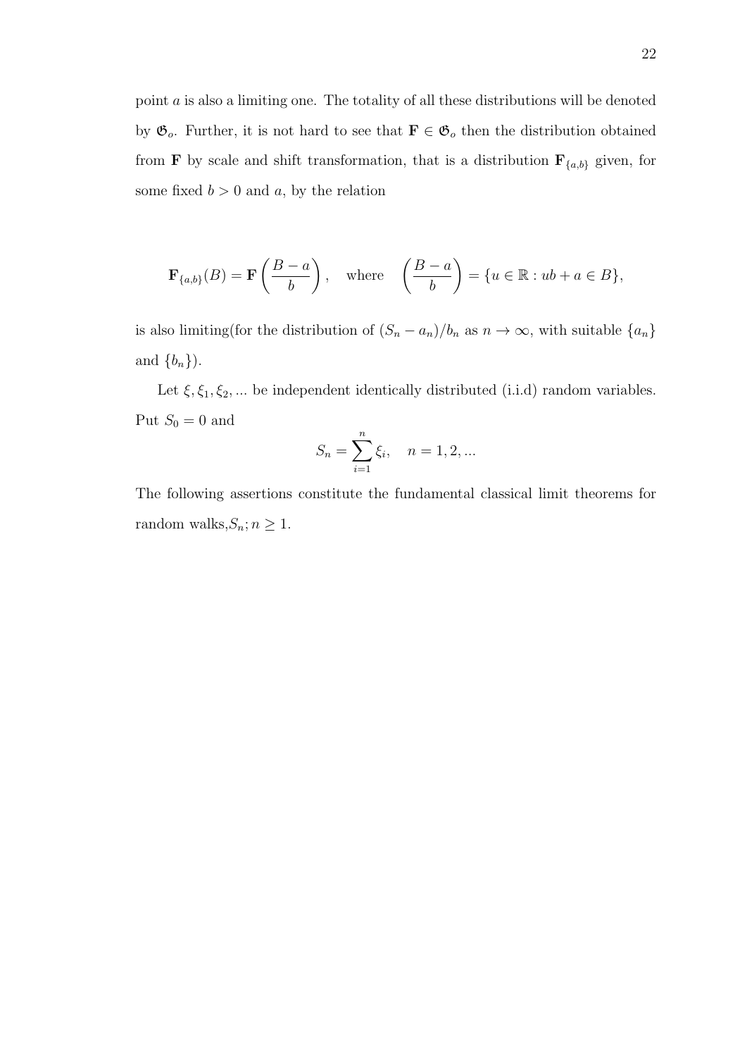point $a$ is also a limiting one. The totality of all these distributions will be denoted by $\mathfrak{G}_o$. Further, it is not hard to see that $\mathbf{F} \in \mathfrak{G}_o$ then the distribution obtained from $\mathbf{F}$ by scale and shift transformation, that is a distribution $\mathbf{F}_{\{a,b\}}$ given, for some fixed $b > 0$ and $a$, by the relation

$$\mathbf{F}_{\{a,b\}}(B) = \mathbf{F}\left(\frac{B-a}{b}\right), \quad \text{where} \quad \left(\frac{B-a}{b}\right) = \{u \in \mathbb{R} : ub + a \in B\},$$

is also limiting(for the distribution of $(S_n - a_n)/b_n$ as $n \to \infty$, with suitable $\{a_n\}$ and $\{b_n\}$).

Let $\xi, \xi_1, \xi_2, ...$ be independent identically distributed (i.i.d) random variables. Put $S_0 = 0$ and

$$S_n = \sum_{i=1}^{n} \xi_i, \quad n = 1, 2, ...$$

The following assertions constitute the fundamental classical limit theorems for random walks,$S_n; n \geq 1$.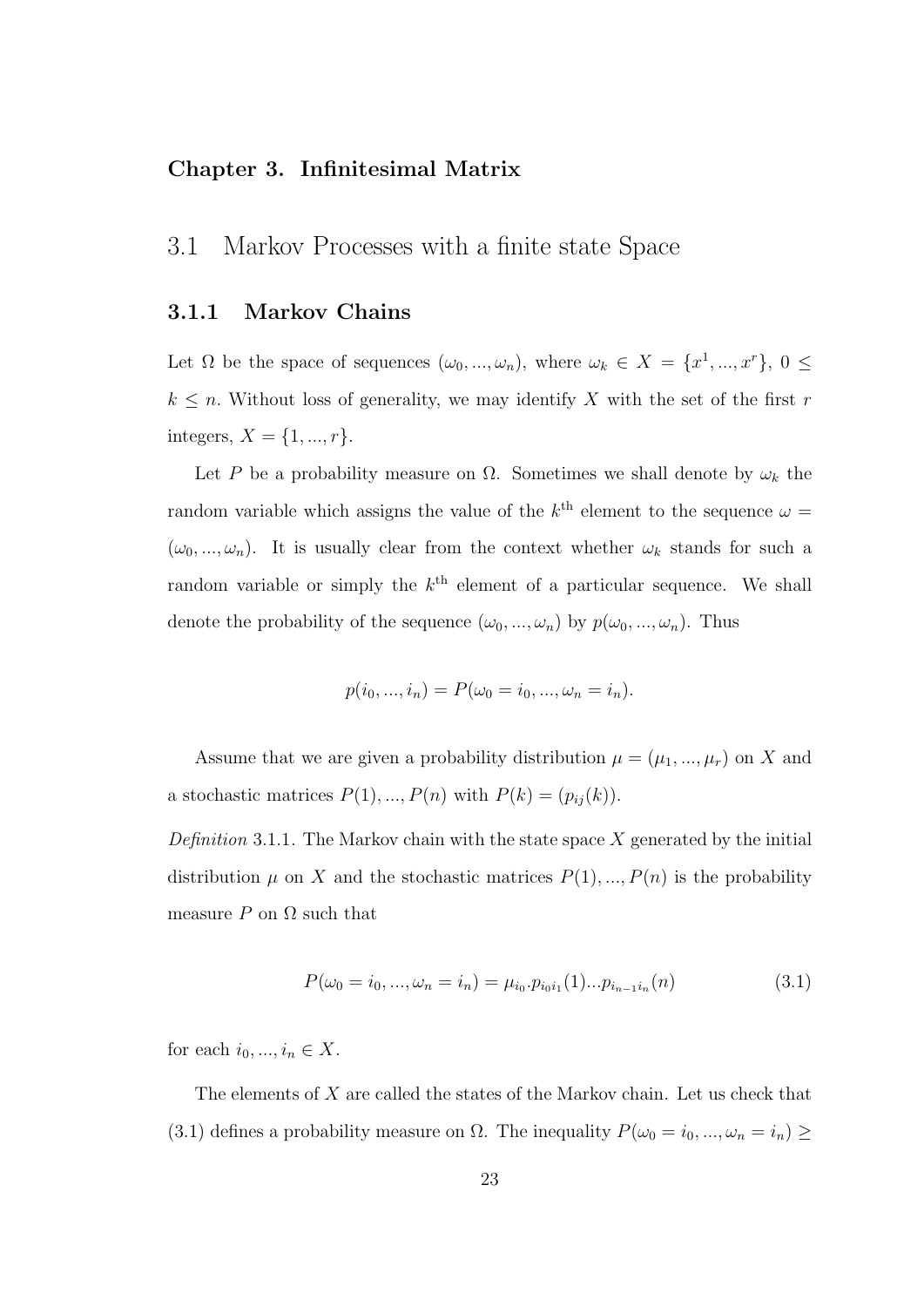**Chapter 3. Infinitesimal Matrix**

## 3.1 Markov Processes with a finite state Space

### 3.1.1 Markov Chains

Let $\Omega$ be the space of sequences $(\omega_0, ..., \omega_n)$, where $\omega_k \in X = \{x^1, ..., x^r\}$, $0 \leq k \leq n$. Without loss of generality, we may identify $X$ with the set of the first $r$ integers, $X = \{1, ..., r\}$.

Let $P$ be a probability measure on $\Omega$. Sometimes we shall denote by $\omega_k$ the random variable which assigns the value of the $k^{\text{th}}$ element to the sequence $\omega = (\omega_0, ..., \omega_n)$. It is usually clear from the context whether $\omega_k$ stands for such a random variable or simply the $k^{\text{th}}$ element of a particular sequence. We shall denote the probability of the sequence $(\omega_0, ..., \omega_n)$ by $p(\omega_0, ..., \omega_n)$. Thus

$$p(i_0, ..., i_n) = P(\omega_0 = i_0, ..., \omega_n = i_n).$$

Assume that we are given a probability distribution $\mu = (\mu_1, ..., \mu_r)$ on $X$ and a stochastic matrices $P(1), ..., P(n)$ with $P(k) = (p_{ij}(k))$.

*Definition* 3.1.1. The Markov chain with the state space $X$ generated by the initial distribution $\mu$ on $X$ and the stochastic matrices $P(1), ..., P(n)$ is the probability measure $P$ on $\Omega$ such that

$$P(\omega_0 = i_0, ..., \omega_n = i_n) = \mu_{i_0}.p_{i_0 i_1}(1)...p_{i_{n-1} i_n}(n) \tag{3.1}$$

for each $i_0, ..., i_n \in X$.

The elements of $X$ are called the states of the Markov chain. Let us check that (3.1) defines a probability measure on $\Omega$. The inequality $P(\omega_0 = i_0, ..., \omega_n = i_n) \geq$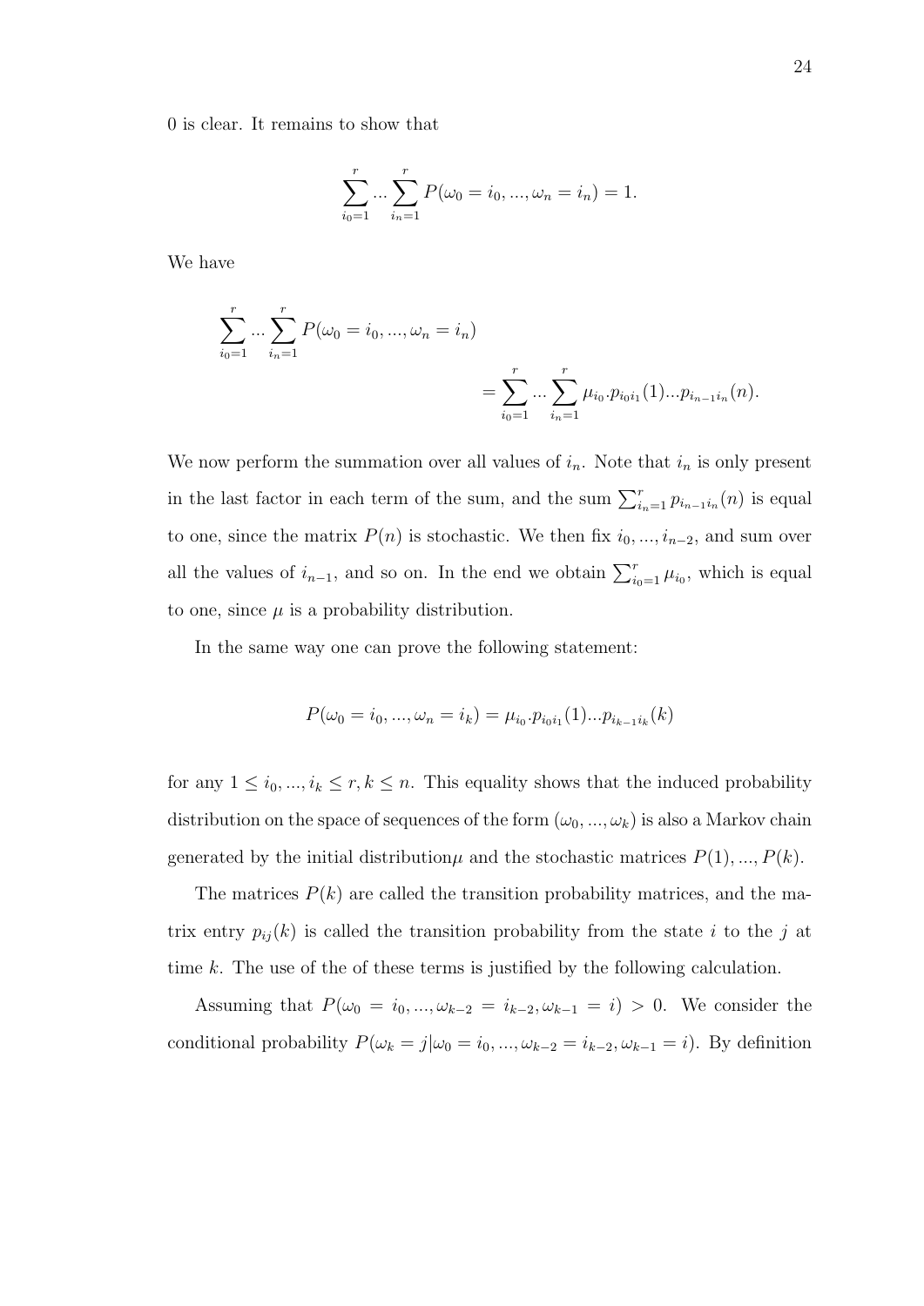0 is clear. It remains to show that

$$\sum_{i_0=1}^{r} ... \sum_{i_n=1}^{r} P(\omega_0 = i_0, ..., \omega_n = i_n) = 1.$$

We have

$$\sum_{i_0=1}^{r} ... \sum_{i_n=1}^{r} P(\omega_0 = i_0, ..., \omega_n = i_n)$$
$$= \sum_{i_0=1}^{r} ... \sum_{i_n=1}^{r} \mu_{i_0}.p_{i_0 i_1}(1)...p_{i_{n-1} i_n}(n).$$

We now perform the summation over all values of $i_n$. Note that $i_n$ is only present in the last factor in each term of the sum, and the sum $\sum_{i_n=1}^{r} p_{i_{n-1} i_n}(n)$ is equal to one, since the matrix $P(n)$ is stochastic. We then fix $i_0, ..., i_{n-2}$, and sum over all the values of $i_{n-1}$, and so on. In the end we obtain $\sum_{i_0=1}^{r} \mu_{i_0}$, which is equal to one, since $\mu$ is a probability distribution.

In the same way one can prove the following statement:

$$P(\omega_0 = i_0, ..., \omega_n = i_k) = \mu_{i_0}.p_{i_0 i_1}(1)...p_{i_{k-1} i_k}(k)$$

for any $1 \leq i_0, ..., i_k \leq r, k \leq n$. This equality shows that the induced probability distribution on the space of sequences of the form $(\omega_0, ..., \omega_k)$ is also a Markov chain generated by the initial distribution$\mu$ and the stochastic matrices $P(1), ..., P(k)$.

The matrices $P(k)$ are called the transition probability matrices, and the matrix entry $p_{ij}(k)$ is called the transition probability from the state $i$ to the $j$ at time $k$. The use of the of these terms is justified by the following calculation.

Assuming that $P(\omega_0 = i_0, ..., \omega_{k-2} = i_{k-2}, \omega_{k-1} = i) > 0$. We consider the conditional probability $P(\omega_k = j | \omega_0 = i_0, ..., \omega_{k-2} = i_{k-2}, \omega_{k-1} = i)$. By definition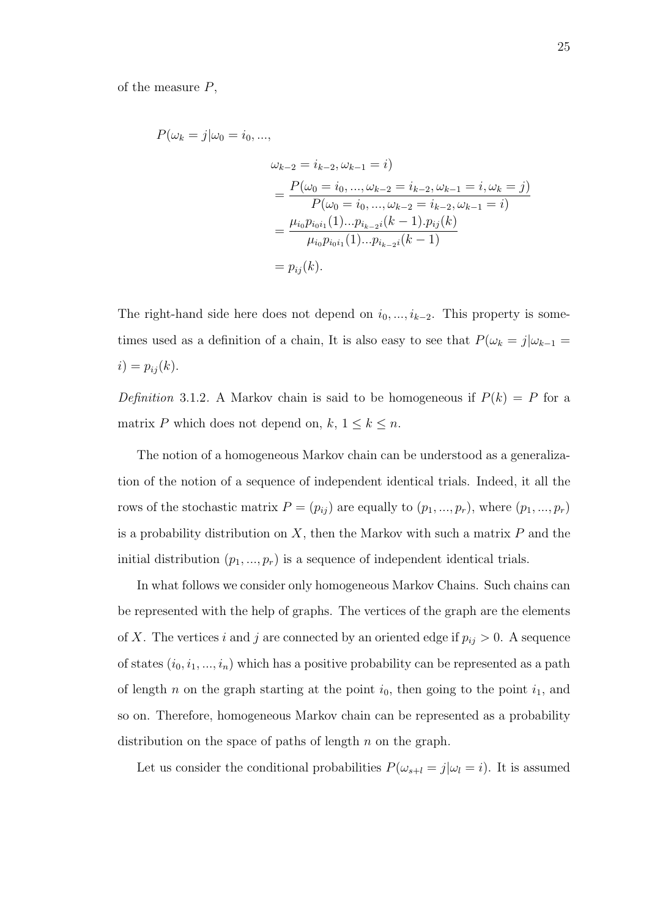of the measure $P$,

$$P(\omega_k = j|\omega_0 = i_0, ...,$$

$$\begin{aligned}
&\omega_{k-2} = i_{k-2}, \omega_{k-1} = i) \\
&= \frac{P(\omega_0 = i_0, ..., \omega_{k-2} = i_{k-2}, \omega_{k-1} = i, \omega_k = j)}{P(\omega_0 = i_0, ..., \omega_{k-2} = i_{k-2}, \omega_{k-1} = i)} \\
&= \frac{\mu_{i_0} p_{i_0 i_1}(1) ... p_{i_{k-2} i}(k-1).p_{ij}(k)}{\mu_{i_0} p_{i_0 i_1}(1) ... p_{i_{k-2} i}(k-1)} \\
&= p_{ij}(k).
\end{aligned}$$

The right-hand side here does not depend on $i_0, ..., i_{k-2}$. This property is sometimes used as a definition of a chain, It is also easy to see that $P(\omega_k = j|\omega_{k-1} = i) = p_{ij}(k)$.

*Definition* 3.1.2. A Markov chain is said to be homogeneous if $P(k) = P$ for a matrix $P$ which does not depend on, $k$, $1 \leq k \leq n$.

The notion of a homogeneous Markov chain can be understood as a generalization of the notion of a sequence of independent identical trials. Indeed, it all the rows of the stochastic matrix $P = (p_{ij})$ are equally to $(p_1, ..., p_r)$, where $(p_1, ..., p_r)$ is a probability distribution on $X$, then the Markov with such a matrix $P$ and the initial distribution $(p_1, ..., p_r)$ is a sequence of independent identical trials.

In what follows we consider only homogeneous Markov Chains. Such chains can be represented with the help of graphs. The vertices of the graph are the elements of $X$. The vertices $i$ and $j$ are connected by an oriented edge if $p_{ij} > 0$. A sequence of states $(i_0, i_1, ..., i_n)$ which has a positive probability can be represented as a path of length $n$ on the graph starting at the point $i_0$, then going to the point $i_1$, and so on. Therefore, homogeneous Markov chain can be represented as a probability distribution on the space of paths of length $n$ on the graph.

Let us consider the conditional probabilities $P(\omega_{s+l} = j|\omega_l = i)$. It is assumed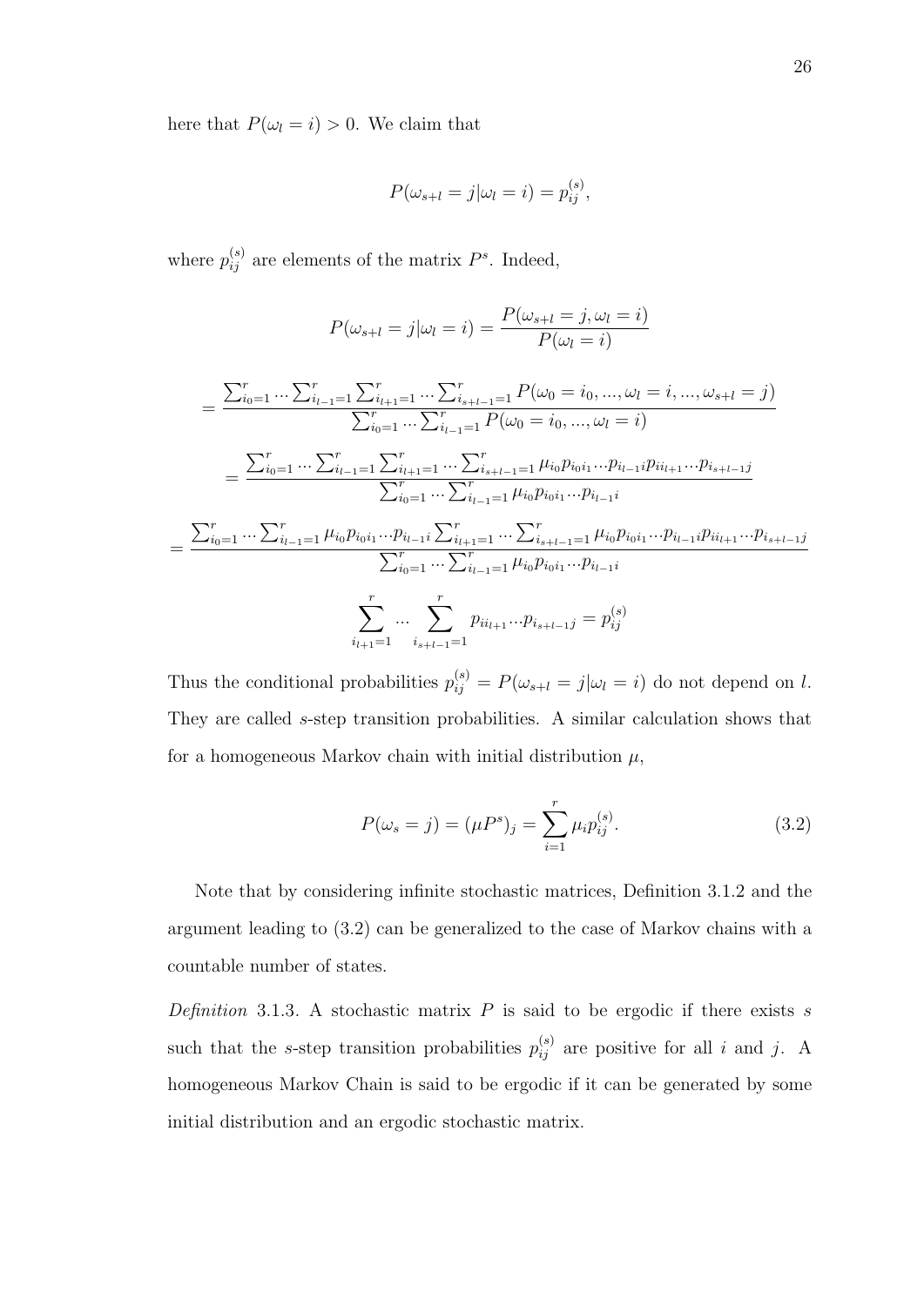here that $P(\omega_l = i) > 0$. We claim that

$$P(\omega_{s+l} = j | \omega_l = i) = p_{ij}^{(s)},$$

where $p_{ij}^{(s)}$ are elements of the matrix $P^s$. Indeed,

$$P(\omega_{s+l} = j | \omega_l = i) = \frac{P(\omega_{s+l} = j, \omega_l = i)}{P(\omega_l = i)}$$

$$= \frac{\sum_{i_0=1}^r \cdots \sum_{i_{l-1}=1}^r \sum_{i_{l+1}=1}^r \cdots \sum_{i_{s+l-1}=1}^r P(\omega_0 = i_0, ..., \omega_l = i, ..., \omega_{s+l} = j)}{\sum_{i_0=1}^r \cdots \sum_{i_{l-1}=1}^r P(\omega_0 = i_0, ..., \omega_l = i)}$$

$$= \frac{\sum_{i_0=1}^r \cdots \sum_{i_{l-1}=1}^r \sum_{i_{l+1}=1}^r \cdots \sum_{i_{s+l-1}=1}^r \mu_{i_0} p_{i_0 i_1} ... p_{i_{l-1} i} p_{i i_{l+1}} ... p_{i_{s+l-1} j}}{\sum_{i_0=1}^r \cdots \sum_{i_{l-1}=1}^r \mu_{i_0} p_{i_0 i_1} ... p_{i_{l-1} i}}$$

$$= \frac{\sum_{i_0=1}^r \cdots \sum_{i_{l-1}=1}^r \mu_{i_0} p_{i_0 i_1} ... p_{i_{l-1} i} \sum_{i_{l+1}=1}^r \cdots \sum_{i_{s+l-1}=1}^r \mu_{i_0} p_{i_0 i_1} ... p_{i_{l-1} i} p_{i i_{l+1}} ... p_{i_{s+l-1} j}}{\sum_{i_0=1}^r \cdots \sum_{i_{l-1}=1}^r \mu_{i_0} p_{i_0 i_1} ... p_{i_{l-1} i}}$$

$$\sum_{i_{l+1}=1}^r \cdots \sum_{i_{s+l-1}=1}^r p_{i i_{l+1}} ... p_{i_{s+l-1} j} = p_{ij}^{(s)}$$

Thus the conditional probabilities $p_{ij}^{(s)} = P(\omega_{s+l} = j | \omega_l = i)$ do not depend on $l$. They are called $s$-step transition probabilities. A similar calculation shows that for a homogeneous Markov chain with initial distribution $\mu$,

$$P(\omega_s = j) = (\mu P^s)_j = \sum_{i=1}^r \mu_i p_{ij}^{(s)}. \tag{3.2}$$

Note that by considering infinite stochastic matrices, Definition 3.1.2 and the argument leading to (3.2) can be generalized to the case of Markov chains with a countable number of states.

*Definition* 3.1.3. A stochastic matrix $P$ is said to be ergodic if there exists $s$ such that the $s$-step transition probabilities $p_{ij}^{(s)}$ are positive for all $i$ and $j$. A homogeneous Markov Chain is said to be ergodic if it can be generated by some initial distribution and an ergodic stochastic matrix.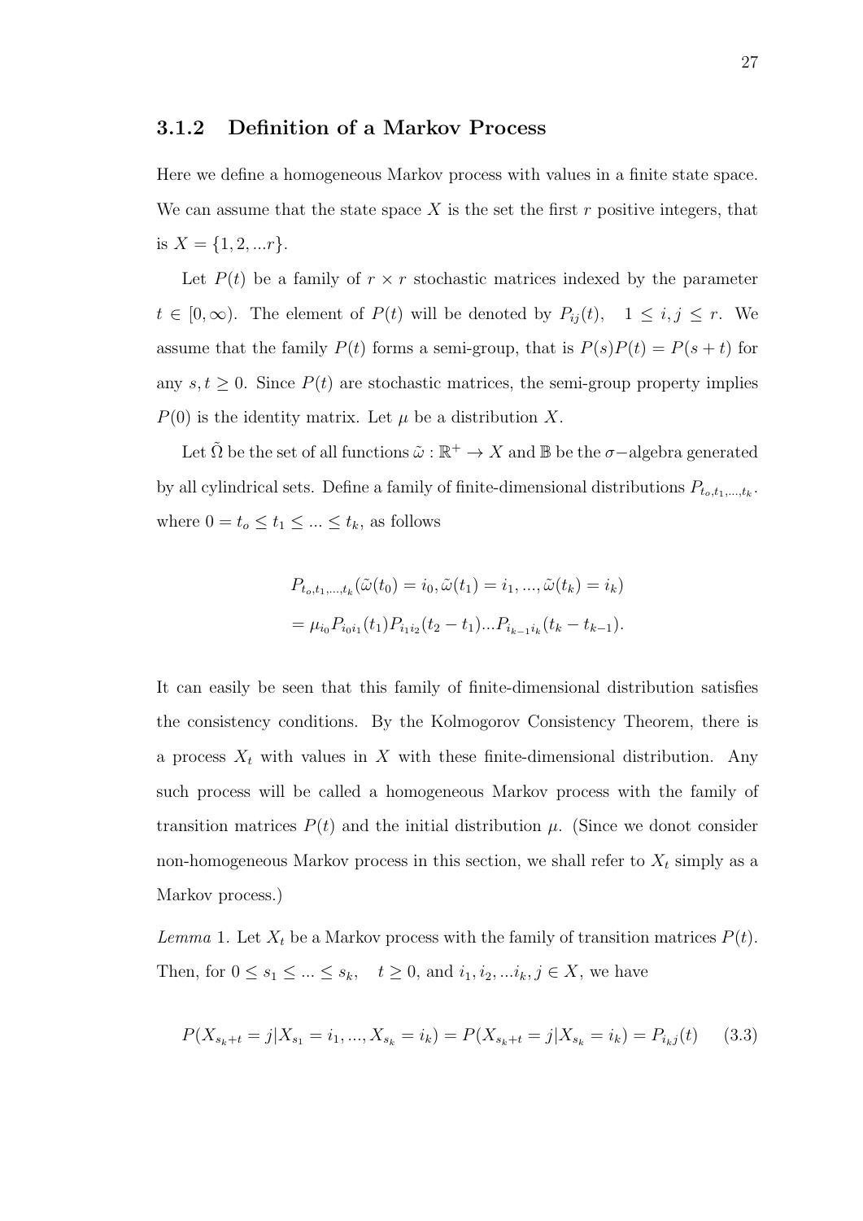### 3.1.2 Definition of a Markov Process

Here we define a homogeneous Markov process with values in a finite state space. We can assume that the state space $X$ is the set the first $r$ positive integers, that is $X = \{1, 2, ...r\}$.

Let $P(t)$ be a family of $r \times r$ stochastic matrices indexed by the parameter $t \in [0, \infty)$. The element of $P(t)$ will be denoted by $P_{ij}(t), \quad 1 \leq i, j \leq r$. We assume that the family $P(t)$ forms a semi-group, that is $P(s)P(t) = P(s+t)$ for any $s, t \geq 0$. Since $P(t)$ are stochastic matrices, the semi-group property implies $P(0)$ is the identity matrix. Let $\mu$ be a distribution $X$.

Let $\tilde{\Omega}$ be the set of all functions $\tilde{\omega} : \mathbb{R}^+ \to X$ and $\mathbb{B}$ be the $\sigma-$algebra generated by all cylindrical sets. Define a family of finite-dimensional distributions $P_{t_o, t_1, ..., t_k}$. where $0 = t_o \leq t_1 \leq ... \leq t_k$, as follows

$$
\begin{aligned}
& P_{t_o, t_1, ..., t_k}(\tilde{\omega}(t_0) = i_0, \tilde{\omega}(t_1) = i_1, ..., \tilde{\omega}(t_k) = i_k) \\
& = \mu_{i_0} P_{i_0 i_1}(t_1) P_{i_1 i_2}(t_2 - t_1) ... P_{i_{k-1} i_k}(t_k - t_{k-1}).
\end{aligned}
$$

It can easily be seen that this family of finite-dimensional distribution satisfies the consistency conditions. By the Kolmogorov Consistency Theorem, there is a process $X_t$ with values in $X$ with these finite-dimensional distribution. Any such process will be called a homogeneous Markov process with the family of transition matrices $P(t)$ and the initial distribution $\mu$. (Since we donot consider non-homogeneous Markov process in this section, we shall refer to $X_t$ simply as a Markov process.)

*Lemma* 1. Let $X_t$ be a Markov process with the family of transition matrices $P(t)$. Then, for $0 \leq s_1 \leq ... \leq s_k, \quad t \geq 0$, and $i_1, i_2, ...i_k, j \in X$, we have

$$
P(X_{s_k+t} = j | X_{s_1} = i_1, ..., X_{s_k} = i_k) = P(X_{s_k+t} = j | X_{s_k} = i_k) = P_{i_k j}(t) \tag{3.3}
$$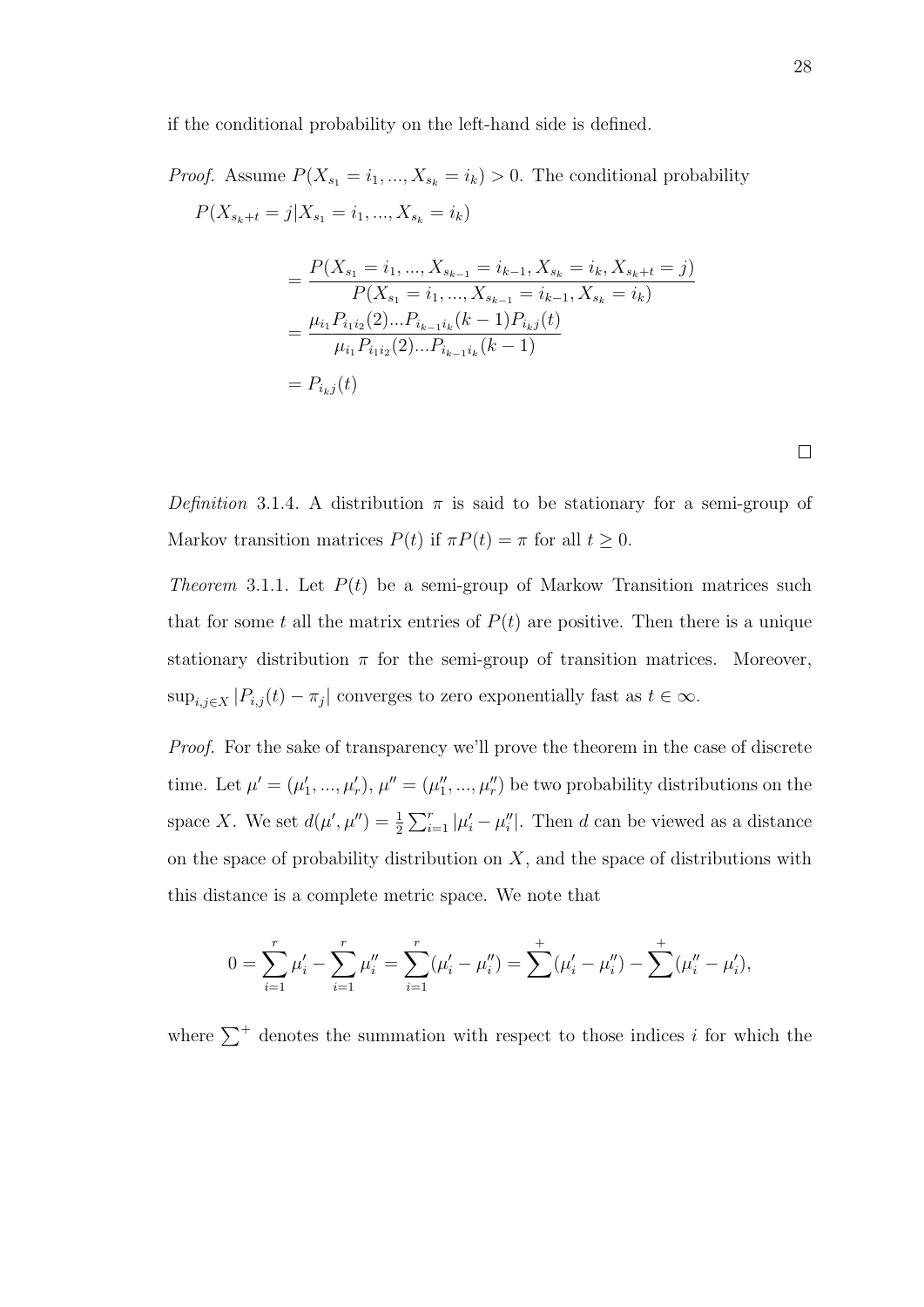if the conditional probability on the left-hand side is defined.

*Proof.* Assume $P(X_{s_1} = i_1, ..., X_{s_k} = i_k) > 0$. The conditional probability

$P(X_{s_k+t} = j | X_{s_1} = i_1, ..., X_{s_k} = i_k)$

$$
\begin{aligned}
&= \frac{P(X_{s_1} = i_1, ..., X_{s_{k-1}} = i_{k-1}, X_{s_k} = i_k, X_{s_k+t} = j)}{P(X_{s_1} = i_1, ..., X_{s_{k-1}} = i_{k-1}, X_{s_k} = i_k)} \\
&= \frac{\mu_{i_1} P_{i_1 i_2}(2) ... P_{i_{k-1} i_k}(k-1) P_{i_k j}(t)}{\mu_{i_1} P_{i_1 i_2}(2) ... P_{i_{k-1} i_k}(k-1)} \\
&= P_{i_k j}(t)
\end{aligned}
$$

□

*Definition* 3.1.4. A distribution $\pi$ is said to be stationary for a semi-group of Markov transition matrices $P(t)$ if $\pi P(t) = \pi$ for all $t \geq 0$.

*Theorem* 3.1.1. Let $P(t)$ be a semi-group of Markow Transition matrices such that for some $t$ all the matrix entries of $P(t)$ are positive. Then there is a unique stationary distribution $\pi$ for the semi-group of transition matrices. Moreover, $\sup_{i,j \in X} |P_{i,j}(t) - \pi_j|$ converges to zero exponentially fast as $t \in \infty$.

*Proof.* For the sake of transparency we'll prove the theorem in the case of discrete time. Let $\mu' = (\mu'_1, ..., \mu'_r)$, $\mu'' = (\mu''_1, ..., \mu''_r)$ be two probability distributions on the space $X$. We set $d(\mu', \mu'') = \frac{1}{2} \sum_{i=1}^{r} |\mu'_i - \mu''_i|$. Then $d$ can be viewed as a distance on the space of probability distribution on $X$, and the space of distributions with this distance is a complete metric space. We note that

$$
0 = \sum_{i=1}^{r} \mu'_i - \sum_{i=1}^{r} \mu''_i = \sum_{i=1}^{r} (\mu'_i - \mu''_i) = \sum^{+} (\mu'_i - \mu''_i) - \sum^{+} (\mu''_i - \mu'_i),
$$

where $\sum^{+}$ denotes the summation with respect to those indices $i$ for which the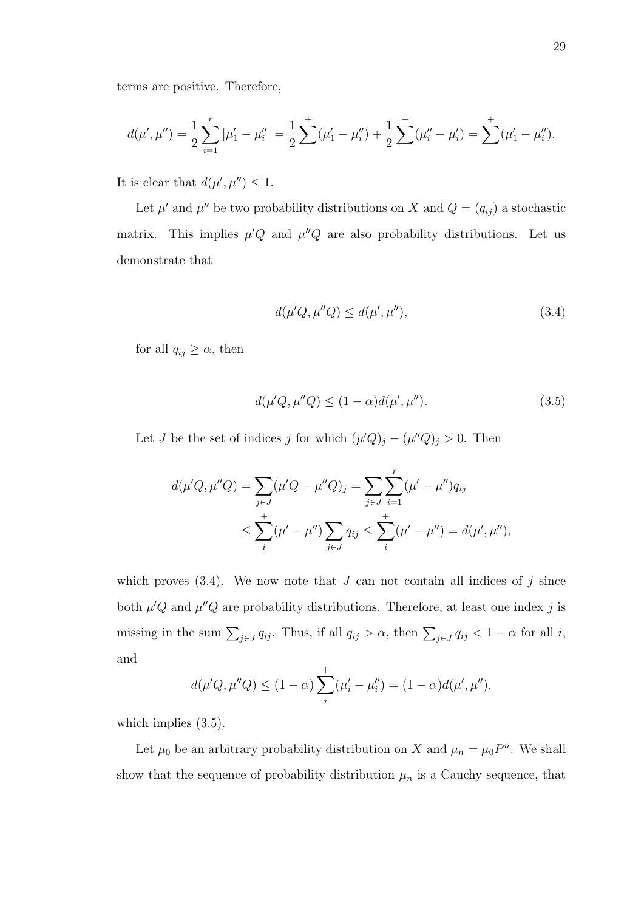terms are positive. Therefore,

$$d(\mu', \mu'') = \frac{1}{2}\sum_{i=1}^{r} |\mu_1' - \mu_i''| = \frac{1}{2}\sum^{+}(\mu_1' - \mu_i'') + \frac{1}{2}\sum^{+}(\mu_i'' - \mu_i') = \sum^{+}(\mu_1' - \mu_i'').$$

It is clear that $d(\mu', \mu'') \leq 1$.

Let $\mu'$ and $\mu''$ be two probability distributions on $X$ and $Q = (q_{ij})$ a stochastic matrix. This implies $\mu' Q$ and $\mu'' Q$ are also probability distributions. Let us demonstrate that

$$d(\mu' Q, \mu'' Q) \leq d(\mu', \mu''), \tag{3.4}$$

for all $q_{ij} \geq \alpha$, then

$$d(\mu' Q, \mu'' Q) \leq (1 - \alpha) d(\mu', \mu''). \tag{3.5}$$

Let $J$ be the set of indices $j$ for which $(\mu' Q)_j - (\mu'' Q)_j > 0$. Then

$$\begin{aligned} d(\mu' Q, \mu'' Q) &= \sum_{j \in J}(\mu' Q - \mu'' Q)_j = \sum_{j \in J}\sum_{i=1}^{r}(\mu' - \mu'')q_{ij} \\ &\leq \sum_{i}^{+}(\mu' - \mu'')\sum_{j \in J} q_{ij} \leq \sum_{i}^{+}(\mu' - \mu'') = d(\mu', \mu''), \end{aligned}$$

which proves (3.4). We now note that $J$ can not contain all indices of $j$ since both $\mu' Q$ and $\mu'' Q$ are probability distributions. Therefore, at least one index $j$ is missing in the sum $\sum_{j \in J} q_{ij}$. Thus, if all $q_{ij} > \alpha$, then $\sum_{j \in J} q_{ij} < 1 - \alpha$ for all $i$, and

$$d(\mu' Q, \mu'' Q) \leq (1 - \alpha)\sum_{i}^{+}(\mu_i' - \mu_i'') = (1 - \alpha) d(\mu', \mu''),$$

which implies (3.5).

Let $\mu_0$ be an arbitrary probability distribution on $X$ and $\mu_n = \mu_0 P^n$. We shall show that the sequence of probability distribution $\mu_n$ is a Cauchy sequence, that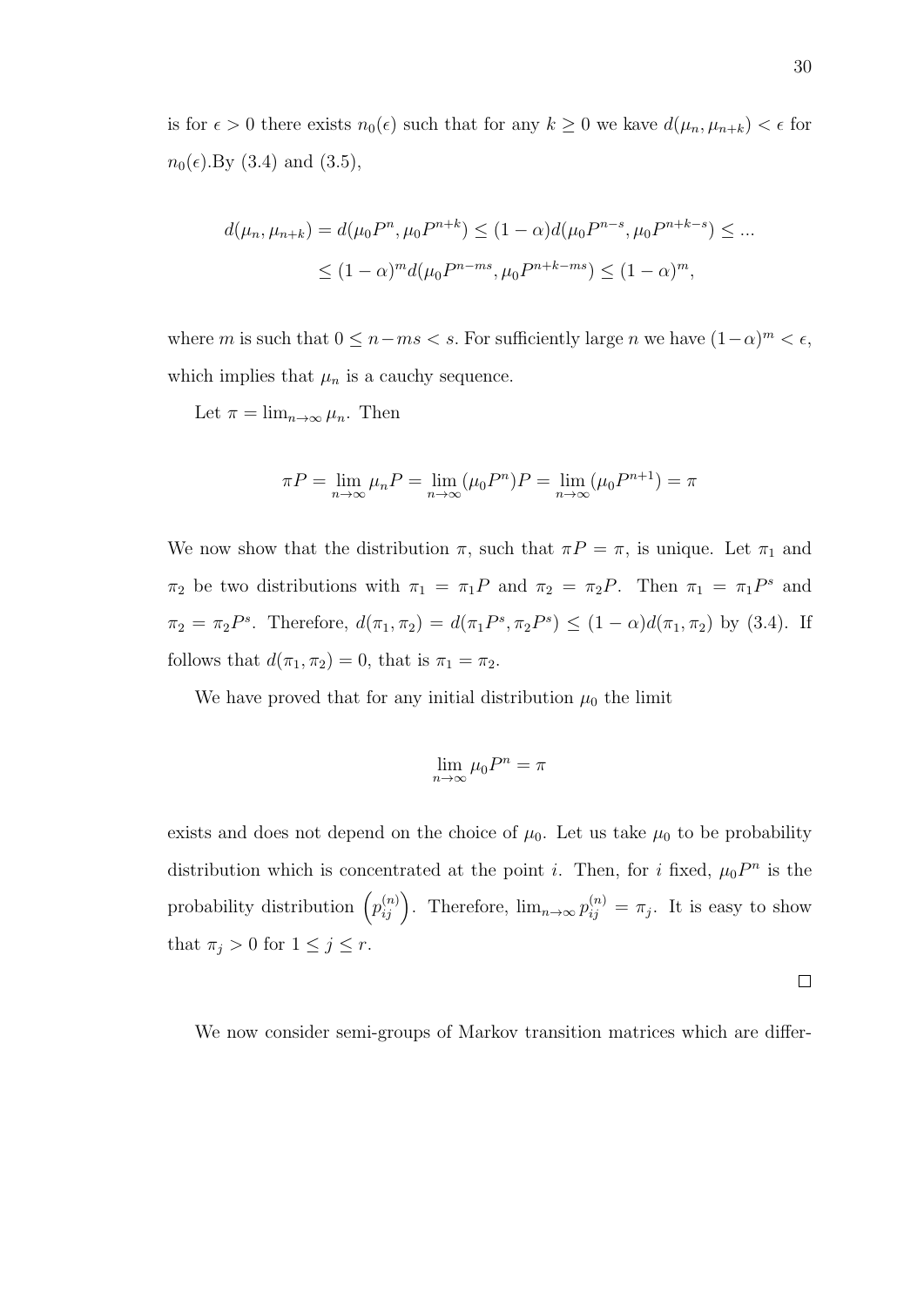is for $\epsilon > 0$ there exists $n_0(\epsilon)$ such that for any $k \geq 0$ we kave $d(\mu_n, \mu_{n+k}) < \epsilon$ for $n_0(\epsilon)$.By (3.4) and (3.5),

$$d(\mu_n, \mu_{n+k}) = d(\mu_0 P^n, \mu_0 P^{n+k}) \leq (1-\alpha) d(\mu_0 P^{n-s}, \mu_0 P^{n+k-s}) \leq ...$$
$$\leq (1-\alpha)^m d(\mu_0 P^{n-ms}, \mu_0 P^{n+k-ms}) \leq (1-\alpha)^m,$$

where $m$ is such that $0 \leq n - ms < s$. For sufficiently large $n$ we have $(1-\alpha)^m < \epsilon$, which implies that $\mu_n$ is a cauchy sequence.

Let $\pi = \lim_{n\to\infty} \mu_n$. Then

$$\pi P = \lim_{n\to\infty} \mu_n P = \lim_{n\to\infty} (\mu_0 P^n) P = \lim_{n\to\infty} (\mu_0 P^{n+1}) = \pi$$

We now show that the distribution $\pi$, such that $\pi P = \pi$, is unique. Let $\pi_1$ and $\pi_2$ be two distributions with $\pi_1 = \pi_1 P$ and $\pi_2 = \pi_2 P$. Then $\pi_1 = \pi_1 P^s$ and $\pi_2 = \pi_2 P^s$. Therefore, $d(\pi_1, \pi_2) = d(\pi_1 P^s, \pi_2 P^s) \leq (1-\alpha) d(\pi_1, \pi_2)$ by (3.4). If follows that $d(\pi_1, \pi_2) = 0$, that is $\pi_1 = \pi_2$.

We have proved that for any initial distribution $\mu_0$ the limit

$$\lim_{n\to\infty} \mu_0 P^n = \pi$$

exists and does not depend on the choice of $\mu_0$. Let us take $\mu_0$ to be probability distribution which is concentrated at the point $i$. Then, for $i$ fixed, $\mu_0 P^n$ is the probability distribution $\left(p_{ij}^{(n)}\right)$. Therefore, $\lim_{n\to\infty} p_{ij}^{(n)} = \pi_j$. It is easy to show that $\pi_j > 0$ for $1 \leq j \leq r$.

□

We now consider semi-groups of Markov transition matrices which are differ-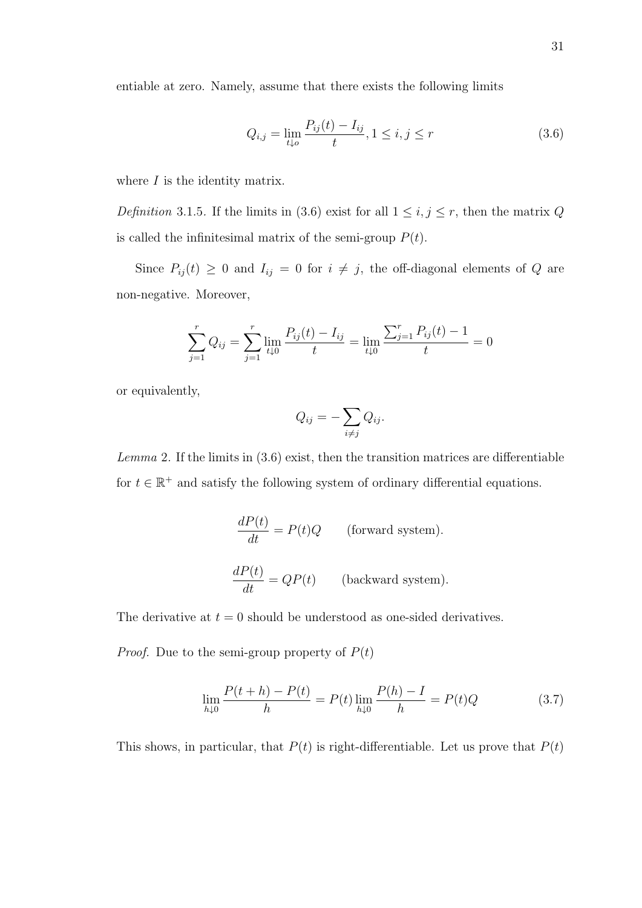entiable at zero. Namely, assume that there exists the following limits

$$Q_{i,j} = \lim_{t \downarrow o} \frac{P_{ij}(t) - I_{ij}}{t}, 1 \leq i, j \leq r \tag{3.6}$$

where $I$ is the identity matrix.

*Definition* 3.1.5. If the limits in (3.6) exist for all $1 \leq i, j \leq r$, then the matrix $Q$ is called the infinitesimal matrix of the semi-group $P(t)$.

Since $P_{ij}(t) \geq 0$ and $I_{ij} = 0$ for $i \neq j$, the off-diagonal elements of $Q$ are non-negative. Moreover,

$$\sum_{j=1}^{r} Q_{ij} = \sum_{j=1}^{r} \lim_{t \downarrow 0} \frac{P_{ij}(t) - I_{ij}}{t} = \lim_{t \downarrow 0} \frac{\sum_{j=1}^{r} P_{ij}(t) - 1}{t} = 0$$

or equivalently,

$$Q_{ij} = -\sum_{i \neq j} Q_{ij}.$$

*Lemma* 2. If the limits in (3.6) exist, then the transition matrices are differentiable for $t \in \mathbb{R}^+$ and satisfy the following system of ordinary differential equations.

$$\frac{dP(t)}{dt} = P(t)Q \qquad \text{(forward system)}.$$

$$\frac{dP(t)}{dt} = QP(t) \qquad \text{(backward system)}.$$

The derivative at $t = 0$ should be understood as one-sided derivatives.

*Proof.* Due to the semi-group property of $P(t)$

$$\lim_{h \downarrow 0} \frac{P(t+h) - P(t)}{h} = P(t) \lim_{h \downarrow 0} \frac{P(h) - I}{h} = P(t)Q \tag{3.7}$$

This shows, in particular, that $P(t)$ is right-differentiable. Let us prove that $P(t)$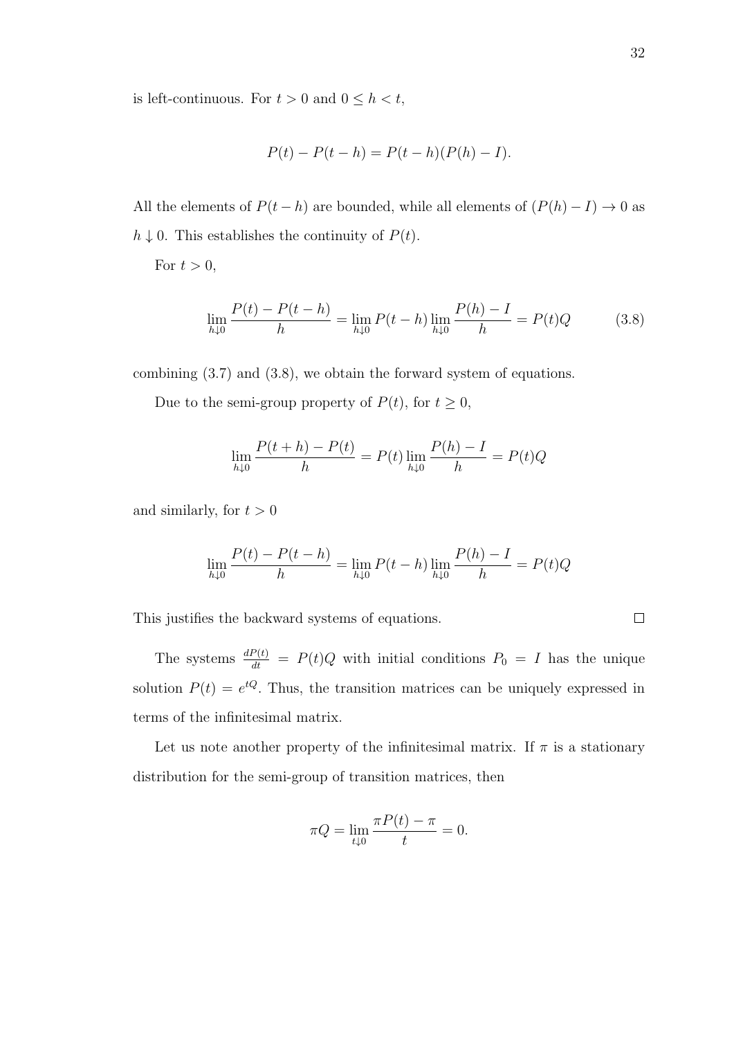is left-continuous. For $t > 0$ and $0 \leq h < t$,

$$P(t) - P(t-h) = P(t-h)(P(h) - I).$$

All the elements of $P(t-h)$ are bounded, while all elements of $(P(h) - I) \to 0$ as $h \downarrow 0$. This establishes the continuity of $P(t)$.

For $t > 0$,

$$\lim_{h \downarrow 0} \frac{P(t) - P(t-h)}{h} = \lim_{h \downarrow 0} P(t-h) \lim_{h \downarrow 0} \frac{P(h) - I}{h} = P(t)Q \tag{3.8}$$

combining (3.7) and (3.8), we obtain the forward system of equations.

Due to the semi-group property of $P(t)$, for $t \geq 0$,

$$\lim_{h \downarrow 0} \frac{P(t+h) - P(t)}{h} = P(t) \lim_{h \downarrow 0} \frac{P(h) - I}{h} = P(t)Q$$

and similarly, for $t > 0$

$$\lim_{h \downarrow 0} \frac{P(t) - P(t-h)}{h} = \lim_{h \downarrow 0} P(t-h) \lim_{h \downarrow 0} \frac{P(h) - I}{h} = P(t)Q$$

This justifies the backward systems of equations. □

The systems $\frac{dP(t)}{dt} = P(t)Q$ with initial conditions $P_0 = I$ has the unique solution $P(t) = e^{tQ}$. Thus, the transition matrices can be uniquely expressed in terms of the infinitesimal matrix.

Let us note another property of the infinitesimal matrix. If $\pi$ is a stationary distribution for the semi-group of transition matrices, then

$$\pi Q = \lim_{t \downarrow 0} \frac{\pi P(t) - \pi}{t} = 0.$$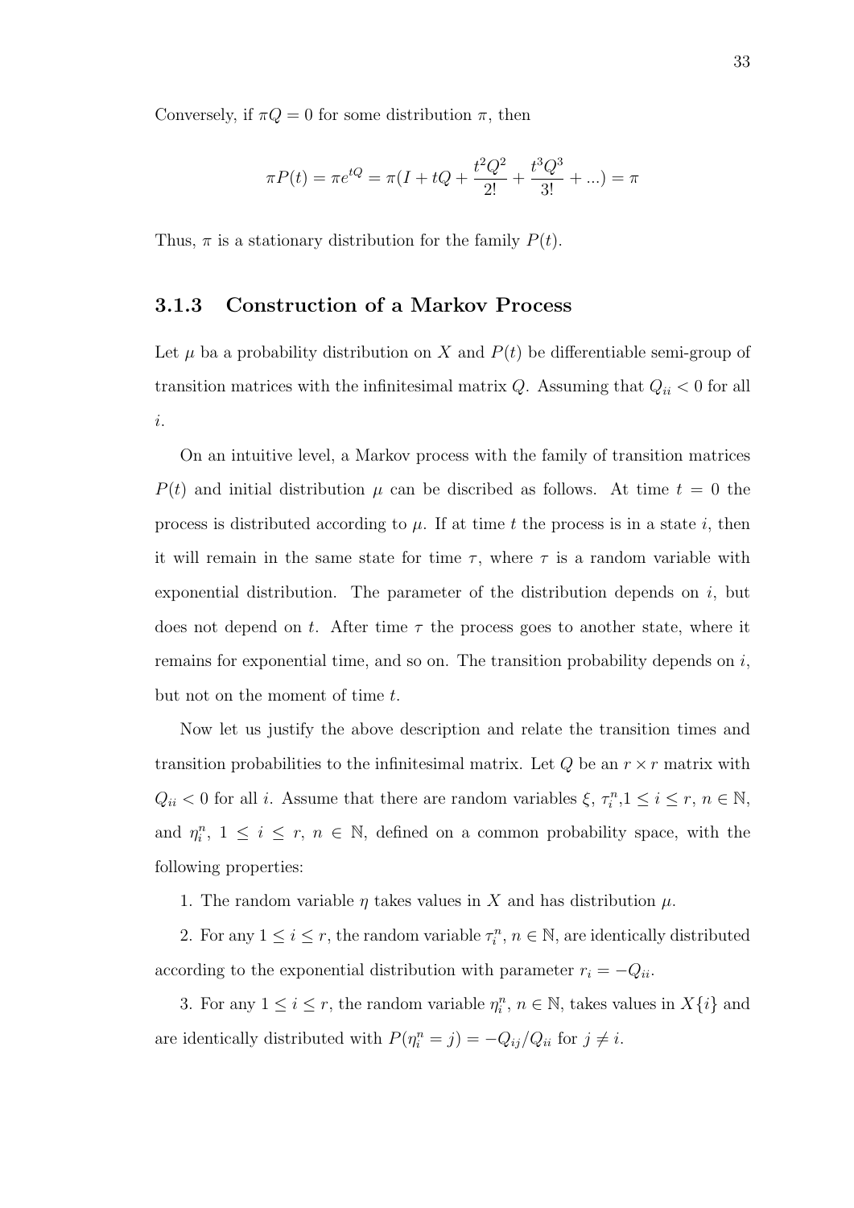Conversely, if $\pi Q = 0$ for some distribution $\pi$, then

$$\pi P(t) = \pi e^{tQ} = \pi(I + tQ + \frac{t^2Q^2}{2!} + \frac{t^3Q^3}{3!} + ...) = \pi$$

Thus, $\pi$ is a stationary distribution for the family $P(t)$.

### 3.1.3 Construction of a Markov Process

Let $\mu$ ba a probability distribution on $X$ and $P(t)$ be differentiable semi-group of transition matrices with the infinitesimal matrix $Q$. Assuming that $Q_{ii} < 0$ for all $i$.

On an intuitive level, a Markov process with the family of transition matrices $P(t)$ and initial distribution $\mu$ can be discribed as follows. At time $t = 0$ the process is distributed according to $\mu$. If at time $t$ the process is in a state $i$, then it will remain in the same state for time $\tau$, where $\tau$ is a random variable with exponential distribution. The parameter of the distribution depends on $i$, but does not depend on $t$. After time $\tau$ the process goes to another state, where it remains for exponential time, and so on. The transition probability depends on $i$, but not on the moment of time $t$.

Now let us justify the above description and relate the transition times and transition probabilities to the infinitesimal matrix. Let $Q$ be an $r \times r$ matrix with $Q_{ii} < 0$ for all $i$. Assume that there are random variables $\xi$, $\tau_i^n$,$1 \leq i \leq r$, $n \in \mathbb{N}$, and $\eta_i^n$, $1 \leq i \leq r$, $n \in \mathbb{N}$, defined on a common probability space, with the following properties:

1. The random variable $\eta$ takes values in $X$ and has distribution $\mu$.

2. For any $1 \leq i \leq r$, the random variable $\tau_i^n$, $n \in \mathbb{N}$, are identically distributed according to the exponential distribution with parameter $r_i = -Q_{ii}$.

3. For any $1 \leq i \leq r$, the random variable $\eta_i^n$, $n \in \mathbb{N}$, takes values in $X\{i\}$ and are identically distributed with $P(\eta_i^n = j) = -Q_{ij}/Q_{ii}$ for $j \neq i$.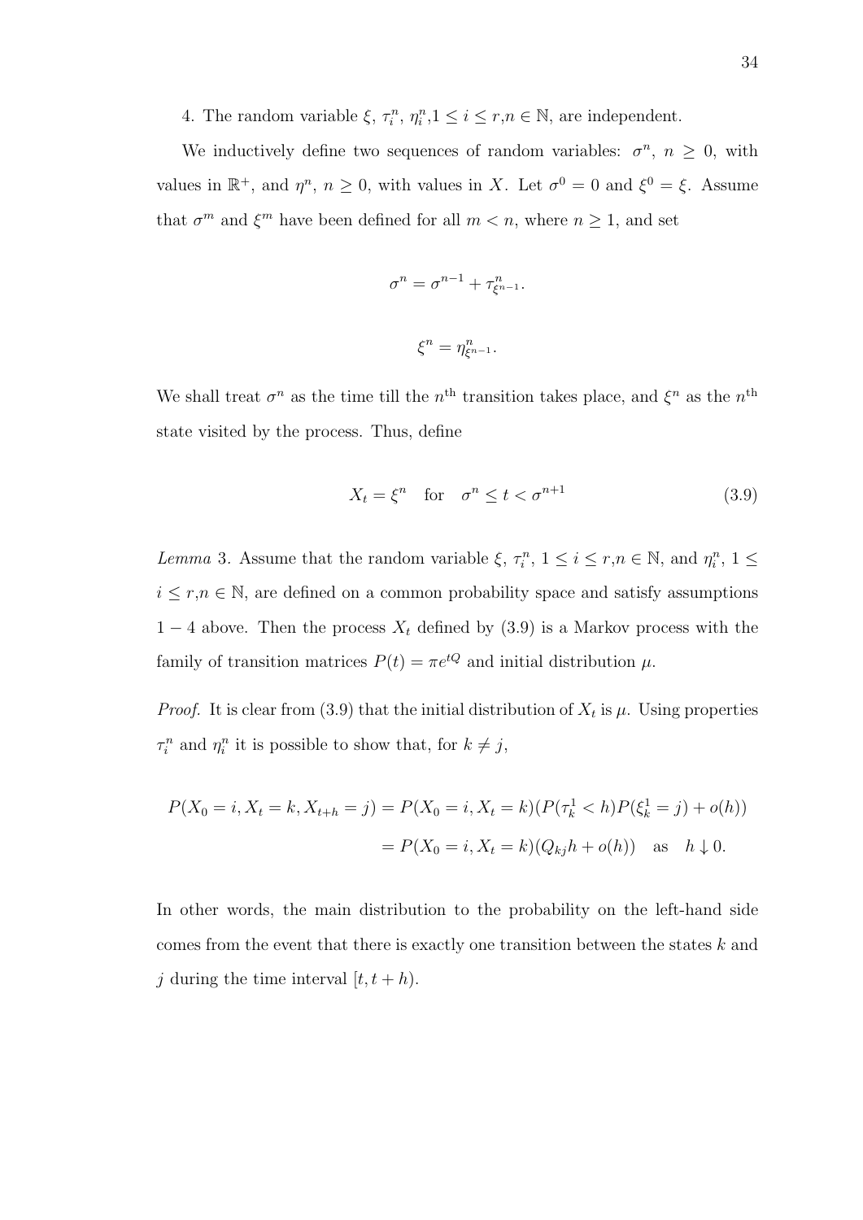4. The random variable $\xi$, $\tau_i^n$, $\eta_i^n$,$1 \leq i \leq r$,$n \in \mathbb{N}$, are independent.

We inductively define two sequences of random variables: $\sigma^n$, $n \geq 0$, with values in $\mathbb{R}^+$, and $\eta^n$, $n \geq 0$, with values in $X$. Let $\sigma^0 = 0$ and $\xi^0 = \xi$. Assume that $\sigma^m$ and $\xi^m$ have been defined for all $m < n$, where $n \geq 1$, and set

$$\sigma^n = \sigma^{n-1} + \tau^n_{\xi^{n-1}}.$$

$$\xi^n = \eta^n_{\xi^{n-1}}.$$

We shall treat $\sigma^n$ as the time till the $n^{\text{th}}$ transition takes place, and $\xi^n$ as the $n^{\text{th}}$ state visited by the process. Thus, define

$$X_t = \xi^n \quad \text{for} \quad \sigma^n \leq t < \sigma^{n+1} \tag{3.9}$$

*Lemma* 3. Assume that the random variable $\xi$, $\tau_i^n$, $1 \leq i \leq r$,$n \in \mathbb{N}$, and $\eta_i^n$, $1 \leq i \leq r$,$n \in \mathbb{N}$, are defined on a common probability space and satisfy assumptions $1 - 4$ above. Then the process $X_t$ defined by (3.9) is a Markov process with the family of transition matrices $P(t) = \pi e^{tQ}$ and initial distribution $\mu$.

*Proof.* It is clear from (3.9) that the initial distribution of $X_t$ is $\mu$. Using properties $\tau_i^n$ and $\eta_i^n$ it is possible to show that, for $k \neq j$,

$$\begin{aligned} P(X_0 = i, X_t = k, X_{t+h} = j) &= P(X_0 = i, X_t = k)(P(\tau_k^1 < h)P(\xi_k^1 = j) + o(h)) \\ &= P(X_0 = i, X_t = k)(Q_{kj}h + o(h)) \quad \text{as} \quad h \downarrow 0. \end{aligned}$$

In other words, the main distribution to the probability on the left-hand side comes from the event that there is exactly one transition between the states $k$ and $j$ during the time interval $[t, t+h)$.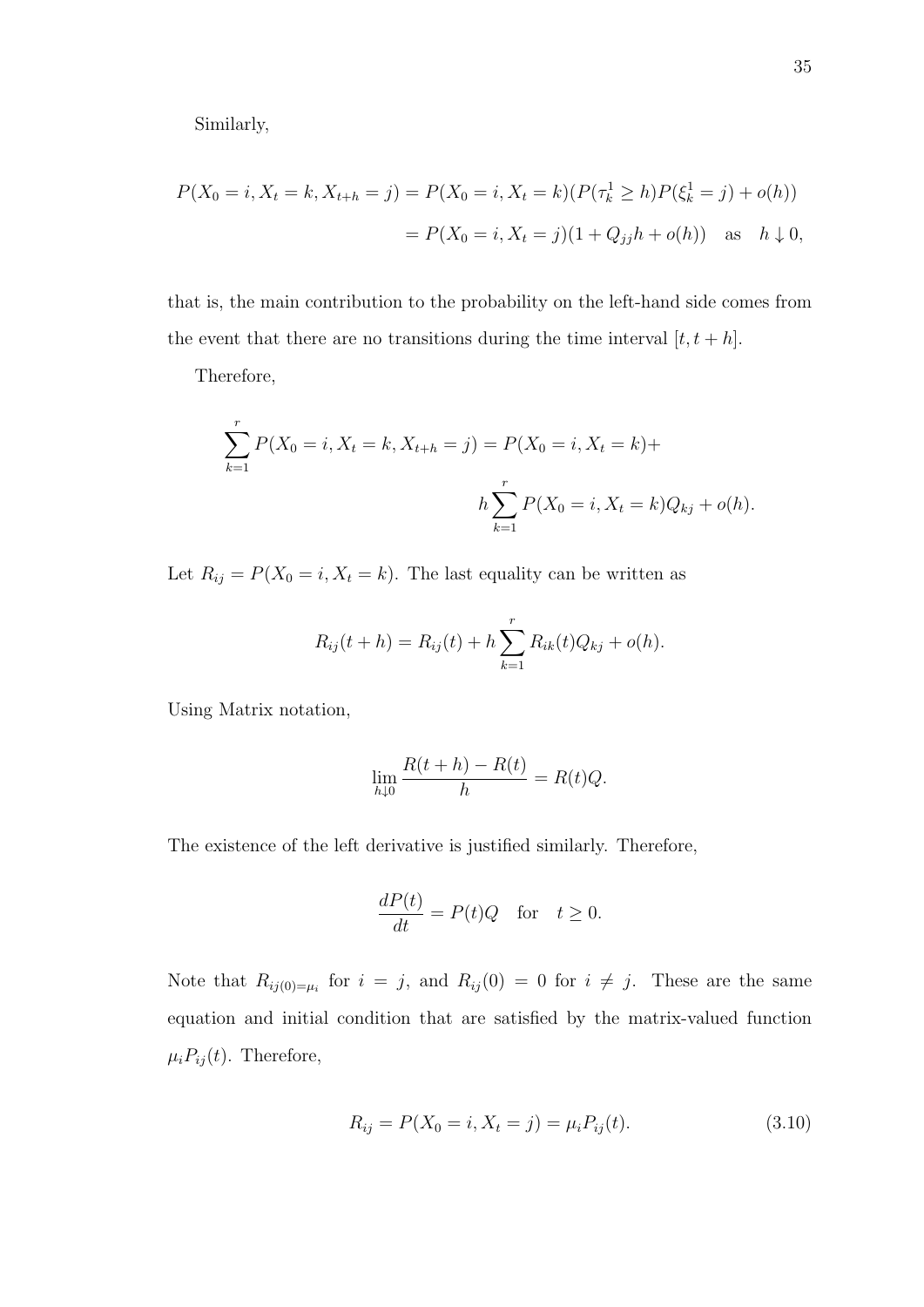Similarly,

$$P(X_0 = i, X_t = k, X_{t+h} = j) = P(X_0 = i, X_t = k)(P(\tau_k^1 \geq h)P(\xi_k^1 = j) + o(h))$$

$$= P(X_0 = i, X_t = j)(1 + Q_{jj}h + o(h)) \quad \text{as} \quad h \downarrow 0,$$

that is, the main contribution to the probability on the left-hand side comes from the event that there are no transitions during the time interval $[t, t+h]$.

Therefore,

$$\sum_{k=1}^{r} P(X_0 = i, X_t = k, X_{t+h} = j) = P(X_0 = i, X_t = k) +$$

$$h \sum_{k=1}^{r} P(X_0 = i, X_t = k) Q_{kj} + o(h).$$

Let $R_{ij} = P(X_0 = i, X_t = k)$. The last equality can be written as

$$R_{ij}(t+h) = R_{ij}(t) + h \sum_{k=1}^{r} R_{ik}(t) Q_{kj} + o(h).$$

Using Matrix notation,

$$\lim_{h \downarrow 0} \frac{R(t+h) - R(t)}{h} = R(t)Q.$$

The existence of the left derivative is justified similarly. Therefore,

$$\frac{dP(t)}{dt} = P(t)Q \quad \text{for} \quad t \geq 0.$$

Note that $R_{ij(0)=\mu_i}$ for $i = j$, and $R_{ij}(0) = 0$ for $i \neq j$. These are the same equation and initial condition that are satisfied by the matrix-valued function $\mu_i P_{ij}(t)$. Therefore,

$$R_{ij} = P(X_0 = i, X_t = j) = \mu_i P_{ij}(t). \tag{3.10}$$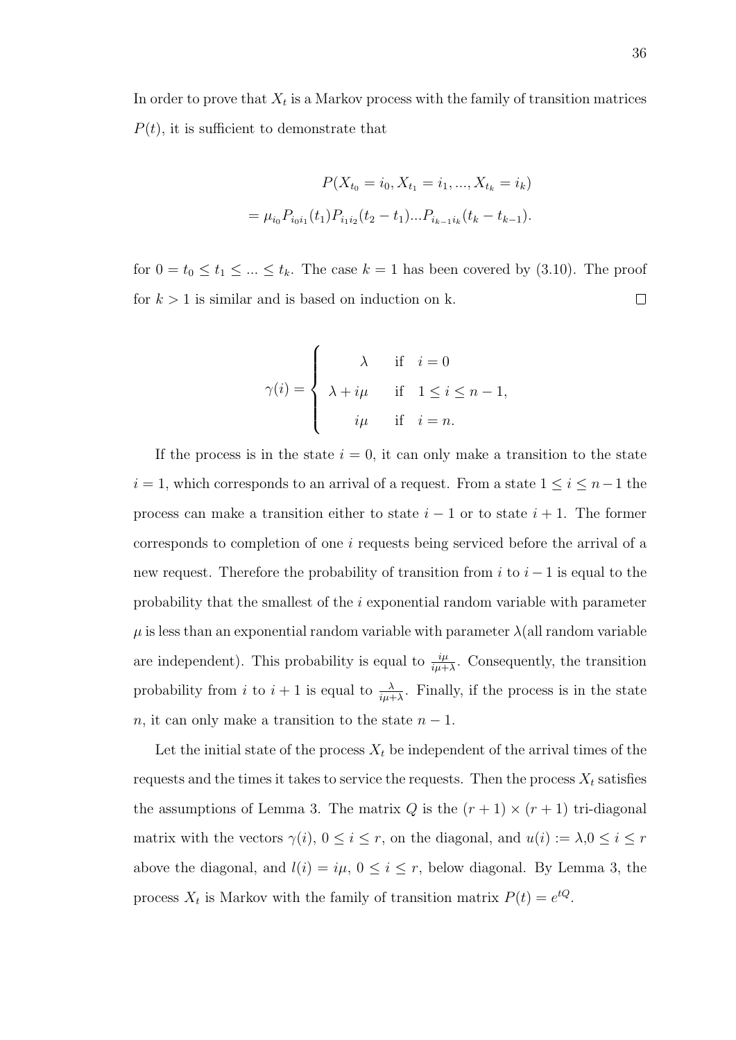In order to prove that $X_t$ is a Markov process with the family of transition matrices $P(t)$, it is sufficient to demonstrate that

$$
\begin{aligned}
&P(X_{t_0} = i_0, X_{t_1} = i_1, ..., X_{t_k} = i_k) \\
&= \mu_{i_0} P_{i_0 i_1}(t_1) P_{i_1 i_2}(t_2 - t_1) ... P_{i_{k-1} i_k}(t_k - t_{k-1}).
\end{aligned}
$$

for $0 = t_0 \leq t_1 \leq ... \leq t_k$. The case $k = 1$ has been covered by (3.10). The proof for $k > 1$ is similar and is based on induction on k. $\square$

$$
\gamma(i) = \begin{cases} \lambda & \text{if} \quad i = 0 \\ \lambda + i\mu & \text{if} \quad 1 \leq i \leq n-1, \\ i\mu & \text{if} \quad i = n. \end{cases}
$$

If the process is in the state $i = 0$, it can only make a transition to the state $i = 1$, which corresponds to an arrival of a request. From a state $1 \leq i \leq n-1$ the process can make a transition either to state $i-1$ or to state $i+1$. The former corresponds to completion of one $i$ requests being serviced before the arrival of a new request. Therefore the probability of transition from $i$ to $i-1$ is equal to the probability that the smallest of the $i$ exponential random variable with parameter $\mu$ is less than an exponential random variable with parameter $\lambda$(all random variable are independent). This probability is equal to $\frac{i\mu}{i\mu+\lambda}$. Consequently, the transition probability from $i$ to $i+1$ is equal to $\frac{\lambda}{i\mu+\lambda}$. Finally, if the process is in the state $n$, it can only make a transition to the state $n-1$.

Let the initial state of the process $X_t$ be independent of the arrival times of the requests and the times it takes to service the requests. Then the process $X_t$ satisfies the assumptions of Lemma 3. The matrix $Q$ is the $(r+1) \times (r+1)$ tri-diagonal matrix with the vectors $\gamma(i)$, $0 \leq i \leq r$, on the diagonal, and $u(i) := \lambda, 0 \leq i \leq r$ above the diagonal, and $l(i) = i\mu$, $0 \leq i \leq r$, below diagonal. By Lemma 3, the process $X_t$ is Markov with the family of transition matrix $P(t) = e^{tQ}$.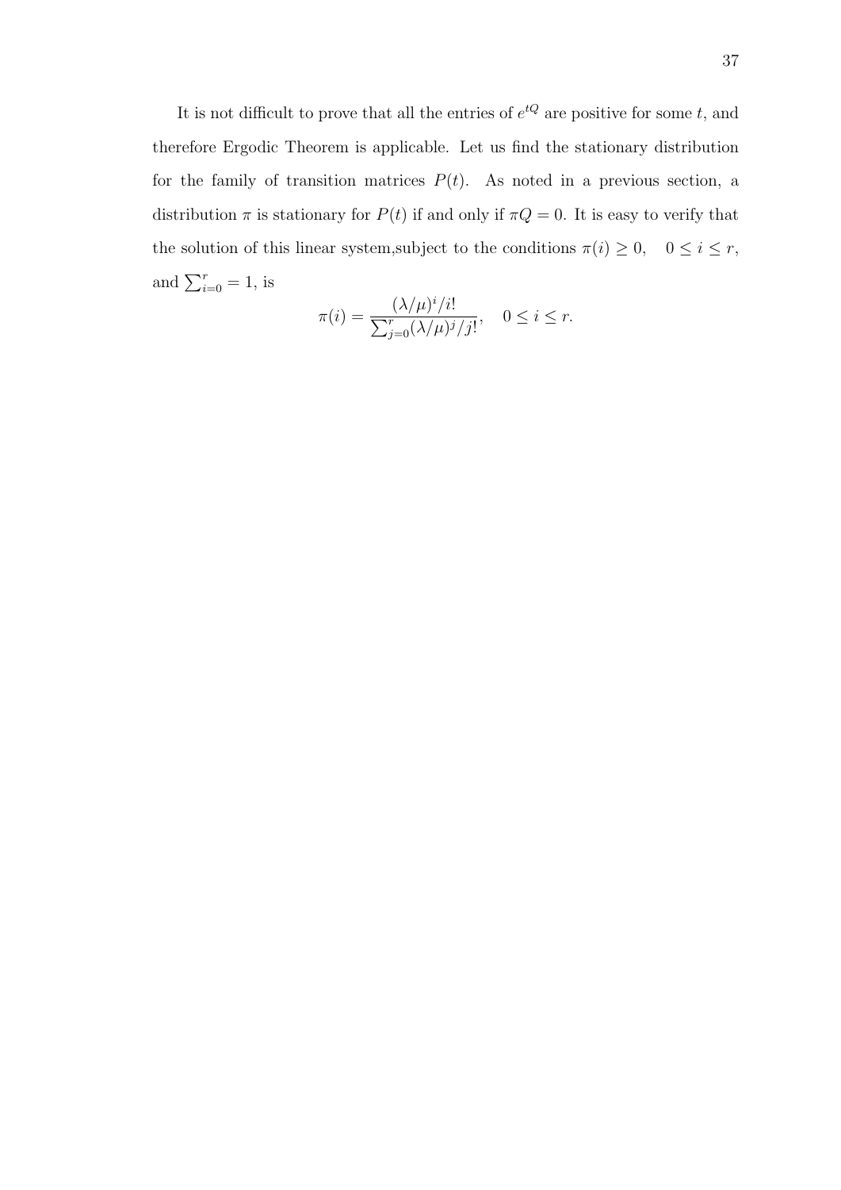It is not difficult to prove that all the entries of $e^{tQ}$ are positive for some $t$, and therefore Ergodic Theorem is applicable. Let us find the stationary distribution for the family of transition matrices $P(t)$. As noted in a previous section, a distribution $\pi$ is stationary for $P(t)$ if and only if $\pi Q = 0$. It is easy to verify that the solution of this linear system,subject to the conditions $\pi(i) \geq 0, \quad 0 \leq i \leq r$, and $\sum_{i=0}^{r} = 1$, is

$$\pi(i) = \frac{(\lambda/\mu)^i/i!}{\sum_{j=0}^{r}(\lambda/\mu)^j/j!}, \quad 0 \leq i \leq r.$$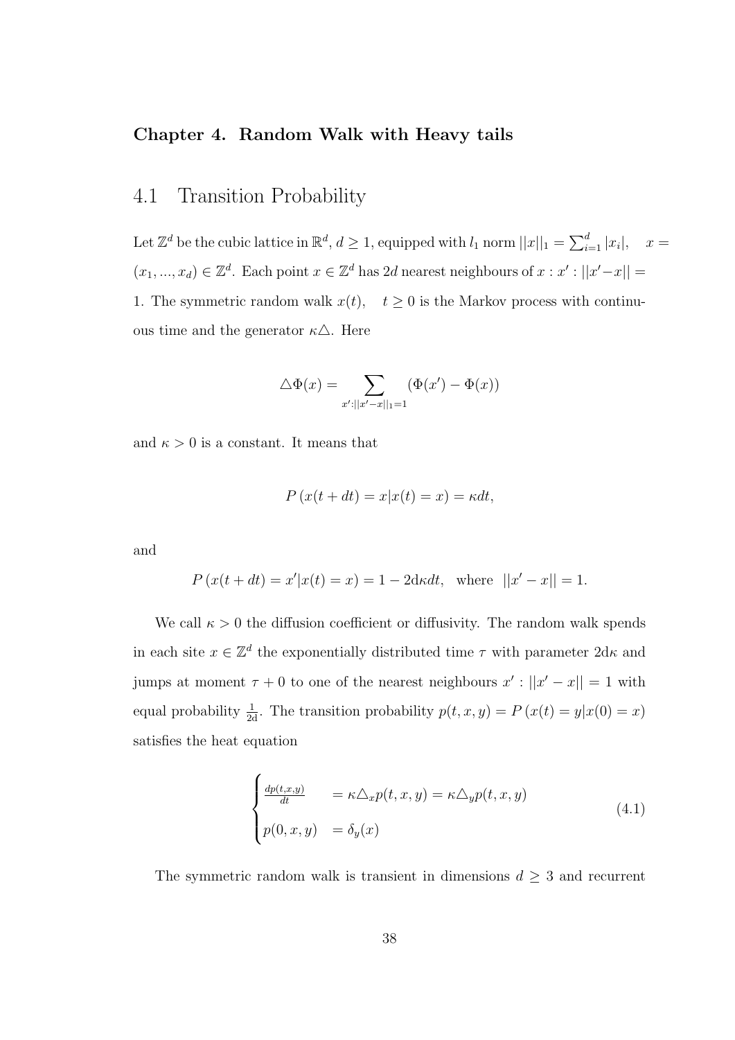**Chapter 4. Random Walk with Heavy tails**

## 4.1 Transition Probability

Let $\mathbb{Z}^d$ be the cubic lattice in $\mathbb{R}^d$, $d \geq 1$, equipped with $l_1$ norm $||x||_1 = \sum_{i=1}^{d} |x_i|, \quad x = (x_1, ..., x_d) \in \mathbb{Z}^d$. Each point $x \in \mathbb{Z}^d$ has $2d$ nearest neighbours of $x : x' : ||x' - x|| = 1$. The symmetric random walk $x(t), \quad t \geq 0$ is the Markov process with continuous time and the generator $\kappa\triangle$. Here

$$\triangle\Phi(x) = \sum_{x':||x'-x||_1=1} (\Phi(x') - \Phi(x))$$

and $\kappa > 0$ is a constant. It means that

$$P\left(x(t+dt) = x | x(t) = x\right) = \kappa dt,$$

and

$$P\left(x(t+dt) = x' | x(t) = x\right) = 1 - 2\mathrm{d}\kappa dt, \quad \text{where} \quad ||x' - x|| = 1.$$

We call $\kappa > 0$ the diffusion coefficient or diffusivity. The random walk spends in each site $x \in \mathbb{Z}^d$ the exponentially distributed time $\tau$ with parameter $2\mathrm{d}\kappa$ and jumps at moment $\tau + 0$ to one of the nearest neighbours $x' : ||x' - x|| = 1$ with equal probability $\frac{1}{2\mathrm{d}}$. The transition probability $p(t, x, y) = P\left(x(t) = y | x(0) = x\right)$ satisfies the heat equation

$$\begin{cases} \frac{dp(t,x,y)}{dt} & = \kappa\triangle_x p(t, x, y) = \kappa\triangle_y p(t, x, y) \\ p(0, x, y) & = \delta_y(x) \end{cases} \tag{4.1}$$

The symmetric random walk is transient in dimensions $d \geq 3$ and recurrent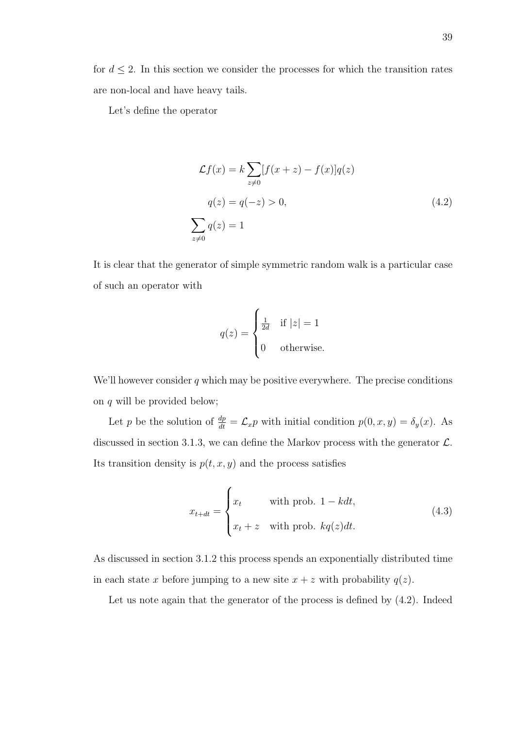for $d \leq 2$. In this section we consider the processes for which the transition rates are non-local and have heavy tails.

Let's define the operator

$$
\begin{aligned}
\mathcal{L}f(x) &= k \sum_{z \neq 0} [f(x+z) - f(x)] q(z) \\
q(z) &= q(-z) > 0, \\
\sum_{z \neq 0} q(z) &= 1
\end{aligned}
\tag{4.2}
$$

It is clear that the generator of simple symmetric random walk is a particular case of such an operator with

$$
q(z) = \begin{cases} \frac{1}{2d} & \text{if } |z| = 1 \\ 0 & \text{otherwise.} \end{cases}
$$

We'll however consider $q$ which may be positive everywhere. The precise conditions on $q$ will be provided below;

Let $p$ be the solution of $\frac{dp}{dt} = \mathcal{L}_x p$ with initial condition $p(0, x, y) = \delta_y(x)$. As discussed in section 3.1.3, we can define the Markov process with the generator $\mathcal{L}$. Its transition density is $p(t, x, y)$ and the process satisfies

$$
x_{t+dt} = \begin{cases} x_t & \text{with prob. } 1 - kdt, \\ x_t + z & \text{with prob. } kq(z)dt. \end{cases}
\tag{4.3}
$$

As discussed in section 3.1.2 this process spends an exponentially distributed time in each state $x$ before jumping to a new site $x + z$ with probability $q(z)$.

Let us note again that the generator of the process is defined by (4.2). Indeed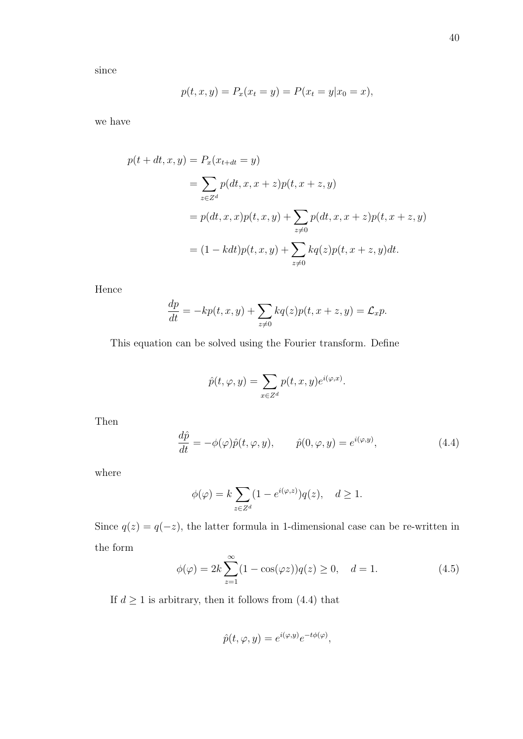since

$$p(t, x, y) = P_x(x_t = y) = P(x_t = y | x_0 = x),$$

we have

$$\begin{aligned}
p(t + dt, x, y) &= P_x(x_{t+dt} = y) \\
&= \sum_{z \in Z^d} p(dt, x, x + z) p(t, x + z, y) \\
&= p(dt, x, x) p(t, x, y) + \sum_{z \neq 0} p(dt, x, x + z) p(t, x + z, y) \\
&= (1 - k dt) p(t, x, y) + \sum_{z \neq 0} k q(z) p(t, x + z, y) dt.
\end{aligned}$$

Hence

$$\frac{dp}{dt} = -kp(t, x, y) + \sum_{z \neq 0} k q(z) p(t, x + z, y) = \mathcal{L}_x p.$$

This equation can be solved using the Fourier transform. Define

$$\hat{p}(t, \varphi, y) = \sum_{x \in Z^d} p(t, x, y) e^{i(\varphi, x)}.$$

Then

$$\frac{d\hat{p}}{dt} = -\phi(\varphi) \hat{p}(t, \varphi, y), \qquad \hat{p}(0, \varphi, y) = e^{i(\varphi, y)}, \tag{4.4}$$

where

$$\phi(\varphi) = k \sum_{z \in Z^d} (1 - e^{i(\varphi, z)}) q(z), \quad d \geq 1.$$

Since $q(z) = q(-z)$, the latter formula in 1-dimensional case can be re-written in the form

$$\phi(\varphi) = 2k \sum_{z=1}^{\infty} (1 - \cos(\varphi z)) q(z) \geq 0, \quad d = 1. \tag{4.5}$$

If $d \geq 1$ is arbitrary, then it follows from (4.4) that

$$\hat{p}(t, \varphi, y) = e^{i(\varphi, y)} e^{-t\phi(\varphi)},$$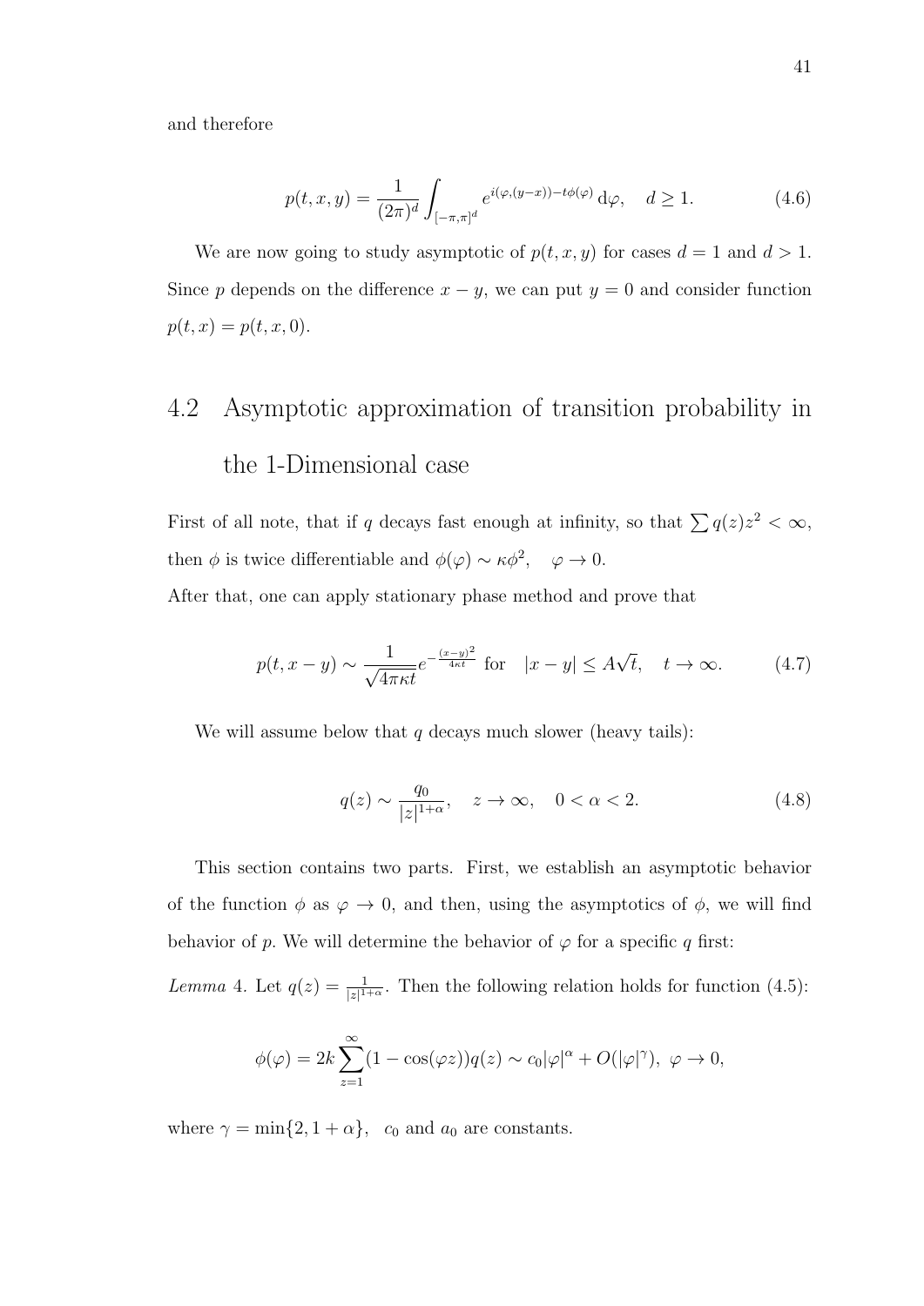and therefore

$$p(t,x,y) = \frac{1}{(2\pi)^d} \int_{[-\pi,\pi]^d} e^{i(\varphi,(y-x)) - t\phi(\varphi)} \, \mathrm{d}\varphi, \quad d \geq 1. \tag{4.6}$$

We are now going to study asymptotic of $p(t,x,y)$ for cases $d = 1$ and $d > 1$. Since $p$ depends on the difference $x - y$, we can put $y = 0$ and consider function $p(t,x) = p(t,x,0)$.

## 4.2 Asymptotic approximation of transition probability in the 1-Dimensional case

First of all note, that if $q$ decays fast enough at infinity, so that $\sum q(z)z^2 < \infty$, then $\phi$ is twice differentiable and $\phi(\varphi) \sim \kappa\phi^2, \quad \varphi \to 0$.
After that, one can apply stationary phase method and prove that

$$p(t,x-y) \sim \frac{1}{\sqrt{4\pi\kappa t}} e^{-\frac{(x-y)^2}{4\kappa t}} \text{ for } \quad |x-y| \leq A\sqrt{t}, \quad t \to \infty. \tag{4.7}$$

We will assume below that $q$ decays much slower (heavy tails):

$$q(z) \sim \frac{q_0}{|z|^{1+\alpha}}, \quad z \to \infty, \quad 0 < \alpha < 2. \tag{4.8}$$

This section contains two parts. First, we establish an asymptotic behavior of the function $\phi$ as $\varphi \to 0$, and then, using the asymptotics of $\phi$, we will find behavior of $p$. We will determine the behavior of $\varphi$ for a specific $q$ first:

*Lemma* 4. Let $q(z) = \frac{1}{|z|^{1+\alpha}}$. Then the following relation holds for function (4.5):

$$\phi(\varphi) = 2k \sum_{z=1}^{\infty} (1 - \cos(\varphi z)) q(z) \sim c_0 |\varphi|^\alpha + O(|\varphi|^\gamma), \ \varphi \to 0,$$

where $\gamma = \min\{2, 1+\alpha\}$, $\quad c_0$ and $a_0$ are constants.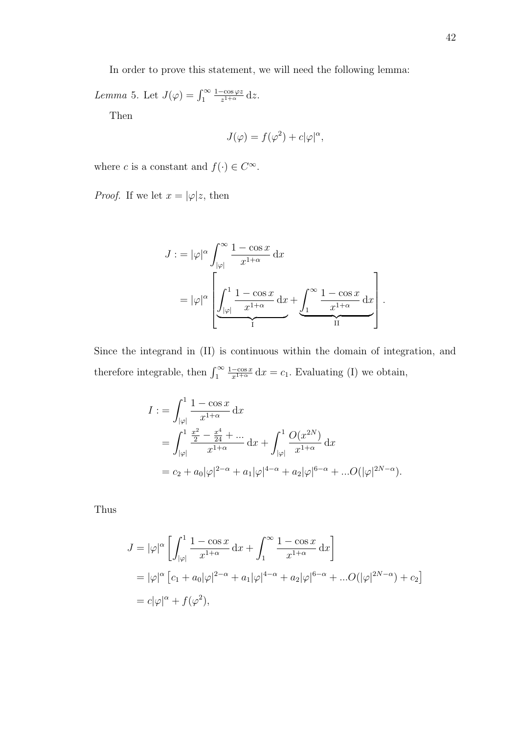In order to prove this statement, we will need the following lemma:

*Lemma* 5. Let $J(\varphi) = \int_1^\infty \frac{1-\cos\varphi z}{z^{1+\alpha}}\,\mathrm{d}z$.

Then

$$J(\varphi) = f(\varphi^2) + c|\varphi|^\alpha,$$

where $c$ is a constant and $f(\cdot) \in C^\infty$.

*Proof.* If we let $x = |\varphi|z$, then

$$\begin{aligned}
J :&= |\varphi|^\alpha \int_{|\varphi|}^\infty \frac{1-\cos x}{x^{1+\alpha}}\,\mathrm{d}x \\
&= |\varphi|^\alpha \left[ \underbrace{\int_{|\varphi|}^1 \frac{1-\cos x}{x^{1+\alpha}}\,\mathrm{d}x}_{\text{I}} + \underbrace{\int_1^\infty \frac{1-\cos x}{x^{1+\alpha}}\,\mathrm{d}x}_{\text{II}} \right].
\end{aligned}$$

Since the integrand in (II) is continuous within the domain of integration, and therefore integrable, then $\int_1^\infty \frac{1-\cos x}{x^{1+\alpha}}\,\mathrm{d}x = c_1$. Evaluating (I) we obtain,

$$\begin{aligned}
I :&= \int_{|\varphi|}^1 \frac{1-\cos x}{x^{1+\alpha}}\,\mathrm{d}x \\
&= \int_{|\varphi|}^1 \frac{\frac{x^2}{2} - \frac{x^4}{24} + \ldots}{x^{1+\alpha}}\,\mathrm{d}x + \int_{|\varphi|}^1 \frac{O(x^{2N})}{x^{1+\alpha}}\,\mathrm{d}x \\
&= c_2 + a_0|\varphi|^{2-\alpha} + a_1|\varphi|^{4-\alpha} + a_2|\varphi|^{6-\alpha} + \ldots O(|\varphi|^{2N-\alpha}).
\end{aligned}$$

Thus

$$\begin{aligned}
J &= |\varphi|^\alpha \left[ \int_{|\varphi|}^1 \frac{1-\cos x}{x^{1+\alpha}}\,\mathrm{d}x + \int_1^\infty \frac{1-\cos x}{x^{1+\alpha}}\,\mathrm{d}x \right] \\
&= |\varphi|^\alpha \left[ c_1 + a_0|\varphi|^{2-\alpha} + a_1|\varphi|^{4-\alpha} + a_2|\varphi|^{6-\alpha} + \ldots O(|\varphi|^{2N-\alpha}) + c_2 \right] \\
&= c|\varphi|^\alpha + f(\varphi^2),
\end{aligned}$$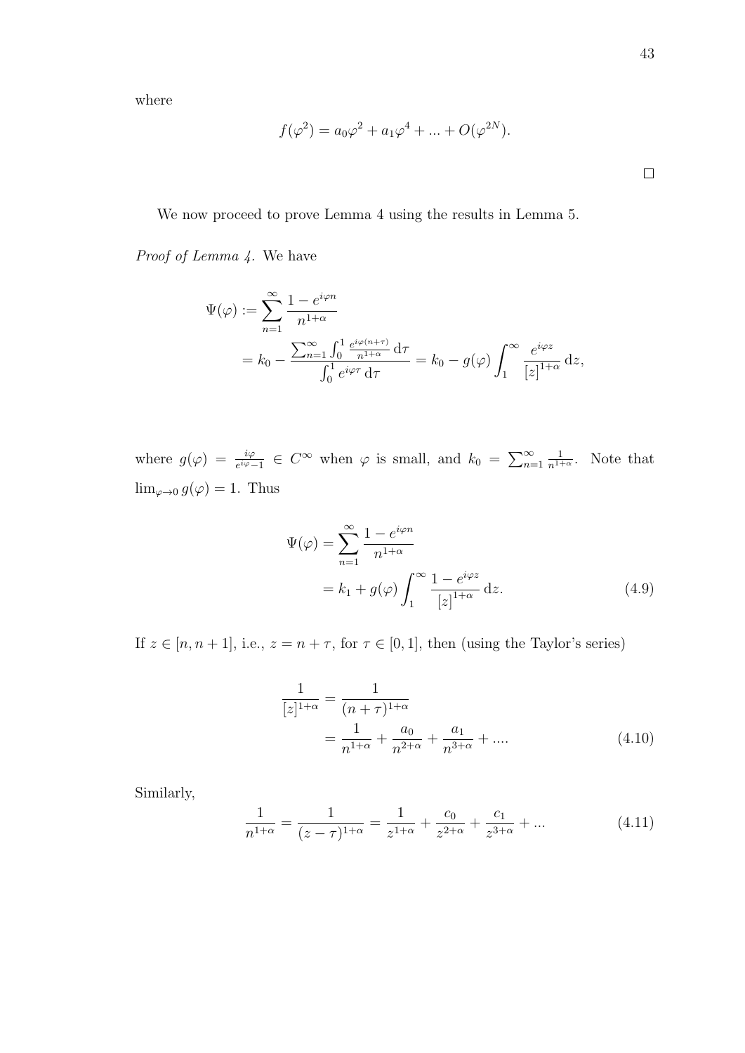where

$$f(\varphi^2) = a_0\varphi^2 + a_1\varphi^4 + ... + O(\varphi^{2N}).$$

$\square$

We now proceed to prove Lemma 4 using the results in Lemma 5.

*Proof of Lemma 4.* We have

$$\begin{aligned}
\Psi(\varphi) &:= \sum_{n=1}^{\infty} \frac{1 - e^{i\varphi n}}{n^{1+\alpha}} \\
&= k_0 - \frac{\sum_{n=1}^{\infty} \int_0^1 \frac{e^{i\varphi(n+\tau)}}{n^{1+\alpha}} \, \mathrm{d}\tau}{\int_0^1 e^{i\varphi\tau} \, \mathrm{d}\tau} = k_0 - g(\varphi) \int_1^{\infty} \frac{e^{i\varphi z}}{[z]^{1+\alpha}} \, \mathrm{d}z,
\end{aligned}$$

where $g(\varphi) = \frac{i\varphi}{e^{i\varphi}-1} \in C^{\infty}$ when $\varphi$ is small, and $k_0 = \sum_{n=1}^{\infty} \frac{1}{n^{1+\alpha}}$. Note that $\lim_{\varphi \to 0} g(\varphi) = 1$. Thus

$$\begin{aligned}
\Psi(\varphi) &= \sum_{n=1}^{\infty} \frac{1 - e^{i\varphi n}}{n^{1+\alpha}} \\
&= k_1 + g(\varphi) \int_1^{\infty} \frac{1 - e^{i\varphi z}}{[z]^{1+\alpha}} \, \mathrm{d}z. \qquad (4.9)
\end{aligned}$$

If $z \in [n, n+1]$, i.e., $z = n + \tau$, for $\tau \in [0, 1]$, then (using the Taylor's series)

$$\begin{aligned}
\frac{1}{[z]^{1+\alpha}} &= \frac{1}{(n+\tau)^{1+\alpha}} \\
&= \frac{1}{n^{1+\alpha}} + \frac{a_0}{n^{2+\alpha}} + \frac{a_1}{n^{3+\alpha}} + .... \qquad (4.10)
\end{aligned}$$

Similarly,

$$\frac{1}{n^{1+\alpha}} = \frac{1}{(z-\tau)^{1+\alpha}} = \frac{1}{z^{1+\alpha}} + \frac{c_0}{z^{2+\alpha}} + \frac{c_1}{z^{3+\alpha}} + ... \qquad (4.11)$$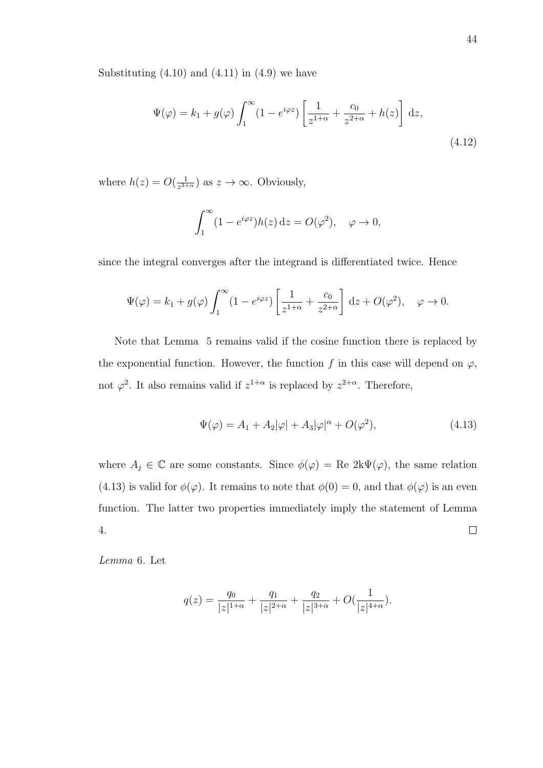Substituting (4.10) and (4.11) in (4.9) we have

$$\Psi(\varphi) = k_1 + g(\varphi) \int_1^{\infty} (1 - e^{i\varphi z}) \left[ \frac{1}{z^{1+\alpha}} + \frac{c_0}{z^{2+\alpha}} + h(z) \right] \, \mathrm{d}z, \tag{4.12}$$

where $h(z) = O(\frac{1}{z^{3+\alpha}})$ as $z \to \infty$. Obviously,

$$\int_1^{\infty} (1 - e^{i\varphi z}) h(z) \, \mathrm{d}z = O(\varphi^2), \quad \varphi \to 0,$$

since the integral converges after the integrand is differentiated twice. Hence

$$\Psi(\varphi) = k_1 + g(\varphi) \int_1^{\infty} (1 - e^{i\varphi z}) \left[ \frac{1}{z^{1+\alpha}} + \frac{c_0}{z^{2+\alpha}} \right] \, \mathrm{d}z + O(\varphi^2), \quad \varphi \to 0.$$

Note that Lemma 5 remains valid if the cosine function there is replaced by the exponential function. However, the function $f$ in this case will depend on $\varphi$, not $\varphi^2$. It also remains valid if $z^{1+\alpha}$ is replaced by $z^{2+\alpha}$. Therefore,

$$\Psi(\varphi) = A_1 + A_2|\varphi| + A_3|\varphi|^{\alpha} + O(\varphi^2), \tag{4.13}$$

where $A_j \in \mathbb{C}$ are some constants. Since $\phi(\varphi) = \text{Re } 2\text{k}\Psi(\varphi)$, the same relation (4.13) is valid for $\phi(\varphi)$. It remains to note that $\phi(0) = 0$, and that $\phi(\varphi)$ is an even function. The latter two properties immediately imply the statement of Lemma 4. $\square$

*Lemma* 6. Let

$$q(z) = \frac{q_0}{|z|^{1+\alpha}} + \frac{q_1}{|z|^{2+\alpha}} + \frac{q_2}{|z|^{3+\alpha}} + O(\frac{1}{|z|^{4+\alpha}}).$$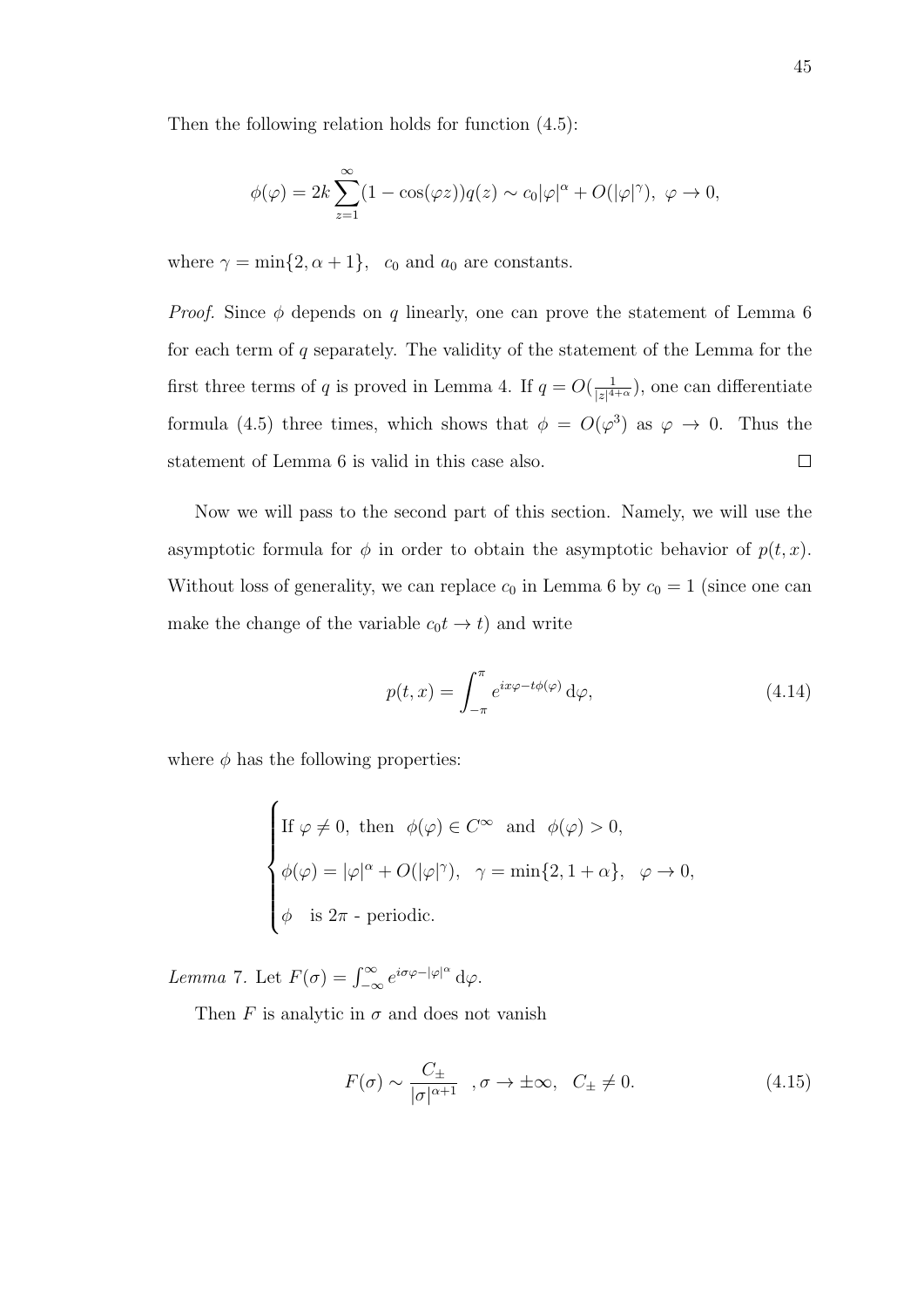Then the following relation holds for function (4.5):

$$\phi(\varphi) = 2k\sum_{z=1}^{\infty}(1-\cos(\varphi z))q(z) \sim c_0|\varphi|^{\alpha} + O(|\varphi|^{\gamma}),\ \varphi \to 0,$$

where $\gamma = \min\{2, \alpha+1\}$, $c_0$ and $a_0$ are constants.

*Proof.* Since $\phi$ depends on $q$ linearly, one can prove the statement of Lemma 6 for each term of $q$ separately. The validity of the statement of the Lemma for the first three terms of $q$ is proved in Lemma 4. If $q = O(\frac{1}{|z|^{4+\alpha}})$, one can differentiate formula (4.5) three times, which shows that $\phi = O(\varphi^3)$ as $\varphi \to 0$. Thus the statement of Lemma 6 is valid in this case also. ◻

Now we will pass to the second part of this section. Namely, we will use the asymptotic formula for $\phi$ in order to obtain the asymptotic behavior of $p(t,x)$. Without loss of generality, we can replace $c_0$ in Lemma 6 by $c_0 = 1$ (since one can make the change of the variable $c_0 t \to t$) and write

$$p(t,x) = \int_{-\pi}^{\pi} e^{ix\varphi - t\phi(\varphi)}\,\mathrm{d}\varphi, \tag{4.14}$$

where $\phi$ has the following properties:

$$\begin{cases} \text{If } \varphi \neq 0, \text{ then } \ \phi(\varphi) \in C^{\infty} \ \text{ and } \ \phi(\varphi) > 0, \\ \phi(\varphi) = |\varphi|^{\alpha} + O(|\varphi|^{\gamma}), \quad \gamma = \min\{2, 1+\alpha\}, \quad \varphi \to 0, \\ \phi \quad \text{is } 2\pi \text{ - periodic.} \end{cases}$$

*Lemma 7.* Let $F(\sigma) = \int_{-\infty}^{\infty} e^{i\sigma\varphi - |\varphi|^{\alpha}}\,\mathrm{d}\varphi$.

Then $F$ is analytic in $\sigma$ and does not vanish

$$F(\sigma) \sim \frac{C_{\pm}}{|\sigma|^{\alpha+1}} \quad , \sigma \to \pm\infty, \quad C_{\pm} \neq 0. \tag{4.15}$$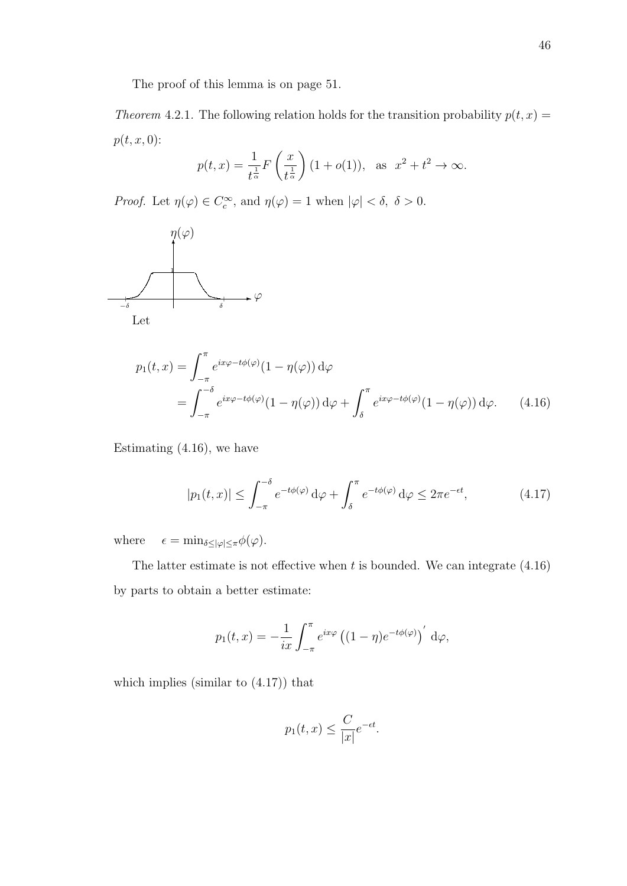The proof of this lemma is on page 51.

*Theorem* 4.2.1. The following relation holds for the transition probability $p(t,x) = p(t,x,0)$:

$$p(t,x) = \frac{1}{t^{\frac{1}{\alpha}}} F\left(\frac{x}{t^{\frac{1}{\alpha}}}\right)(1+o(1)), \quad \text{as} \quad x^2+t^2 \to \infty.$$

*Proof.* Let $\eta(\varphi) \in C_c^\infty$, and $\eta(\varphi) = 1$ when $|\varphi| < \delta$, $\delta > 0$.

Let

$$\begin{aligned}
p_1(t,x) &= \int_{-\pi}^{\pi} e^{ix\varphi - t\phi(\varphi)}(1-\eta(\varphi))\,\mathrm{d}\varphi \\
&= \int_{-\pi}^{-\delta} e^{ix\varphi - t\phi(\varphi)}(1-\eta(\varphi))\,\mathrm{d}\varphi + \int_{\delta}^{\pi} e^{ix\varphi - t\phi(\varphi)}(1-\eta(\varphi))\,\mathrm{d}\varphi. \qquad (4.16)
\end{aligned}$$

Estimating (4.16), we have

$$|p_1(t,x)| \le \int_{-\pi}^{-\delta} e^{-t\phi(\varphi)}\,\mathrm{d}\varphi + \int_{\delta}^{\pi} e^{-t\phi(\varphi)}\,\mathrm{d}\varphi \le 2\pi e^{-\epsilon t}, \qquad (4.17)$$

where $\quad \epsilon = \min_{\delta \le |\varphi| \le \pi} \phi(\varphi)$.

The latter estimate is not effective when $t$ is bounded. We can integrate (4.16) by parts to obtain a better estimate:

$$p_1(t,x) = -\frac{1}{ix}\int_{-\pi}^{\pi} e^{ix\varphi}\left((1-\eta)e^{-t\phi(\varphi)}\right)'\,\mathrm{d}\varphi,$$

which implies (similar to (4.17)) that

$$p_1(t,x) \le \frac{C}{|x|}e^{-\epsilon t}.$$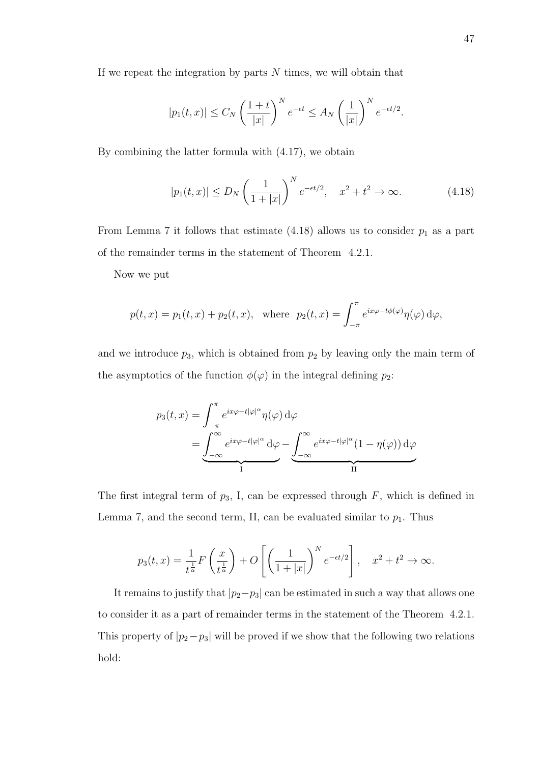If we repeat the integration by parts $N$ times, we will obtain that

$$|p_1(t,x)| \le C_N \left(\frac{1+t}{|x|}\right)^N e^{-\epsilon t} \le A_N \left(\frac{1}{|x|}\right)^N e^{-\epsilon t/2}.$$

By combining the latter formula with (4.17), we obtain

$$|p_1(t,x)| \le D_N \left(\frac{1}{1+|x|}\right)^N e^{-\epsilon t/2}, \quad x^2+t^2 \to \infty. \tag{4.18}$$

From Lemma 7 it follows that estimate (4.18) allows us to consider $p_1$ as a part of the remainder terms in the statement of Theorem 4.2.1.

Now we put

$$p(t,x) = p_1(t,x) + p_2(t,x), \quad \text{where} \quad p_2(t,x) = \int_{-\pi}^{\pi} e^{ix\varphi - t\phi(\varphi)} \eta(\varphi)\,\mathrm{d}\varphi,$$

and we introduce $p_3$, which is obtained from $p_2$ by leaving only the main term of the asymptotics of the function $\phi(\varphi)$ in the integral defining $p_2$:

$$\begin{aligned} p_3(t,x) &= \int_{-\pi}^{\pi} e^{ix\varphi - t|\varphi|^\alpha} \eta(\varphi)\,\mathrm{d}\varphi \\ &= \underbrace{\int_{-\infty}^{\infty} e^{ix\varphi - t|\varphi|^\alpha}\,\mathrm{d}\varphi}_{\text{I}} - \underbrace{\int_{-\infty}^{\infty} e^{ix\varphi - t|\varphi|^\alpha}(1-\eta(\varphi))\,\mathrm{d}\varphi}_{\text{II}} \end{aligned}$$

The first integral term of $p_3$, I, can be expressed through $F$, which is defined in Lemma 7, and the second term, II, can be evaluated similar to $p_1$. Thus

$$p_3(t,x) = \frac{1}{t^{\frac{1}{\alpha}}} F\left(\frac{x}{t^{\frac{1}{\alpha}}}\right) + O\left[\left(\frac{1}{1+|x|}\right)^N e^{-\epsilon t/2}\right], \quad x^2+t^2 \to \infty.$$

It remains to justify that $|p_2 - p_3|$ can be estimated in such a way that allows one to consider it as a part of remainder terms in the statement of the Theorem 4.2.1. This property of $|p_2 - p_3|$ will be proved if we show that the following two relations hold: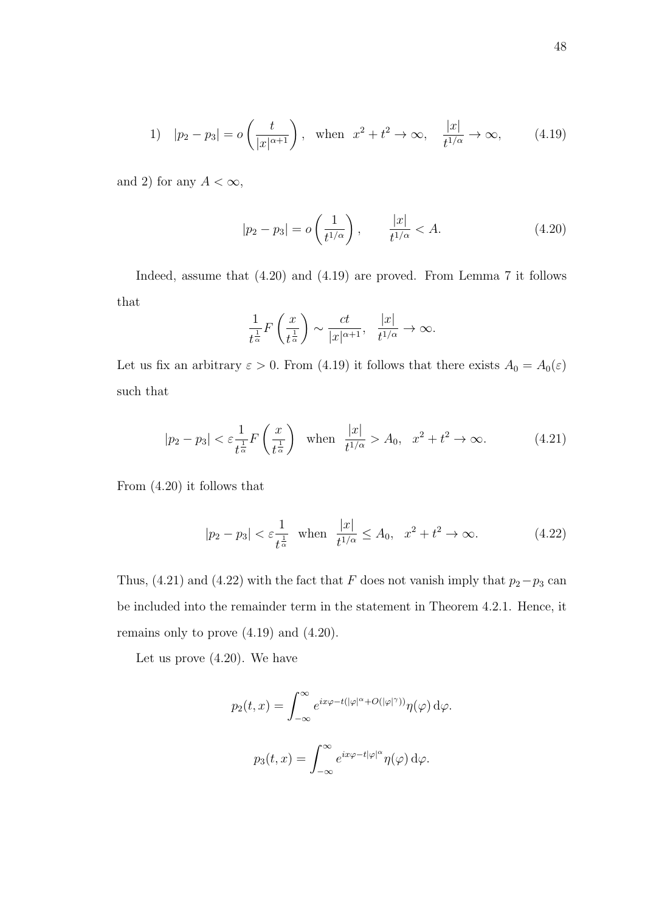$$1) \quad |p_2 - p_3| = o\left(\frac{t}{|x|^{\alpha+1}}\right), \quad \text{when} \quad x^2 + t^2 \to \infty, \quad \frac{|x|}{t^{1/\alpha}} \to \infty, \tag{4.19}$$

and 2) for any $A < \infty$,

$$|p_2 - p_3| = o\left(\frac{1}{t^{1/\alpha}}\right), \qquad \frac{|x|}{t^{1/\alpha}} < A. \tag{4.20}$$

Indeed, assume that (4.20) and (4.19) are proved. From Lemma 7 it follows that

$$\frac{1}{t^{\frac{1}{\alpha}}} F\left(\frac{x}{t^{\frac{1}{\alpha}}}\right) \sim \frac{ct}{|x|^{\alpha+1}}, \quad \frac{|x|}{t^{1/\alpha}} \to \infty.$$

Let us fix an arbitrary $\varepsilon > 0$. From (4.19) it follows that there exists $A_0 = A_0(\varepsilon)$ such that

$$|p_2 - p_3| < \varepsilon \frac{1}{t^{\frac{1}{\alpha}}} F\left(\frac{x}{t^{\frac{1}{\alpha}}}\right) \quad \text{when} \quad \frac{|x|}{t^{1/\alpha}} > A_0, \quad x^2 + t^2 \to \infty. \tag{4.21}$$

From (4.20) it follows that

$$|p_2 - p_3| < \varepsilon \frac{1}{t^{\frac{1}{\alpha}}} \quad \text{when} \quad \frac{|x|}{t^{1/\alpha}} \leq A_0, \quad x^2 + t^2 \to \infty. \tag{4.22}$$

Thus, (4.21) and (4.22) with the fact that $F$ does not vanish imply that $p_2 - p_3$ can be included into the remainder term in the statement in Theorem 4.2.1. Hence, it remains only to prove (4.19) and (4.20).

Let us prove (4.20). We have

$$p_2(t,x) = \int_{-\infty}^{\infty} e^{ix\varphi - t(|\varphi|^\alpha + O(|\varphi|^\gamma))} \eta(\varphi)\, \mathrm{d}\varphi.$$

$$p_3(t,x) = \int_{-\infty}^{\infty} e^{ix\varphi - t|\varphi|^\alpha} \eta(\varphi)\, \mathrm{d}\varphi.$$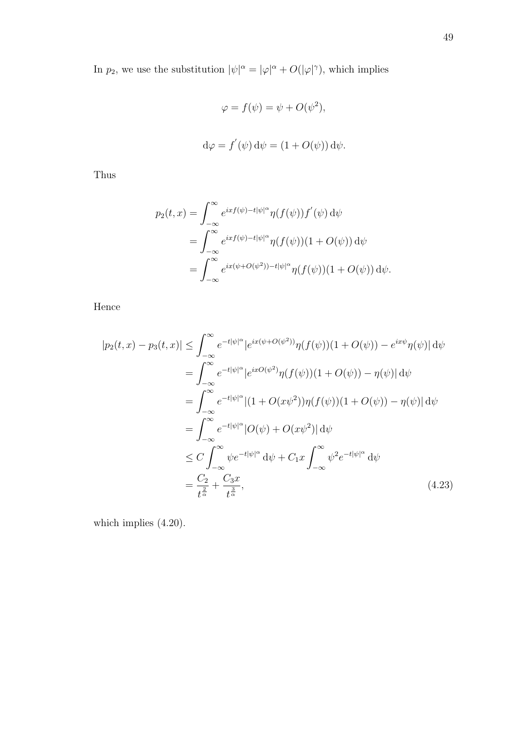In $p_2$, we use the substitution $|\psi|^\alpha = |\varphi|^\alpha + O(|\varphi|^\gamma)$, which implies

$$\varphi = f(\psi) = \psi + O(\psi^2),$$

$$\mathrm{d}\varphi = f'(\psi)\,\mathrm{d}\psi = (1 + O(\psi))\,\mathrm{d}\psi.$$

Thus

$$\begin{aligned}
p_2(t,x) &= \int_{-\infty}^{\infty} e^{ixf(\psi) - t|\psi|^\alpha} \eta(f(\psi)) f'(\psi)\,\mathrm{d}\psi \\
&= \int_{-\infty}^{\infty} e^{ixf(\psi) - t|\psi|^\alpha} \eta(f(\psi))(1 + O(\psi))\,\mathrm{d}\psi \\
&= \int_{-\infty}^{\infty} e^{ix(\psi + O(\psi^2)) - t|\psi|^\alpha} \eta(f(\psi))(1 + O(\psi))\,\mathrm{d}\psi.
\end{aligned}$$

Hence

$$\begin{aligned}
|p_2(t,x) - p_3(t,x)| &\leq \int_{-\infty}^{\infty} e^{-t|\psi|^\alpha} |e^{ix(\psi + O(\psi^2))} \eta(f(\psi))(1 + O(\psi)) - e^{ix\psi}\eta(\psi)|\,\mathrm{d}\psi \\
&= \int_{-\infty}^{\infty} e^{-t|\psi|^\alpha} |e^{ixO(\psi^2)} \eta(f(\psi))(1 + O(\psi)) - \eta(\psi)|\,\mathrm{d}\psi \\
&= \int_{-\infty}^{\infty} e^{-t|\psi|^\alpha} |(1 + O(x\psi^2))\eta(f(\psi))(1 + O(\psi)) - \eta(\psi)|\,\mathrm{d}\psi \\
&= \int_{-\infty}^{\infty} e^{-t|\psi|^\alpha} |O(\psi) + O(x\psi^2)|\,\mathrm{d}\psi \\
&\leq C \int_{-\infty}^{\infty} \psi e^{-t|\psi|^\alpha}\,\mathrm{d}\psi + C_1 x \int_{-\infty}^{\infty} \psi^2 e^{-t|\psi|^\alpha}\,\mathrm{d}\psi \\
&= \frac{C_2}{t^{\frac{2}{\alpha}}} + \frac{C_3 x}{t^{\frac{3}{\alpha}}},
\end{aligned} \tag{4.23}$$

which implies (4.20).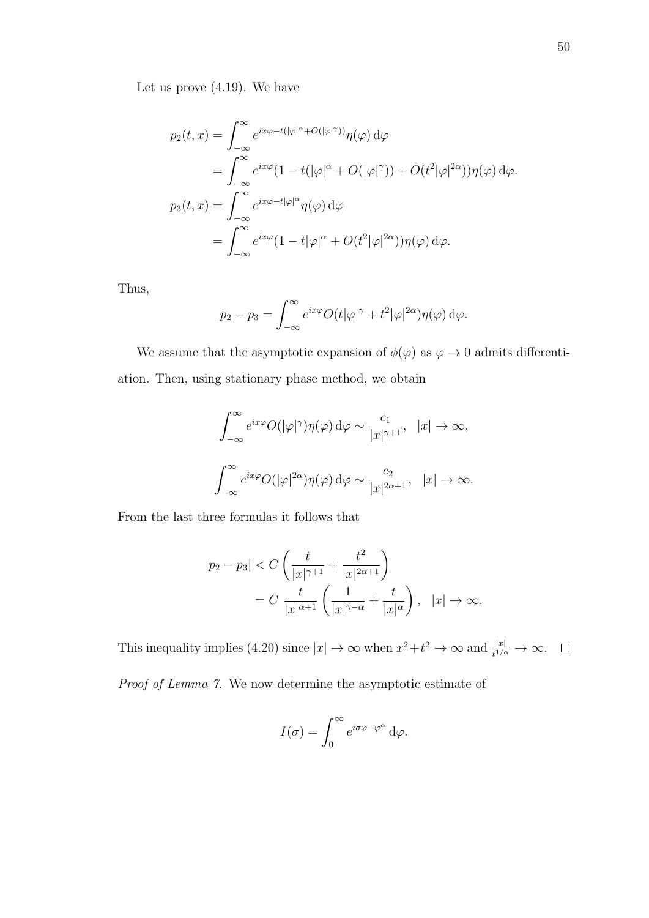Let us prove (4.19). We have

$$\begin{aligned}
p_2(t,x) &= \int_{-\infty}^{\infty} e^{ix\varphi - t(|\varphi|^\alpha + O(|\varphi|^\gamma))}\eta(\varphi)\,\mathrm{d}\varphi \\
&= \int_{-\infty}^{\infty} e^{ix\varphi}(1 - t(|\varphi|^\alpha + O(|\varphi|^\gamma)) + O(t^2|\varphi|^{2\alpha}))\eta(\varphi)\,\mathrm{d}\varphi. \\
p_3(t,x) &= \int_{-\infty}^{\infty} e^{ix\varphi - t|\varphi|^\alpha}\eta(\varphi)\,\mathrm{d}\varphi \\
&= \int_{-\infty}^{\infty} e^{ix\varphi}(1 - t|\varphi|^\alpha + O(t^2|\varphi|^{2\alpha}))\eta(\varphi)\,\mathrm{d}\varphi.
\end{aligned}$$

Thus,

$$p_2 - p_3 = \int_{-\infty}^{\infty} e^{ix\varphi} O(t|\varphi|^\gamma + t^2|\varphi|^{2\alpha})\eta(\varphi)\,\mathrm{d}\varphi.$$

We assume that the asymptotic expansion of $\phi(\varphi)$ as $\varphi \to 0$ admits differentiation. Then, using stationary phase method, we obtain

$$\int_{-\infty}^{\infty} e^{ix\varphi} O(|\varphi|^\gamma)\eta(\varphi)\,\mathrm{d}\varphi \sim \frac{c_1}{|x|^{\gamma+1}}, \quad |x| \to \infty,$$

$$\int_{-\infty}^{\infty} e^{ix\varphi} O(|\varphi|^{2\alpha})\eta(\varphi)\,\mathrm{d}\varphi \sim \frac{c_2}{|x|^{2\alpha+1}}, \quad |x| \to \infty.$$

From the last three formulas it follows that

$$\begin{aligned}
|p_2 - p_3| &< C\left(\frac{t}{|x|^{\gamma+1}} + \frac{t^2}{|x|^{2\alpha+1}}\right) \\
&= C\,\frac{t}{|x|^{\alpha+1}}\left(\frac{1}{|x|^{\gamma-\alpha}} + \frac{t}{|x|^\alpha}\right), \quad |x| \to \infty.
\end{aligned}$$

This inequality implies (4.20) since $|x| \to \infty$ when $x^2 + t^2 \to \infty$ and $\frac{|x|}{t^{1/\alpha}} \to \infty$. $\square$

*Proof of Lemma 7.* We now determine the asymptotic estimate of

$$I(\sigma) = \int_0^\infty e^{i\sigma\varphi - \varphi^\alpha}\,\mathrm{d}\varphi.$$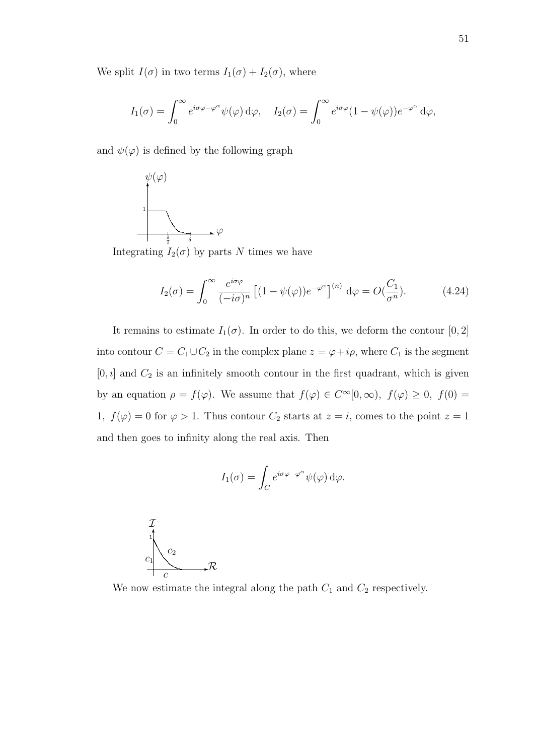We split $I(\sigma)$ in two terms $I_1(\sigma) + I_2(\sigma)$, where

$$I_1(\sigma) = \int_0^\infty e^{i\sigma\varphi - \varphi^\alpha} \psi(\varphi) \, \mathrm{d}\varphi, \quad I_2(\sigma) = \int_0^\infty e^{i\sigma\varphi}(1 - \psi(\varphi)) e^{-\varphi^\alpha} \, \mathrm{d}\varphi,$$

and $\psi(\varphi)$ is defined by the following graph

Integrating $I_2(\sigma)$ by parts $N$ times we have

$$I_2(\sigma) = \int_0^\infty \frac{e^{i\sigma\varphi}}{(-i\sigma)^n} \left[(1 - \psi(\varphi)) e^{-\varphi^\alpha}\right]^{(n)} \, \mathrm{d}\varphi = O(\frac{C_1}{\sigma^n}). \tag{4.24}$$

It remains to estimate $I_1(\sigma)$. In order to do this, we deform the contour $[0, 2]$ into contour $C = C_1 \cup C_2$ in the complex plane $z = \varphi + i\rho$, where $C_1$ is the segment $[0, \imath]$ and $C_2$ is an infinitely smooth contour in the first quadrant, which is given by an equation $\rho = f(\varphi)$. We assume that $f(\varphi) \in C^\infty[0, \infty)$, $f(\varphi) \geq 0$, $f(0) = 1$, $f(\varphi) = 0$ for $\varphi > 1$. Thus contour $C_2$ starts at $z = i$, comes to the point $z = 1$ and then goes to infinity along the real axis. Then

$$I_1(\sigma) = \int_C e^{i\sigma\varphi - \varphi^\alpha} \psi(\varphi) \, \mathrm{d}\varphi.$$

We now estimate the integral along the path $C_1$ and $C_2$ respectively.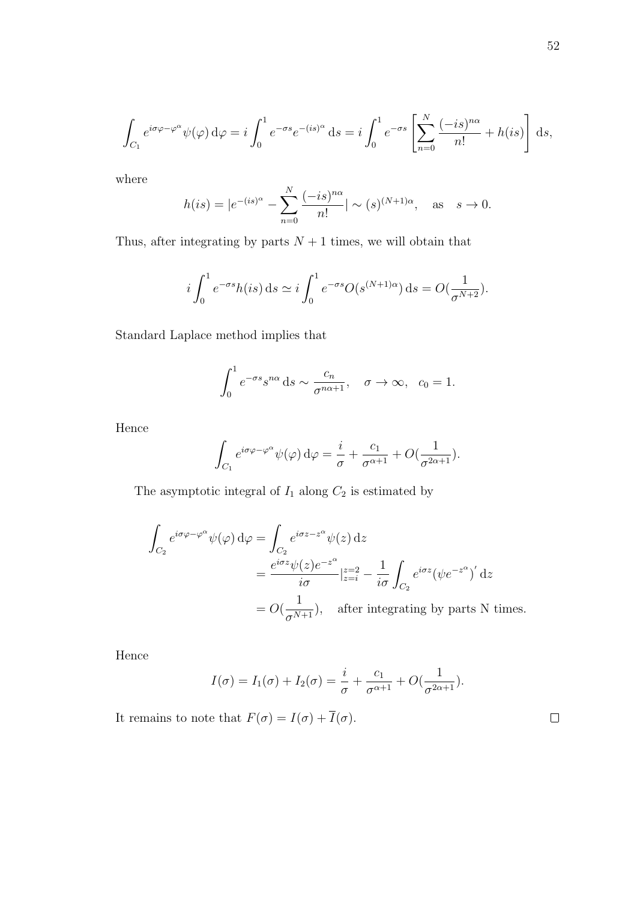$$\int_{C_1} e^{i\sigma\varphi-\varphi^\alpha}\psi(\varphi)\,\mathrm{d}\varphi = i\int_0^1 e^{-\sigma s}e^{-(is)^\alpha}\,\mathrm{d}s = i\int_0^1 e^{-\sigma s}\left[\sum_{n=0}^{N}\frac{(-is)^{n\alpha}}{n!} + h(is)\right]\,\mathrm{d}s,$$

where

$$h(is) = |e^{-(is)^\alpha} - \sum_{n=0}^{N}\frac{(-is)^{n\alpha}}{n!}| \sim (s)^{(N+1)\alpha}, \quad \text{as} \quad s \to 0.$$

Thus, after integrating by parts $N+1$ times, we will obtain that

$$i\int_0^1 e^{-\sigma s}h(is)\,\mathrm{d}s \simeq i\int_0^1 e^{-\sigma s}O(s^{(N+1)\alpha})\,\mathrm{d}s = O(\frac{1}{\sigma^{N+2}}).$$

Standard Laplace method implies that

$$\int_0^1 e^{-\sigma s}s^{n\alpha}\,\mathrm{d}s \sim \frac{c_n}{\sigma^{n\alpha+1}}, \quad \sigma \to \infty, \quad c_0 = 1.$$

Hence

$$\int_{C_1} e^{i\sigma\varphi-\varphi^\alpha}\psi(\varphi)\,\mathrm{d}\varphi = \frac{i}{\sigma} + \frac{c_1}{\sigma^{\alpha+1}} + O(\frac{1}{\sigma^{2\alpha+1}}).$$

The asymptotic integral of $I_1$ along $C_2$ is estimated by

$$\begin{aligned}
\int_{C_2} e^{i\sigma\varphi-\varphi^\alpha}\psi(\varphi)\,\mathrm{d}\varphi &= \int_{C_2} e^{i\sigma z - z^\alpha}\psi(z)\,\mathrm{d}z \\
&= \frac{e^{i\sigma z}\psi(z)e^{-z^\alpha}}{i\sigma}|_{z=i}^{z=2} - \frac{1}{i\sigma}\int_{C_2} e^{i\sigma z}(\psi e^{-z^\alpha})'\,\mathrm{d}z \\
&= O(\frac{1}{\sigma^{N+1}}), \quad \text{after integrating by parts N times.}
\end{aligned}$$

Hence

$$I(\sigma) = I_1(\sigma) + I_2(\sigma) = \frac{i}{\sigma} + \frac{c_1}{\sigma^{\alpha+1}} + O(\frac{1}{\sigma^{2\alpha+1}}).$$

It remains to note that $F(\sigma) = I(\sigma) + \overline{I}(\sigma)$. $\square$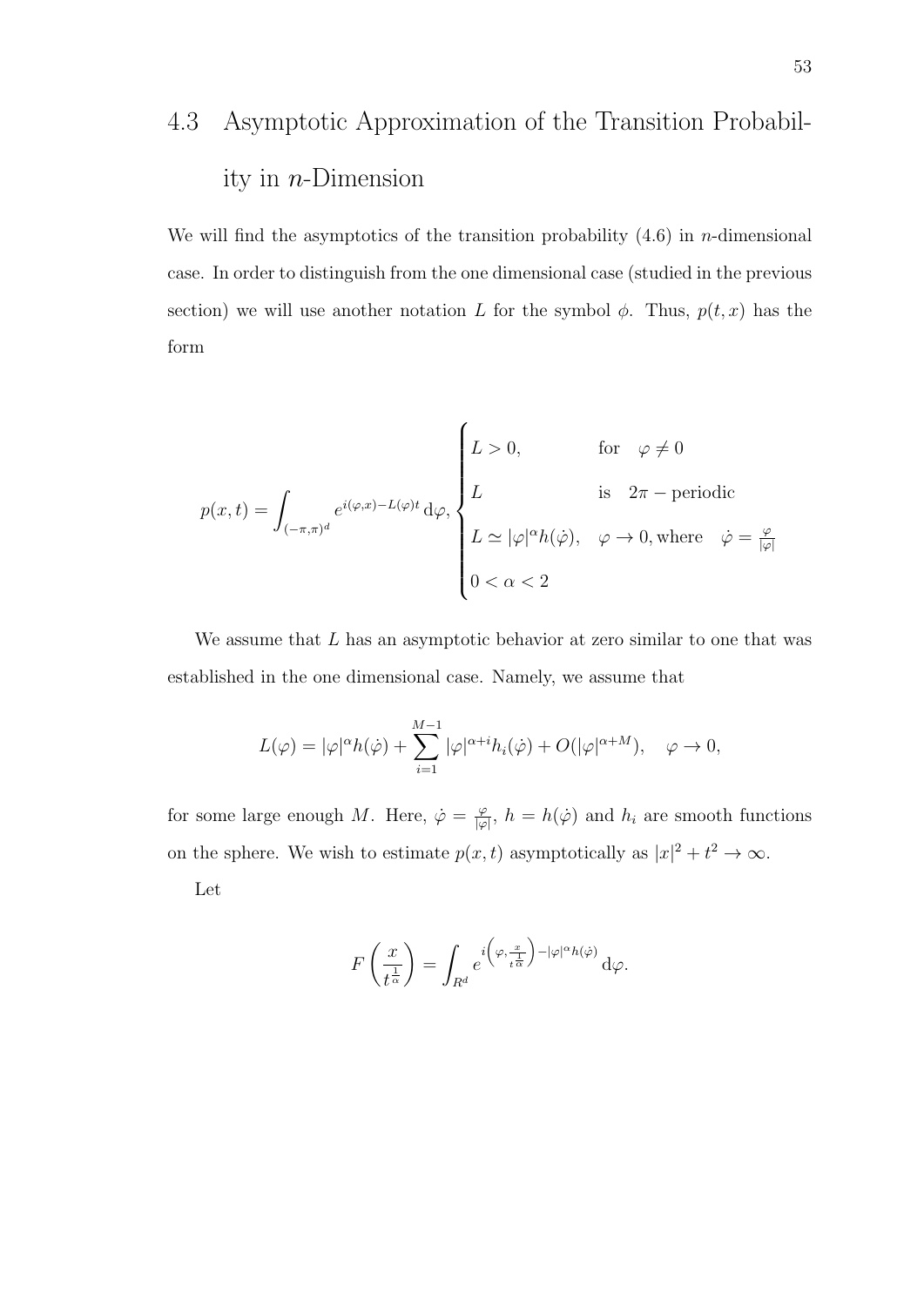## 4.3 Asymptotic Approximation of the Transition Probability in $n$-Dimension

We will find the asymptotics of the transition probability (4.6) in $n$-dimensional case. In order to distinguish from the one dimensional case (studied in the previous section) we will use another notation $L$ for the symbol $\phi$. Thus, $p(t,x)$ has the form

$$p(x,t) = \int_{(-\pi,\pi)^d} e^{i(\varphi,x)-L(\varphi)t}\,\mathrm{d}\varphi, \begin{cases} L > 0, & \text{for} \quad \varphi \neq 0 \\ L & \text{is} \quad 2\pi-\text{periodic} \\ L \simeq |\varphi|^\alpha h(\dot{\varphi}), & \varphi \to 0, \text{where} \quad \dot{\varphi} = \frac{\varphi}{|\varphi|} \\ 0 < \alpha < 2 \end{cases}$$

We assume that $L$ has an asymptotic behavior at zero similar to one that was established in the one dimensional case. Namely, we assume that

$$L(\varphi) = |\varphi|^\alpha h(\dot{\varphi}) + \sum_{i=1}^{M-1} |\varphi|^{\alpha+i} h_i(\dot{\varphi}) + O(|\varphi|^{\alpha+M}), \quad \varphi \to 0,$$

for some large enough $M$. Here, $\dot{\varphi} = \frac{\varphi}{|\varphi|}$, $h = h(\dot{\varphi})$ and $h_i$ are smooth functions on the sphere. We wish to estimate $p(x,t)$ asymptotically as $|x|^2 + t^2 \to \infty$.

Let

$$F\left(\frac{x}{t^{\frac{1}{\alpha}}}\right) = \int_{R^d} e^{i\left(\varphi, \frac{x}{t^{\frac{1}{\alpha}}}\right) - |\varphi|^\alpha h(\dot{\varphi})}\,\mathrm{d}\varphi.$$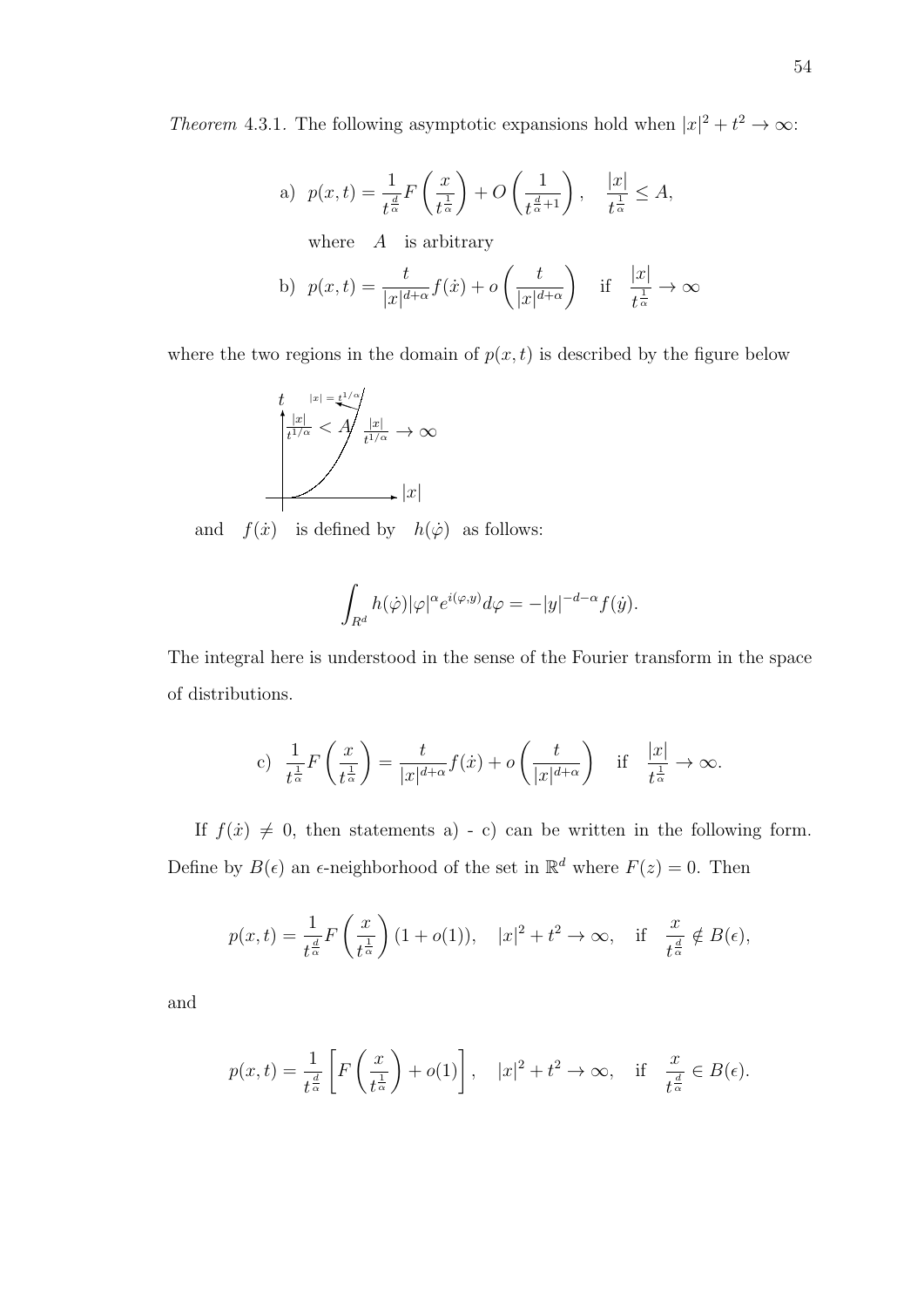*Theorem* 4.3.1. The following asymptotic expansions hold when $|x|^2 + t^2 \to \infty$:

$$\text{a)} \quad p(x,t) = \frac{1}{t^{\frac{d}{\alpha}}} F\left(\frac{x}{t^{\frac{1}{\alpha}}}\right) + O\left(\frac{1}{t^{\frac{d}{\alpha}+1}}\right), \quad \frac{|x|}{t^{\frac{1}{\alpha}}} \le A,$$

where $A$ is arbitrary

$$\text{b)} \quad p(x,t) = \frac{t}{|x|^{d+\alpha}} f(\dot{x}) + o\left(\frac{t}{|x|^{d+\alpha}}\right) \quad \text{if} \quad \frac{|x|}{t^{\frac{1}{\alpha}}} \to \infty$$

where the two regions in the domain of $p(x,t)$ is described by the figure below

$t$ $\quad |x| = t^{1/\alpha}$

$\frac{|x|}{t^{1/\alpha}} < A \qquad \frac{|x|}{t^{1/\alpha}} \to \infty$

$|x|$

and $f(\dot{x})$ is defined by $h(\dot{\varphi})$ as follows:

$$\int_{R^d} h(\dot{\varphi}) |\varphi|^{\alpha} e^{i(\varphi,y)} d\varphi = -|y|^{-d-\alpha} f(\dot{y}).$$

The integral here is understood in the sense of the Fourier transform in the space of distributions.

$$\text{c)} \quad \frac{1}{t^{\frac{1}{\alpha}}} F\left(\frac{x}{t^{\frac{1}{\alpha}}}\right) = \frac{t}{|x|^{d+\alpha}} f(\dot{x}) + o\left(\frac{t}{|x|^{d+\alpha}}\right) \quad \text{if} \quad \frac{|x|}{t^{\frac{1}{\alpha}}} \to \infty.$$

If $f(\dot{x}) \neq 0$, then statements a) - c) can be written in the following form. Define by $B(\epsilon)$ an $\epsilon$-neighborhood of the set in $\mathbb{R}^d$ where $F(z) = 0$. Then

$$p(x,t) = \frac{1}{t^{\frac{d}{\alpha}}} F\left(\frac{x}{t^{\frac{1}{\alpha}}}\right)(1 + o(1)), \quad |x|^2 + t^2 \to \infty, \quad \text{if} \quad \frac{x}{t^{\frac{d}{\alpha}}} \notin B(\epsilon),$$

and

$$p(x,t) = \frac{1}{t^{\frac{d}{\alpha}}} \left[ F\left(\frac{x}{t^{\frac{1}{\alpha}}}\right) + o(1) \right], \quad |x|^2 + t^2 \to \infty, \quad \text{if} \quad \frac{x}{t^{\frac{d}{\alpha}}} \in B(\epsilon).$$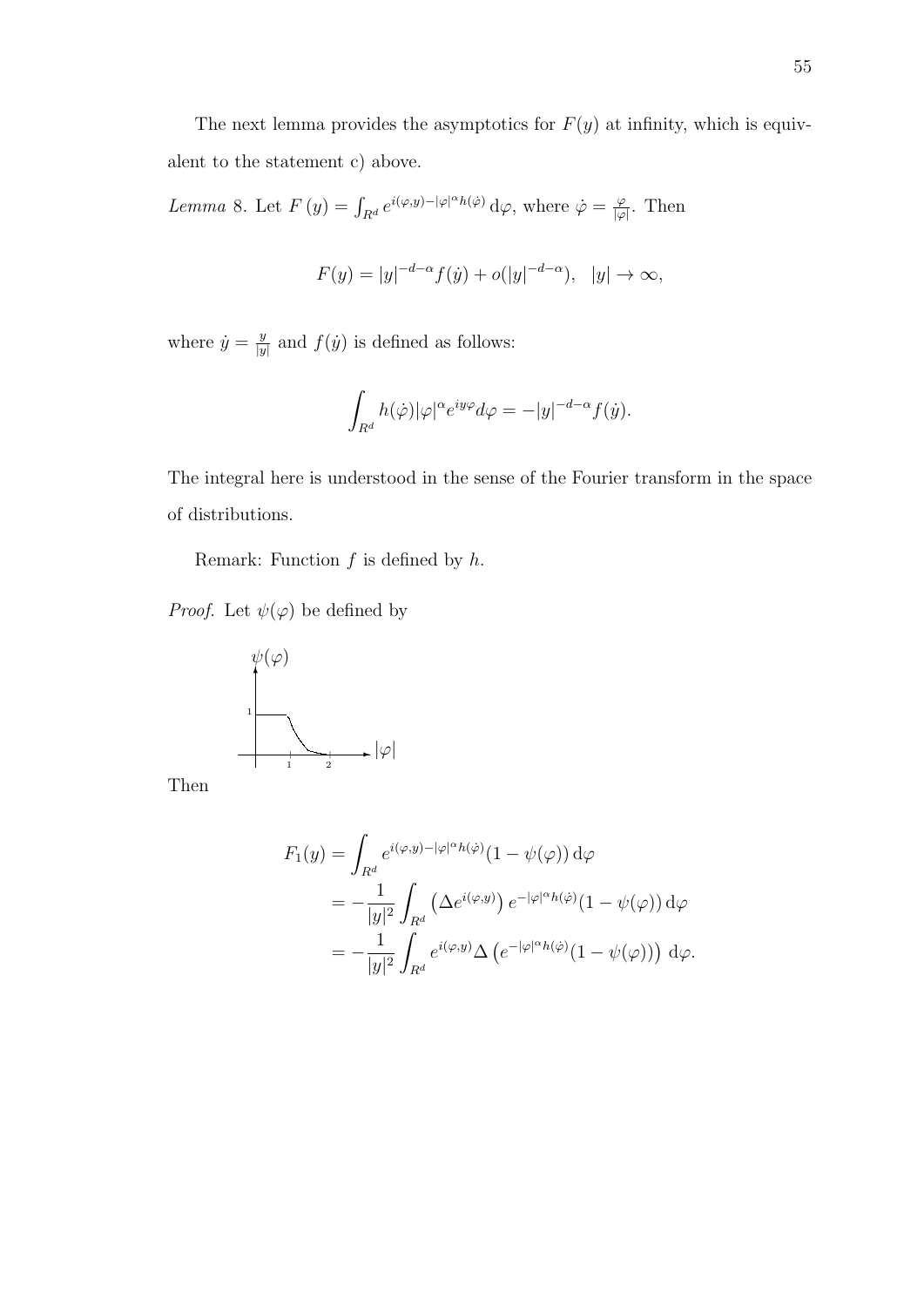The next lemma provides the asymptotics for $F(y)$ at infinity, which is equivalent to the statement c) above.

*Lemma* 8. Let $F(y) = \int_{R^d} e^{i(\varphi,y) - |\varphi|^\alpha h(\dot{\varphi})}\, \mathrm{d}\varphi$, where $\dot{\varphi} = \frac{\varphi}{|\varphi|}$. Then

$$F(y) = |y|^{-d-\alpha} f(\dot{y}) + o(|y|^{-d-\alpha}), \quad |y| \to \infty,$$

where $\dot{y} = \frac{y}{|y|}$ and $f(\dot{y})$ is defined as follows:

$$\int_{R^d} h(\dot{\varphi}) |\varphi|^\alpha e^{iy\varphi} d\varphi = -|y|^{-d-\alpha} f(\dot{y}).$$

The integral here is understood in the sense of the Fourier transform in the space of distributions.

Remark: Function $f$ is defined by $h$.

*Proof.* Let $\psi(\varphi)$ be defined by

Then

$$\begin{aligned}
F_1(y) &= \int_{R^d} e^{i(\varphi,y) - |\varphi|^\alpha h(\dot{\varphi})} (1 - \psi(\varphi))\, \mathrm{d}\varphi \\
&= -\frac{1}{|y|^2} \int_{R^d} \left( \Delta e^{i(\varphi,y)} \right) e^{-|\varphi|^\alpha h(\dot{\varphi})} (1 - \psi(\varphi))\, \mathrm{d}\varphi \\
&= -\frac{1}{|y|^2} \int_{R^d} e^{i(\varphi,y)} \Delta \left( e^{-|\varphi|^\alpha h(\dot{\varphi})} (1 - \psi(\varphi)) \right) \mathrm{d}\varphi.
\end{aligned}$$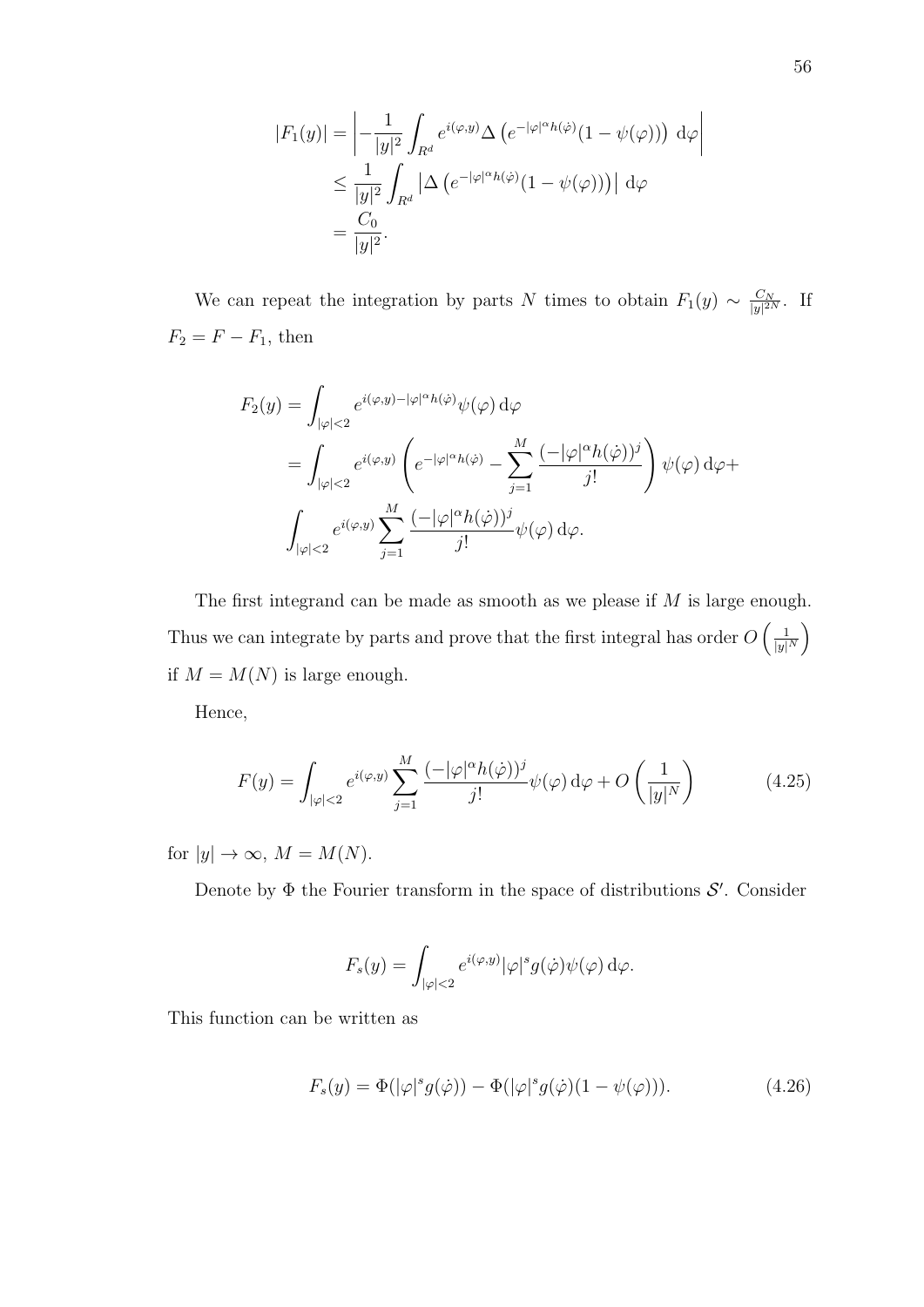$$
\begin{aligned}
|F_1(y)| &= \left| -\frac{1}{|y|^2} \int_{R^d} e^{i(\varphi,y)} \Delta \left( e^{-|\varphi|^\alpha h(\dot{\varphi})} (1 - \psi(\varphi)) \right) \, \mathrm{d}\varphi \right| \\
&\leq \frac{1}{|y|^2} \int_{R^d} \left| \Delta \left( e^{-|\varphi|^\alpha h(\dot{\varphi})} (1 - \psi(\varphi)) \right) \right| \, \mathrm{d}\varphi \\
&= \frac{C_0}{|y|^2}.
\end{aligned}
$$

We can repeat the integration by parts $N$ times to obtain $F_1(y) \sim \frac{C_N}{|y|^{2N}}$. If $F_2 = F - F_1$, then

$$
\begin{aligned}
F_2(y) &= \int_{|\varphi|<2} e^{i(\varphi,y) - |\varphi|^\alpha h(\dot{\varphi})} \psi(\varphi) \, \mathrm{d}\varphi \\
&= \int_{|\varphi|<2} e^{i(\varphi,y)} \left( e^{-|\varphi|^\alpha h(\dot{\varphi})} - \sum_{j=1}^{M} \frac{(-|\varphi|^\alpha h(\dot{\varphi}))^j}{j!} \right) \psi(\varphi) \, \mathrm{d}\varphi + \\
&\int_{|\varphi|<2} e^{i(\varphi,y)} \sum_{j=1}^{M} \frac{(-|\varphi|^\alpha h(\dot{\varphi}))^j}{j!} \psi(\varphi) \, \mathrm{d}\varphi.
\end{aligned}
$$

The first integrand can be made as smooth as we please if $M$ is large enough. Thus we can integrate by parts and prove that the first integral has order $O\left(\frac{1}{|y|^N}\right)$ if $M = M(N)$ is large enough.

Hence,

$$
F(y) = \int_{|\varphi|<2} e^{i(\varphi,y)} \sum_{j=1}^{M} \frac{(-|\varphi|^\alpha h(\dot{\varphi}))^j}{j!} \psi(\varphi) \, \mathrm{d}\varphi + O\left(\frac{1}{|y|^N}\right) \tag{4.25}
$$

for $|y| \to \infty$, $M = M(N)$.

Denote by $\Phi$ the Fourier transform in the space of distributions $\mathcal{S}'$. Consider

$$
F_s(y) = \int_{|\varphi|<2} e^{i(\varphi,y)} |\varphi|^s g(\dot{\varphi}) \psi(\varphi) \, \mathrm{d}\varphi.
$$

This function can be written as

$$
F_s(y) = \Phi(|\varphi|^s g(\dot{\varphi})) - \Phi(|\varphi|^s g(\dot{\varphi})(1 - \psi(\varphi))). \tag{4.26}
$$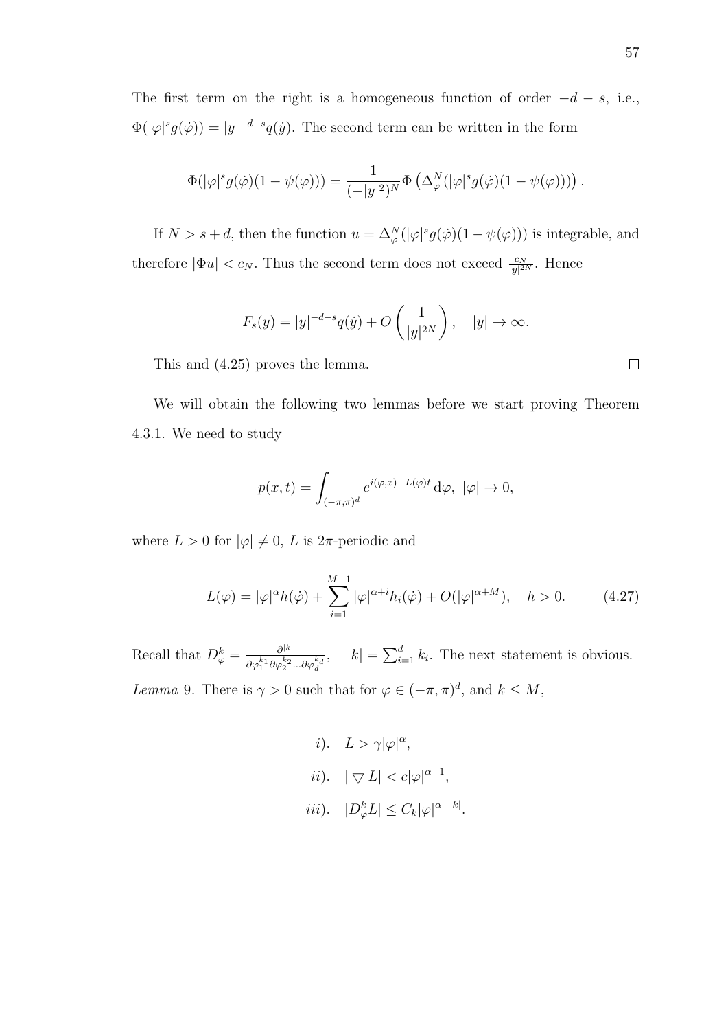The first term on the right is a homogeneous function of order $-d-s$, i.e., $\Phi(|\varphi|^s g(\dot{\varphi})) = |y|^{-d-s} q(\dot{y})$. The second term can be written in the form

$$\Phi(|\varphi|^s g(\dot{\varphi})(1-\psi(\varphi))) = \frac{1}{(-|y|^2)^N} \Phi\left(\Delta_\varphi^N (|\varphi|^s g(\dot{\varphi})(1-\psi(\varphi)))\right).$$

If $N > s+d$, then the function $u = \Delta_\varphi^N (|\varphi|^s g(\dot{\varphi})(1-\psi(\varphi)))$ is integrable, and therefore $|\Phi u| < c_N$. Thus the second term does not exceed $\frac{c_N}{|y|^{2N}}$. Hence

$$F_s(y) = |y|^{-d-s} q(\dot{y}) + O\left(\frac{1}{|y|^{2N}}\right), \quad |y| \to \infty.$$

This and (4.25) proves the lemma. $\square$

We will obtain the following two lemmas before we start proving Theorem 4.3.1. We need to study

$$p(x,t) = \int_{(-\pi,\pi)^d} e^{i(\varphi,x) - L(\varphi)t} \, \mathrm{d}\varphi, \ |\varphi| \to 0,$$

where $L > 0$ for $|\varphi| \neq 0$, $L$ is $2\pi$-periodic and

$$L(\varphi) = |\varphi|^\alpha h(\dot{\varphi}) + \sum_{i=1}^{M-1} |\varphi|^{\alpha+i} h_i(\dot{\varphi}) + O(|\varphi|^{\alpha+M}), \quad h > 0. \tag{4.27}$$

Recall that $D_\varphi^k = \frac{\partial^{|k|}}{\partial \varphi_1^{k_1} \partial \varphi_2^{k_2} \ldots \partial \varphi_d^{k_d}}, \quad |k| = \sum_{i=1}^d k_i$. The next statement is obvious.

*Lemma* 9. There is $\gamma > 0$ such that for $\varphi \in (-\pi,\pi)^d$, and $k \leq M$,

$$i). \quad L > \gamma |\varphi|^\alpha,$$

$$ii). \quad |\bigtriangledown L| < c|\varphi|^{\alpha-1},$$

$$iii). \quad |D_\varphi^k L| \leq C_k |\varphi|^{\alpha-|k|}.$$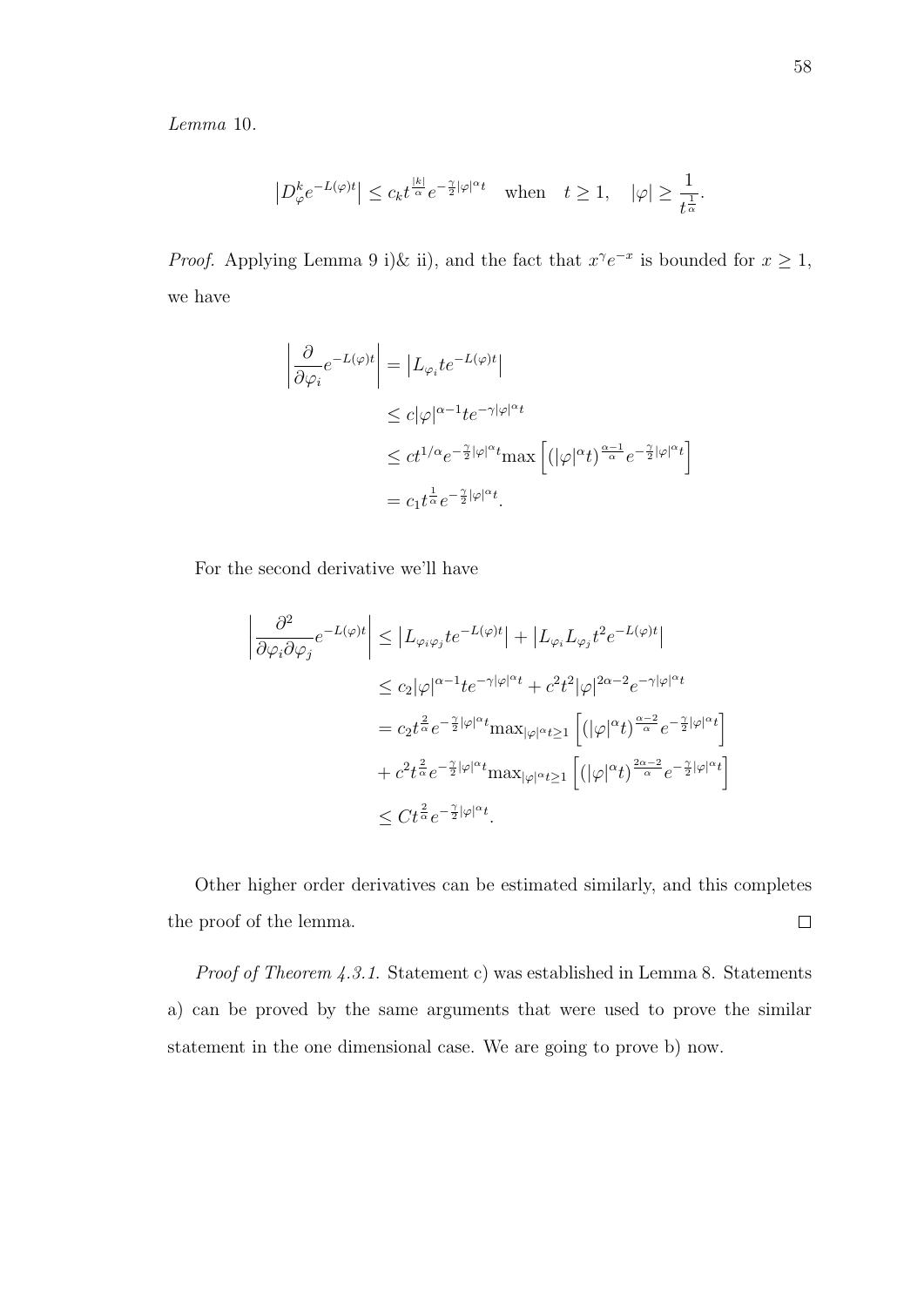*Lemma* 10.

$$\left|D_{\varphi}^{k} e^{-L(\varphi)t}\right| \leq c_k t^{\frac{|k|}{\alpha}} e^{-\frac{\gamma}{2}|\varphi|^{\alpha}t} \quad \text{when} \quad t \geq 1, \quad |\varphi| \geq \frac{1}{t^{\frac{1}{\alpha}}}.$$

*Proof.* Applying Lemma 9 i)& ii), and the fact that $x^{\gamma}e^{-x}$ is bounded for $x \geq 1$, we have

$$\begin{aligned}
\left|\frac{\partial}{\partial \varphi_i} e^{-L(\varphi)t}\right| &= \left|L_{\varphi_i} t e^{-L(\varphi)t}\right| \\
&\leq c|\varphi|^{\alpha-1} t e^{-\gamma|\varphi|^{\alpha}t} \\
&\leq ct^{1/\alpha} e^{-\frac{\gamma}{2}|\varphi|^{\alpha}t} \max\left[(|\varphi|^{\alpha}t)^{\frac{\alpha-1}{\alpha}} e^{-\frac{\gamma}{2}|\varphi|^{\alpha}t}\right] \\
&= c_1 t^{\frac{1}{\alpha}} e^{-\frac{\gamma}{2}|\varphi|^{\alpha}t}.
\end{aligned}$$

For the second derivative we'll have

$$\begin{aligned}
\left|\frac{\partial^2}{\partial \varphi_i \partial \varphi_j} e^{-L(\varphi)t}\right| &\leq \left|L_{\varphi_i \varphi_j} t e^{-L(\varphi)t}\right| + \left|L_{\varphi_i} L_{\varphi_j} t^2 e^{-L(\varphi)t}\right| \\
&\leq c_2|\varphi|^{\alpha-1} t e^{-\gamma|\varphi|^{\alpha}t} + c^2 t^2 |\varphi|^{2\alpha-2} e^{-\gamma|\varphi|^{\alpha}t} \\
&= c_2 t^{\frac{2}{\alpha}} e^{-\frac{\gamma}{2}|\varphi|^{\alpha}t} \max_{|\varphi|^{\alpha}t \geq 1}\left[(|\varphi|^{\alpha}t)^{\frac{\alpha-2}{\alpha}} e^{-\frac{\gamma}{2}|\varphi|^{\alpha}t}\right] \\
&\quad + c^2 t^{\frac{2}{\alpha}} e^{-\frac{\gamma}{2}|\varphi|^{\alpha}t} \max_{|\varphi|^{\alpha}t \geq 1}\left[(|\varphi|^{\alpha}t)^{\frac{2\alpha-2}{\alpha}} e^{-\frac{\gamma}{2}|\varphi|^{\alpha}t}\right] \\
&\leq C t^{\frac{2}{\alpha}} e^{-\frac{\gamma}{2}|\varphi|^{\alpha}t}.
\end{aligned}$$

Other higher order derivatives can be estimated similarly, and this completes the proof of the lemma. ◻

*Proof of Theorem 4.3.1.* Statement c) was established in Lemma 8. Statements a) can be proved by the same arguments that were used to prove the similar statement in the one dimensional case. We are going to prove b) now.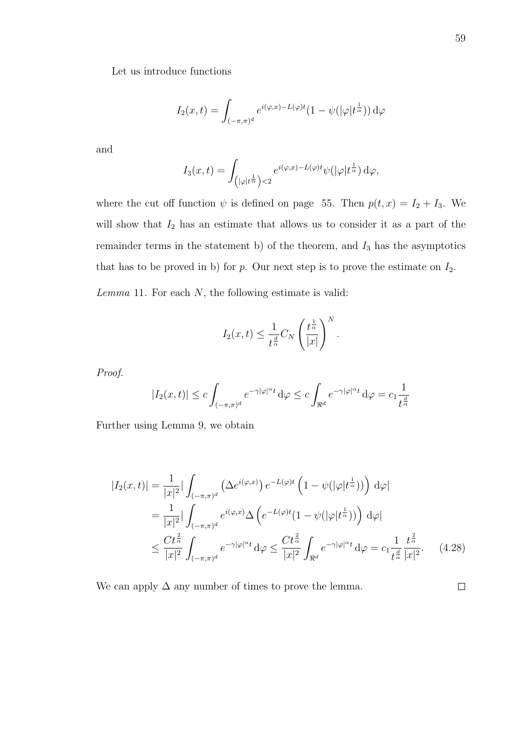Let us introduce functions

$$I_2(x,t) = \int_{(-\pi,\pi)^d} e^{i(\varphi,x)-L(\varphi)t}(1-\psi(|\varphi|t^{\frac{1}{\alpha}}))\,\mathrm{d}\varphi$$

and

$$I_3(x,t) = \int_{\left(|\varphi|t^{\frac{1}{\alpha}}\right)<2} e^{i(\varphi,x)-L(\varphi)t}\psi(|\varphi|t^{\frac{1}{\alpha}})\,\mathrm{d}\varphi,$$

where the cut off function $\psi$ is defined on page 55. Then $p(t,x) = I_2 + I_3$. We will show that $I_2$ has an estimate that allows us to consider it as a part of the remainder terms in the statement b) of the theorem, and $I_3$ has the asymptotics that has to be proved in b) for $p$. Our next step is to prove the estimate on $I_2$.

*Lemma* 11. For each $N$, the following estimate is valid:

$$I_2(x,t) \leq \frac{1}{t^{\frac{d}{\alpha}}} C_N \left(\frac{t^{\frac{1}{\alpha}}}{|x|}\right)^N.$$

*Proof.*

$$|I_2(x,t)| \leq c\int_{(-\pi,\pi)^d} e^{-\gamma|\varphi|^\alpha t}\,\mathrm{d}\varphi \leq c\int_{\Re^d} e^{-\gamma|\varphi|^\alpha t}\,\mathrm{d}\varphi = c_1\frac{1}{t^{\frac{d}{\alpha}}}$$

Further using Lemma 9, we obtain

$$\begin{aligned}
|I_2(x,t)| &= \frac{1}{|x|^2}\left|\int_{(-\pi,\pi)^d} \left(\Delta e^{i(\varphi,x)}\right) e^{-L(\varphi)t}\left(1-\psi(|\varphi|t^{\frac{1}{\alpha}})\right)\right)\,\mathrm{d}\varphi\right| \\
&= \frac{1}{|x|^2}\left|\int_{(-\pi,\pi)^d} e^{i(\varphi,x)}\Delta\left(e^{-L(\varphi)t}(1-\psi(|\varphi|t^{\frac{1}{\alpha}}))\right)\,\mathrm{d}\varphi\right| \\
&\leq \frac{Ct^{\frac{2}{\alpha}}}{|x|^2}\int_{(-\pi,\pi)^d} e^{-\gamma|\varphi|^\alpha t}\,\mathrm{d}\varphi \leq \frac{Ct^{\frac{2}{\alpha}}}{|x|^2}\int_{\Re^d} e^{-\gamma|\varphi|^\alpha t}\,\mathrm{d}\varphi = c_1\frac{1}{t^{\frac{d}{\alpha}}}\frac{t^{\frac{2}{\alpha}}}{|x|^2}. \qquad (4.28)
\end{aligned}$$

We can apply $\Delta$ any number of times to prove the lemma. $\square$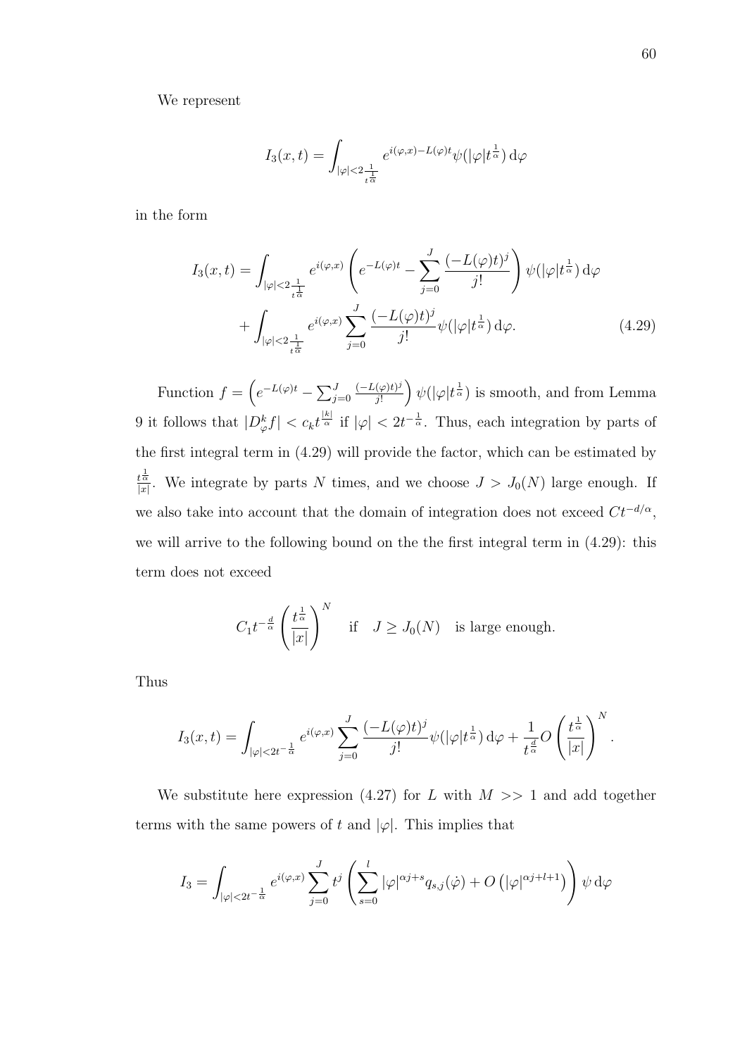We represent

$$I_3(x,t) = \int_{|\varphi|<2\frac{1}{t^{\frac{1}{\alpha}}}} e^{i(\varphi,x)-L(\varphi)t}\psi(|\varphi|t^{\frac{1}{\alpha}})\,\mathrm{d}\varphi$$

in the form

$$\begin{aligned} I_3(x,t) = &\int_{|\varphi|<2\frac{1}{t^{\frac{1}{\alpha}}}} e^{i(\varphi,x)}\left(e^{-L(\varphi)t} - \sum_{j=0}^{J}\frac{(-L(\varphi)t)^j}{j!}\right)\psi(|\varphi|t^{\frac{1}{\alpha}})\,\mathrm{d}\varphi \\ &+ \int_{|\varphi|<2\frac{1}{t^{\frac{1}{\alpha}}}} e^{i(\varphi,x)}\sum_{j=0}^{J}\frac{(-L(\varphi)t)^j}{j!}\psi(|\varphi|t^{\frac{1}{\alpha}})\,\mathrm{d}\varphi. \end{aligned} \tag{4.29}$$

Function $f = \left(e^{-L(\varphi)t} - \sum_{j=0}^{J}\frac{(-L(\varphi)t)^j}{j!}\right)\psi(|\varphi|t^{\frac{1}{\alpha}})$ is smooth, and from Lemma 9 it follows that $|D_\varphi^k f| < c_k t^{\frac{|k|}{\alpha}}$ if $|\varphi| < 2t^{-\frac{1}{\alpha}}$. Thus, each integration by parts of the first integral term in (4.29) will provide the factor, which can be estimated by $\frac{t^{\frac{1}{\alpha}}}{|x|}$. We integrate by parts $N$ times, and we choose $J > J_0(N)$ large enough. If we also take into account that the domain of integration does not exceed $Ct^{-d/\alpha}$, we will arrive to the following bound on the the first integral term in (4.29): this term does not exceed

$$C_1 t^{-\frac{d}{\alpha}}\left(\frac{t^{\frac{1}{\alpha}}}{|x|}\right)^N \quad \text{if} \quad J \geq J_0(N) \quad \text{is large enough.}$$

Thus

$$I_3(x,t) = \int_{|\varphi|<2t^{-\frac{1}{\alpha}}} e^{i(\varphi,x)}\sum_{j=0}^{J}\frac{(-L(\varphi)t)^j}{j!}\psi(|\varphi|t^{\frac{1}{\alpha}})\,\mathrm{d}\varphi + \frac{1}{t^{\frac{d}{\alpha}}}O\left(\frac{t^{\frac{1}{\alpha}}}{|x|}\right)^N.$$

We substitute here expression (4.27) for $L$ with $M >> 1$ and add together terms with the same powers of $t$ and $|\varphi|$. This implies that

$$I_3 = \int_{|\varphi|<2t^{-\frac{1}{\alpha}}} e^{i(\varphi,x)}\sum_{j=0}^{J}t^j\left(\sum_{s=0}^{l}|\varphi|^{\alpha j+s}q_{s,j}(\dot{\varphi}) + O\left(|\varphi|^{\alpha j+l+1}\right)\right)\psi\,\mathrm{d}\varphi$$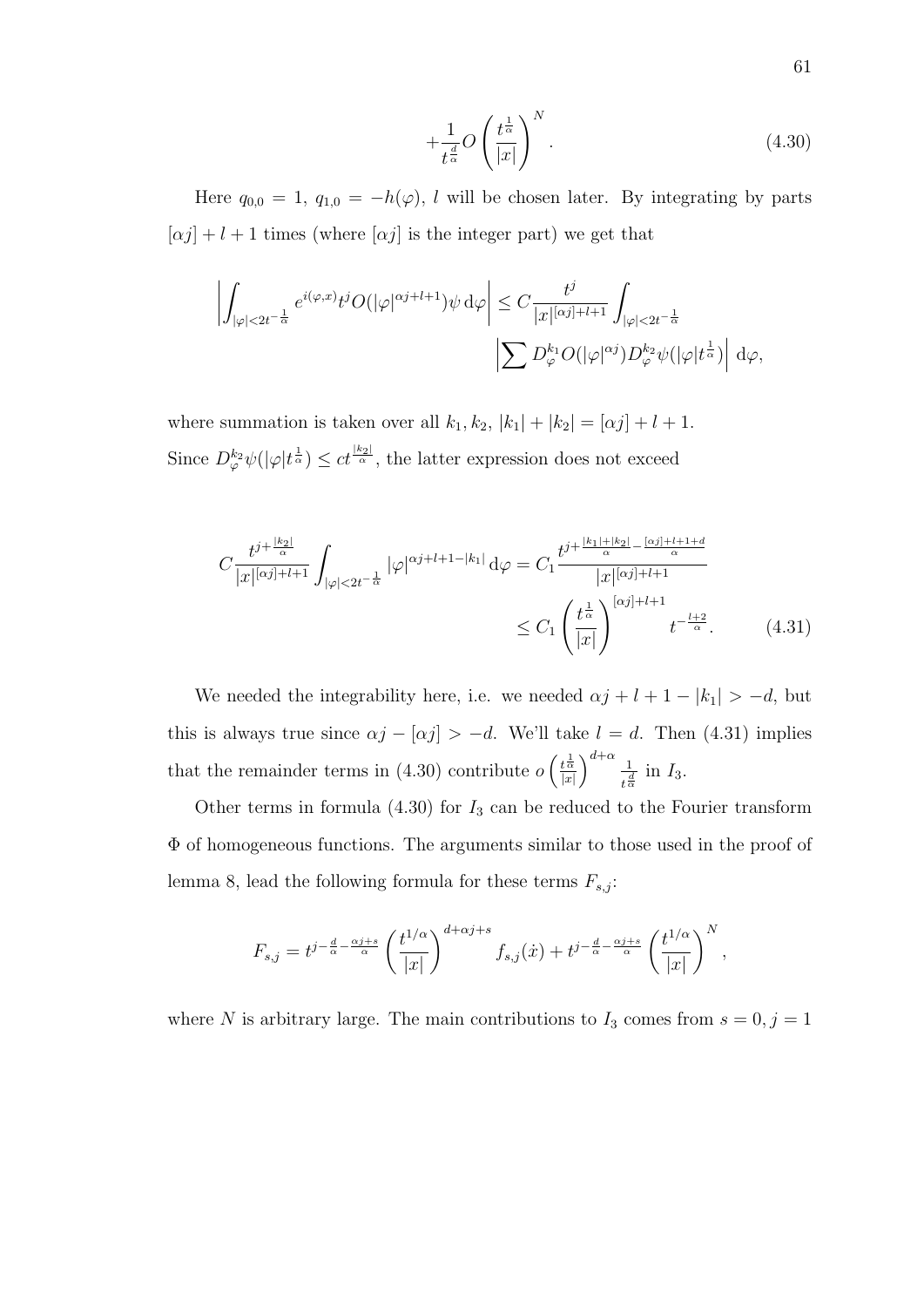$$+\frac{1}{t^{\frac{d}{\alpha}}} O\left(\frac{t^{\frac{1}{\alpha}}}{|x|}\right)^{N}. \tag{4.30}$$

Here $q_{0,0} = 1$, $q_{1,0} = -h(\varphi)$, $l$ will be chosen later. By integrating by parts $[\alpha j] + l + 1$ times (where $[\alpha j]$ is the integer part) we get that

$$\left| \int_{|\varphi|<2t^{-\frac{1}{\alpha}}} e^{i(\varphi,x)} t^j O(|\varphi|^{\alpha j + l + 1}) \psi \, \mathrm{d}\varphi \right| \leq C \frac{t^j}{|x|^{[\alpha j]+l+1}} \int_{|\varphi|<2t^{-\frac{1}{\alpha}}} \left| \sum D_\varphi^{k_1} O(|\varphi|^{\alpha j}) D_\varphi^{k_2} \psi(|\varphi| t^{\frac{1}{\alpha}}) \right| \mathrm{d}\varphi,$$

where summation is taken over all $k_1, k_2$, $|k_1| + |k_2| = [\alpha j] + l + 1$.
Since $D_\varphi^{k_2} \psi(|\varphi| t^{\frac{1}{\alpha}}) \leq c t^{\frac{|k_2|}{\alpha}}$, the latter expression does not exceed

$$C \frac{t^{j+\frac{|k_2|}{\alpha}}}{|x|^{[\alpha j]+l+1}} \int_{|\varphi|<2t^{-\frac{1}{\alpha}}} |\varphi|^{\alpha j + l + 1 - |k_1|} \, \mathrm{d}\varphi = C_1 \frac{t^{j+\frac{|k_1|+|k_2|}{\alpha} - \frac{[\alpha j]+l+1+d}{\alpha}}}{|x|^{[\alpha j]+l+1}}$$
$$\leq C_1 \left(\frac{t^{\frac{1}{\alpha}}}{|x|}\right)^{[\alpha j]+l+1} t^{-\frac{l+2}{\alpha}}. \tag{4.31}$$

We needed the integrability here, i.e. we needed $\alpha j + l + 1 - |k_1| > -d$, but this is always true since $\alpha j - [\alpha j] > -d$. We'll take $l = d$. Then (4.31) implies that the remainder terms in (4.30) contribute $o\left(\frac{t^{\frac{1}{\alpha}}}{|x|}\right)^{d+\alpha} \frac{1}{t^{\frac{d}{\alpha}}}$ in $I_3$.

Other terms in formula (4.30) for $I_3$ can be reduced to the Fourier transform $\Phi$ of homogeneous functions. The arguments similar to those used in the proof of lemma 8, lead the following formula for these terms $F_{s,j}$:

$$F_{s,j} = t^{j-\frac{d}{\alpha}-\frac{\alpha j+s}{\alpha}} \left(\frac{t^{1/\alpha}}{|x|}\right)^{d+\alpha j+s} f_{s,j}(\dot{x}) + t^{j-\frac{d}{\alpha}-\frac{\alpha j+s}{\alpha}} \left(\frac{t^{1/\alpha}}{|x|}\right)^{N},$$

where $N$ is arbitrary large. The main contributions to $I_3$ comes from $s = 0, j = 1$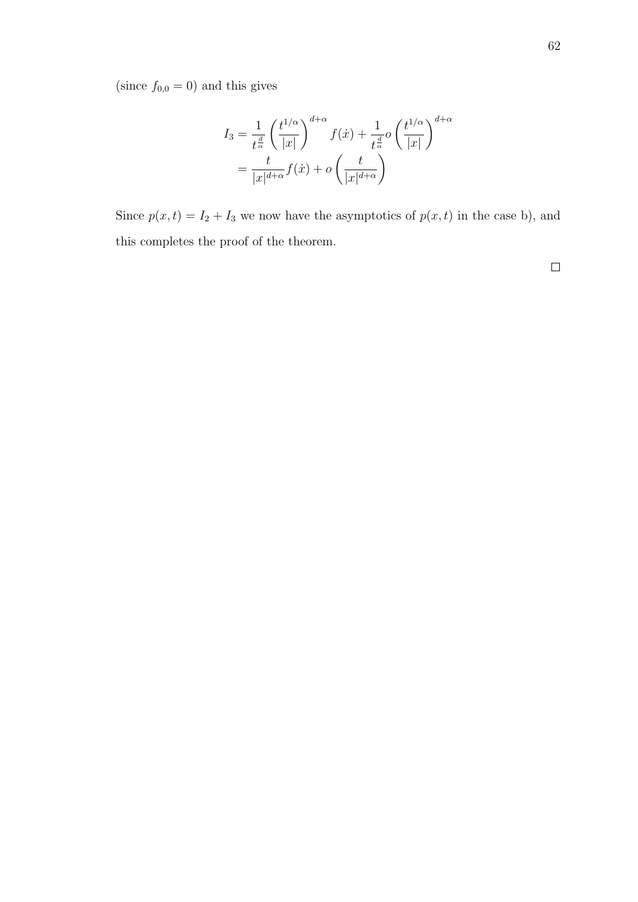(since $f_{0,0} = 0$) and this gives

$$
\begin{aligned}
I_3 &= \frac{1}{t^{\frac{d}{\alpha}}} \left( \frac{t^{1/\alpha}}{|x|} \right)^{d+\alpha} f(\dot{x}) + \frac{1}{t^{\frac{d}{\alpha}}} o \left( \frac{t^{1/\alpha}}{|x|} \right)^{d+\alpha} \\
&= \frac{t}{|x|^{d+\alpha}} f(\dot{x}) + o \left( \frac{t}{|x|^{d+\alpha}} \right)
\end{aligned}
$$

Since $p(x,t) = I_2 + I_3$ we now have the asymptotics of $p(x,t)$ in the case b), and this completes the proof of the theorem.

□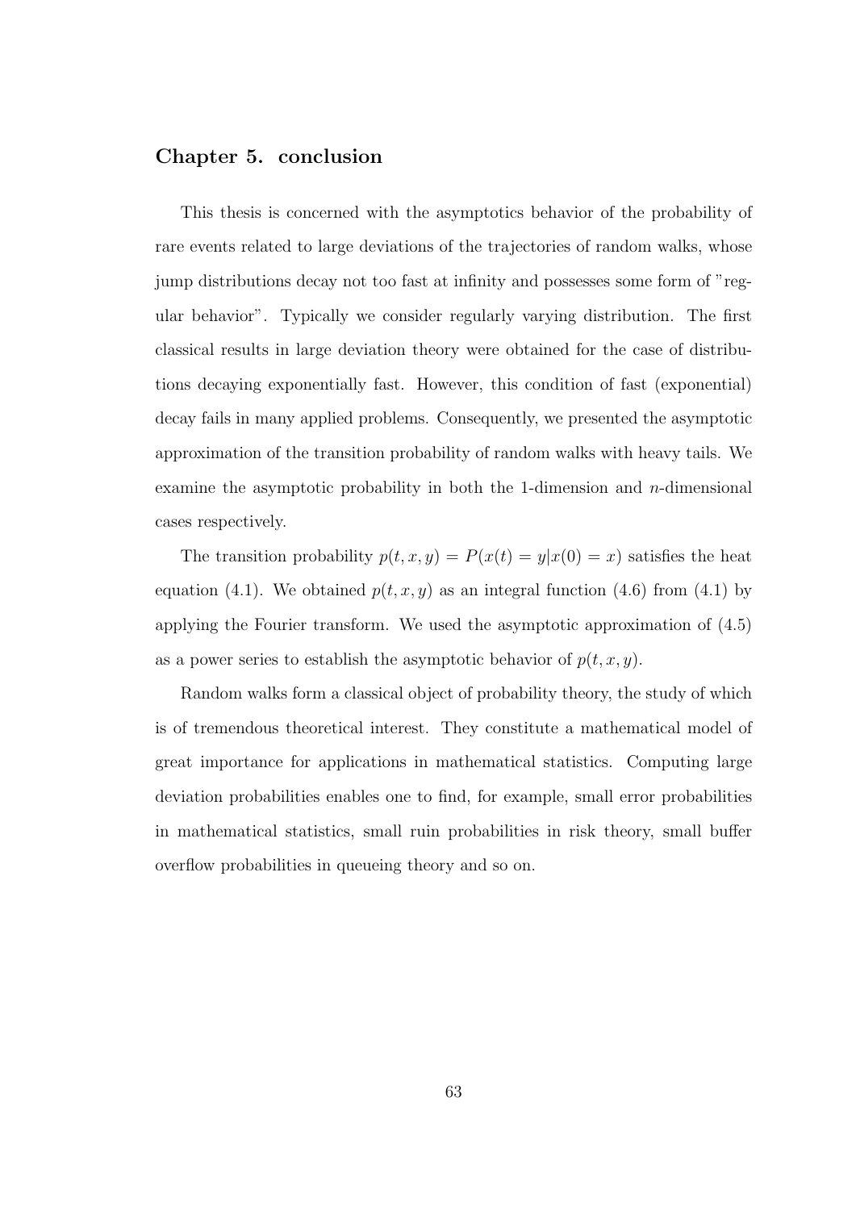# Chapter 5. conclusion

This thesis is concerned with the asymptotics behavior of the probability of rare events related to large deviations of the trajectories of random walks, whose jump distributions decay not too fast at infinity and possesses some form of "regular behavior". Typically we consider regularly varying distribution. The first classical results in large deviation theory were obtained for the case of distributions decaying exponentially fast. However, this condition of fast (exponential) decay fails in many applied problems. Consequently, we presented the asymptotic approximation of the transition probability of random walks with heavy tails. We examine the asymptotic probability in both the 1-dimension and $n$-dimensional cases respectively.

The transition probability $p(t, x, y) = P(x(t) = y|x(0) = x)$ satisfies the heat equation (4.1). We obtained $p(t, x, y)$ as an integral function (4.6) from (4.1) by applying the Fourier transform. We used the asymptotic approximation of (4.5) as a power series to establish the asymptotic behavior of $p(t, x, y)$.

Random walks form a classical object of probability theory, the study of which is of tremendous theoretical interest. They constitute a mathematical model of great importance for applications in mathematical statistics. Computing large deviation probabilities enables one to find, for example, small error probabilities in mathematical statistics, small ruin probabilities in risk theory, small buffer overflow probabilities in queueing theory and so on.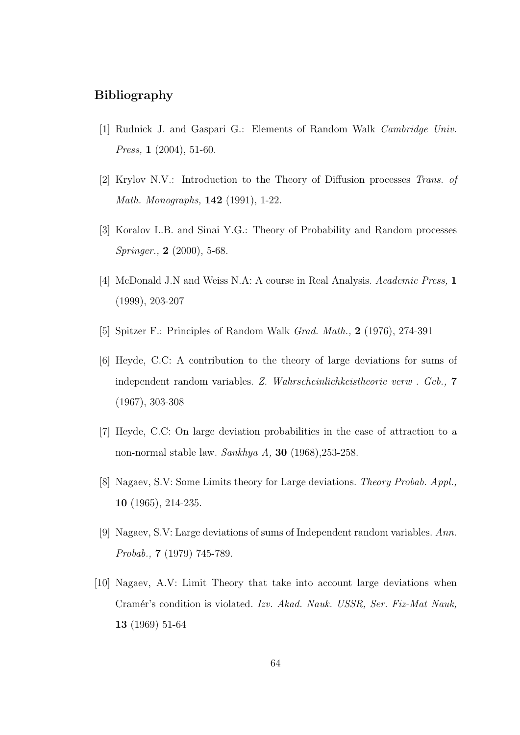## Bibliography

[1] Rudnick J. and Gaspari G.: Elements of Random Walk *Cambridge Univ. Press,* **1** (2004), 51-60.

[2] Krylov N.V.: Introduction to the Theory of Diffusion processes *Trans. of Math. Monographs,* **142** (1991), 1-22.

[3] Koralov L.B. and Sinai Y.G.: Theory of Probability and Random processes *Springer.,* **2** (2000), 5-68.

[4] McDonald J.N and Weiss N.A: A course in Real Analysis. *Academic Press,* **1** (1999), 203-207

[5] Spitzer F.: Principles of Random Walk *Grad. Math.,* **2** (1976), 274-391

[6] Heyde, C.C: A contribution to the theory of large deviations for sums of independent random variables. *Z. Wahrscheinlichkeistheorie verw . Geb.,* **7** (1967), 303-308

[7] Heyde, C.C: On large deviation probabilities in the case of attraction to a non-normal stable law. *Sankhya A,* **30** (1968),253-258.

[8] Nagaev, S.V: Some Limits theory for Large deviations. *Theory Probab. Appl.,* **10** (1965), 214-235.

[9] Nagaev, S.V: Large deviations of sums of Independent random variables. *Ann. Probab.,* **7** (1979) 745-789.

[10] Nagaev, A.V: Limit Theory that take into account large deviations when Cramér's condition is violated. *Izv. Akad. Nauk. USSR, Ser. Fiz-Mat Nauk,* **13** (1969) 51-64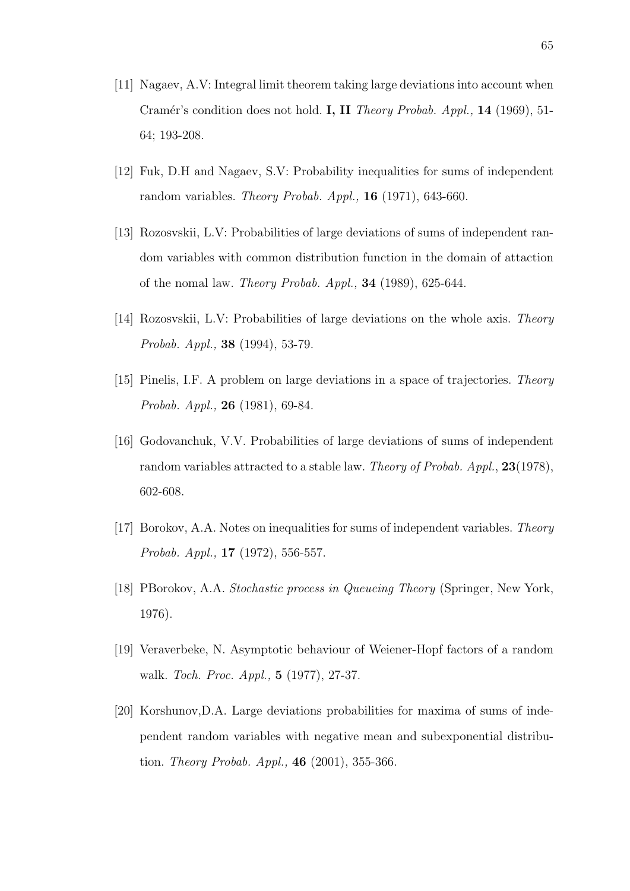[11] Nagaev, A.V: Integral limit theorem taking large deviations into account when Cramér's condition does not hold. **I, II** *Theory Probab. Appl.,* **14** (1969), 51-64; 193-208.

[12] Fuk, D.H and Nagaev, S.V: Probability inequalities for sums of independent random variables. *Theory Probab. Appl.,* **16** (1971), 643-660.

[13] Rozosvskii, L.V: Probabilities of large deviations of sums of independent random variables with common distribution function in the domain of attaction of the nomal law. *Theory Probab. Appl.,* **34** (1989), 625-644.

[14] Rozosvskii, L.V: Probabilities of large deviations on the whole axis. *Theory Probab. Appl.,* **38** (1994), 53-79.

[15] Pinelis, I.F. A problem on large deviations in a space of trajectories. *Theory Probab. Appl.,* **26** (1981), 69-84.

[16] Godovanchuk, V.V. Probabilities of large deviations of sums of independent random variables attracted to a stable law. *Theory of Probab. Appl.*, **23**(1978), 602-608.

[17] Borokov, A.A. Notes on inequalities for sums of independent variables. *Theory Probab. Appl.,* **17** (1972), 556-557.

[18] PBorokov, A.A. *Stochastic process in Queueing Theory* (Springer, New York, 1976).

[19] Veraverbeke, N. Asymptotic behaviour of Weiener-Hopf factors of a random walk. *Toch. Proc. Appl.,* **5** (1977), 27-37.

[20] Korshunov,D.A. Large deviations probabilities for maxima of sums of independent random variables with negative mean and subexponential distribution. *Theory Probab. Appl.,* **46** (2001), 355-366.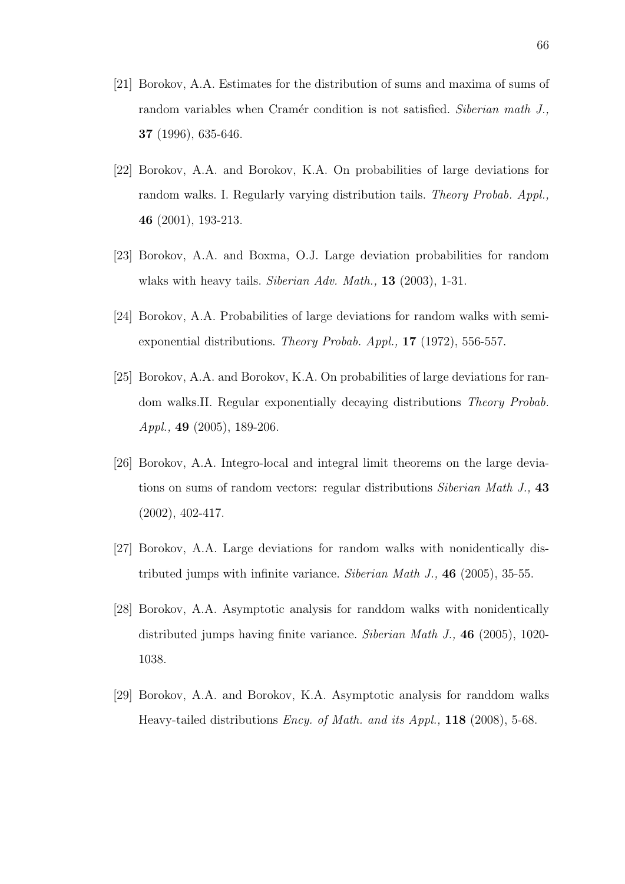[21] Borokov, A.A. Estimates for the distribution of sums and maxima of sums of random variables when Cramér condition is not satisfied. *Siberian math J.,* **37** (1996), 635-646.

[22] Borokov, A.A. and Borokov, K.A. On probabilities of large deviations for random walks. I. Regularly varying distribution tails. *Theory Probab. Appl.,* **46** (2001), 193-213.

[23] Borokov, A.A. and Boxma, O.J. Large deviation probabilities for random wlaks with heavy tails. *Siberian Adv. Math.,* **13** (2003), 1-31.

[24] Borokov, A.A. Probabilities of large deviations for random walks with semi-exponential distributions. *Theory Probab. Appl.,* **17** (1972), 556-557.

[25] Borokov, A.A. and Borokov, K.A. On probabilities of large deviations for random walks.II. Regular exponentially decaying distributions *Theory Probab. Appl.,* **49** (2005), 189-206.

[26] Borokov, A.A. Integro-local and integral limit theorems on the large deviations on sums of random vectors: regular distributions *Siberian Math J.,* **43** (2002), 402-417.

[27] Borokov, A.A. Large deviations for random walks with nonidentically distributed jumps with infinite variance. *Siberian Math J.,* **46** (2005), 35-55.

[28] Borokov, A.A. Asymptotic analysis for randdom walks with nonidentically distributed jumps having finite variance. *Siberian Math J.,* **46** (2005), 1020-1038.

[29] Borokov, A.A. and Borokov, K.A. Asymptotic analysis for randdom walks Heavy-tailed distributions *Ency. of Math. and its Appl.,* **118** (2008), 5-68.